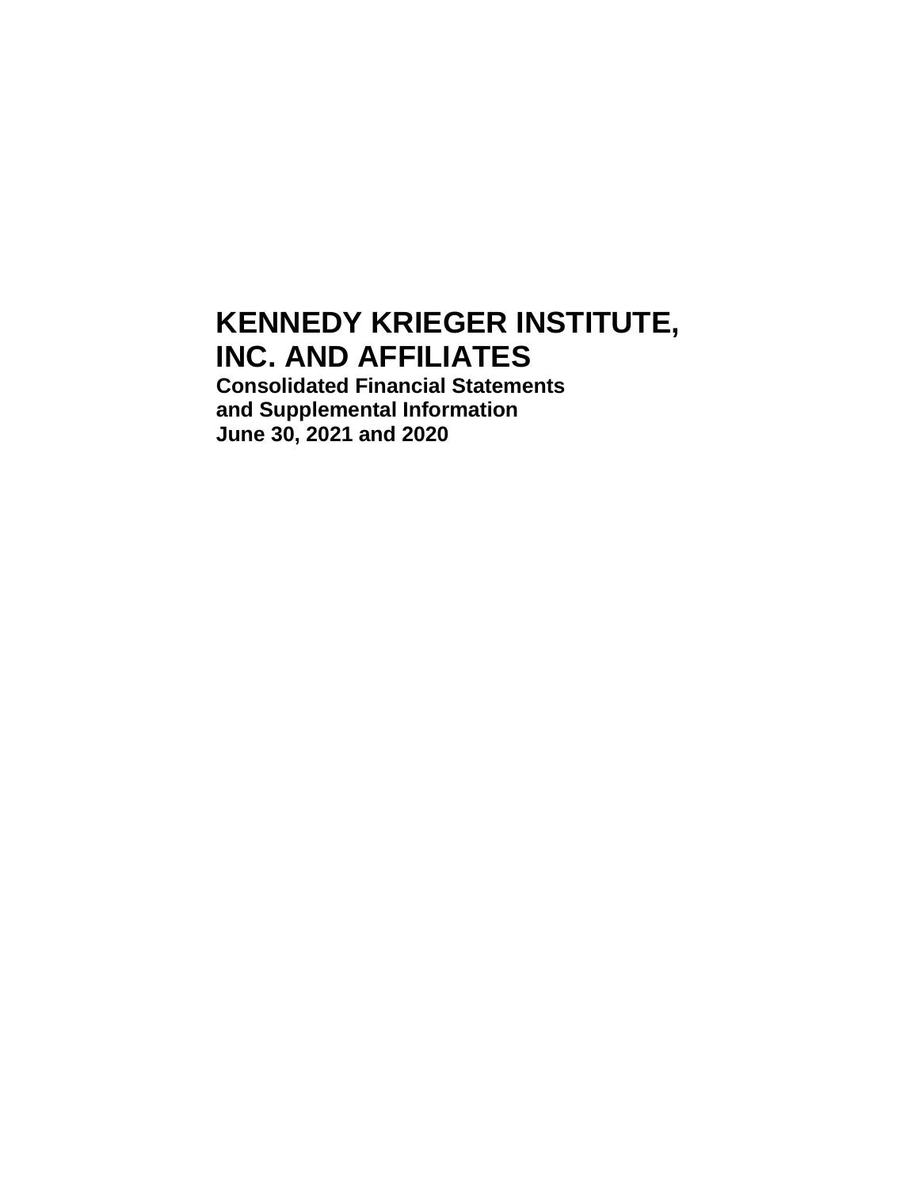# KENNEDY KRIEGER INSTITUTE, INC. AND AFFILIATES

**Consolidated Financial Statements**
**and Supplemental Information**
**June 30, 2021 and 2020**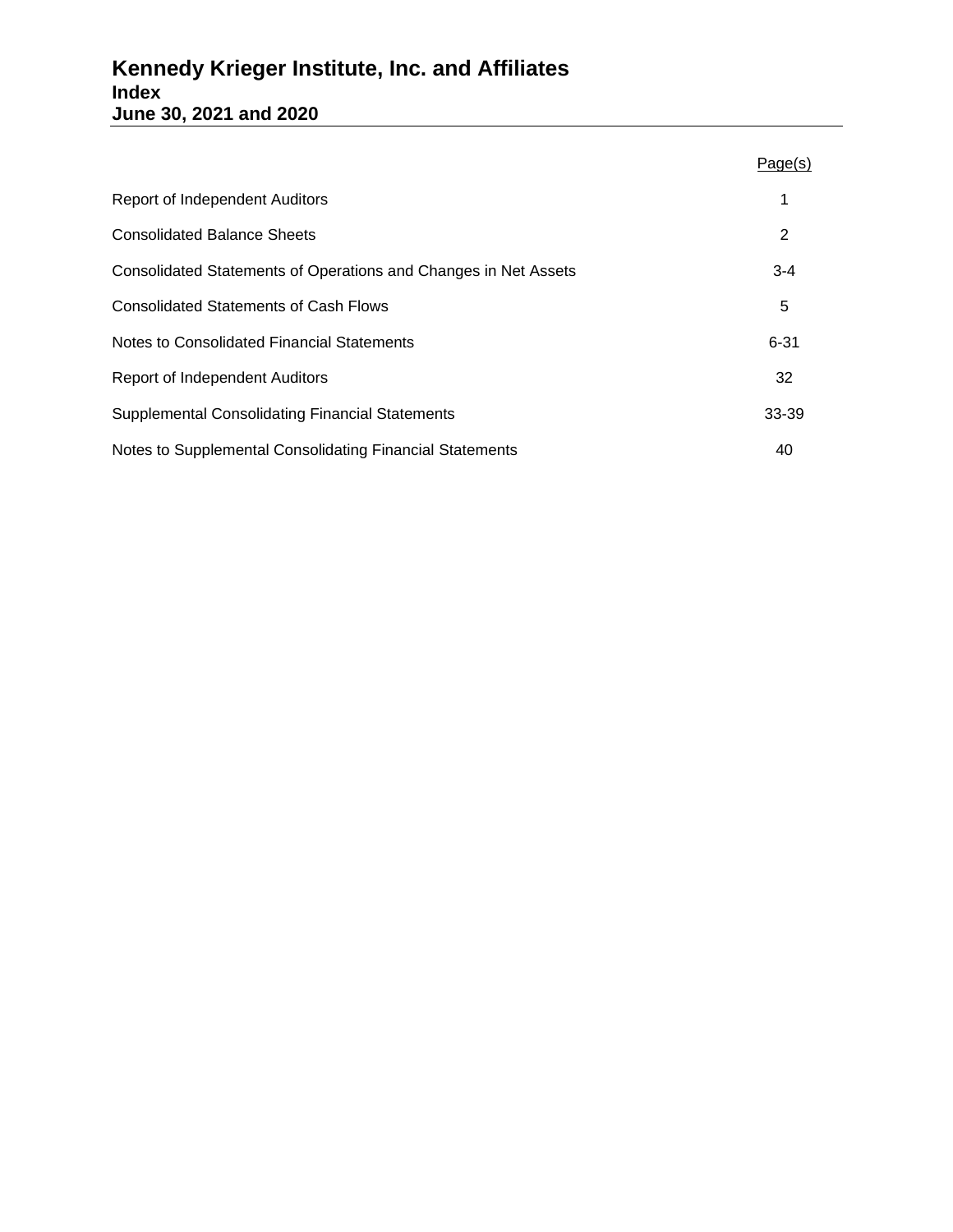# Kennedy Krieger Institute, Inc. and Affiliates
## Index
## June 30, 2021 and 2020

| | Page(s) |
|---|---|
| Report of Independent Auditors | 1 |
| Consolidated Balance Sheets | 2 |
| Consolidated Statements of Operations and Changes in Net Assets | 3-4 |
| Consolidated Statements of Cash Flows | 5 |
| Notes to Consolidated Financial Statements | 6-31 |
| Report of Independent Auditors | 32 |
| Supplemental Consolidating Financial Statements | 33-39 |
| Notes to Supplemental Consolidating Financial Statements | 40 |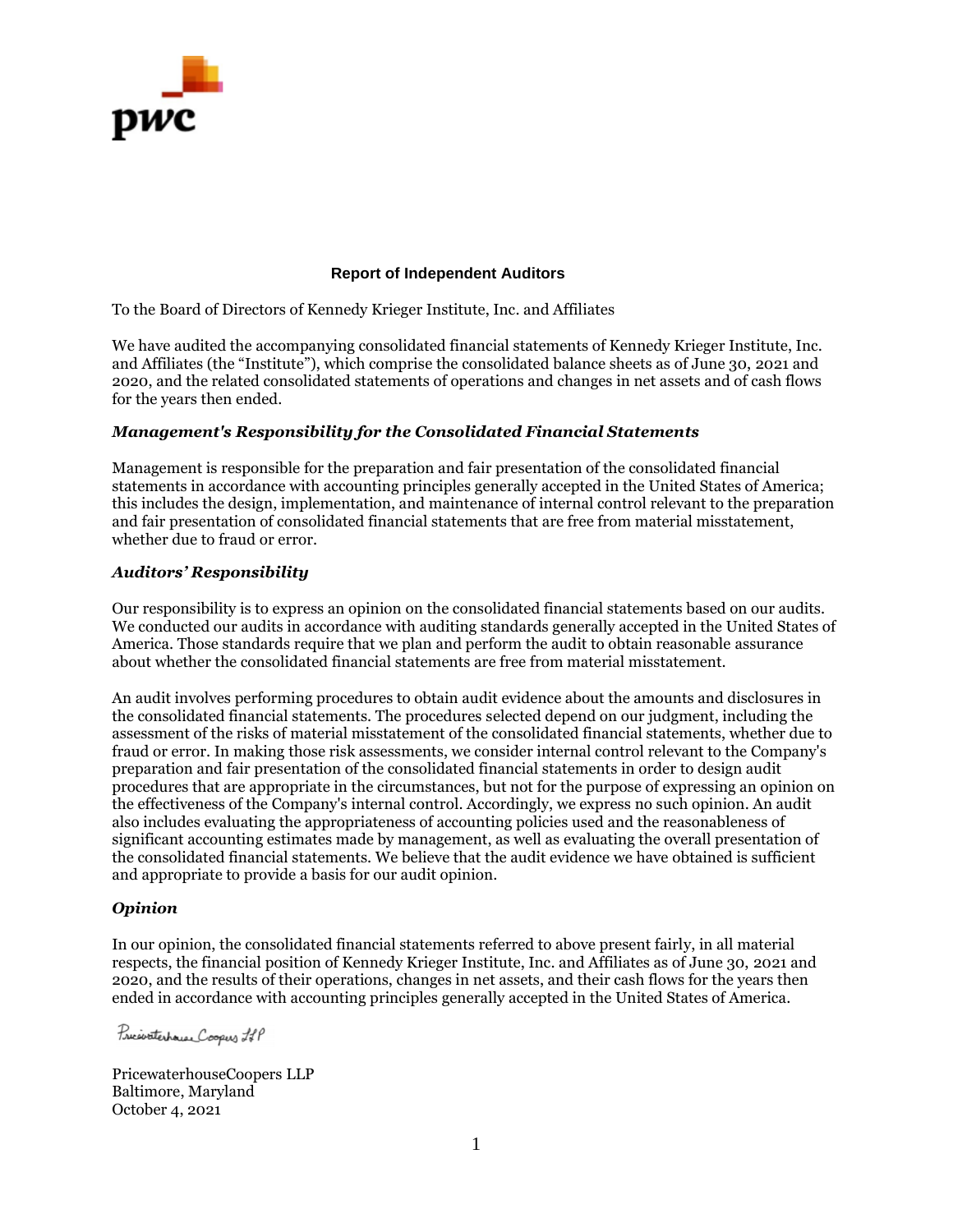## Report of Independent Auditors

To the Board of Directors of Kennedy Krieger Institute, Inc. and Affiliates

We have audited the accompanying consolidated financial statements of Kennedy Krieger Institute, Inc. and Affiliates (the "Institute"), which comprise the consolidated balance sheets as of June 30, 2021 and 2020, and the related consolidated statements of operations and changes in net assets and of cash flows for the years then ended.

### *Management's Responsibility for the Consolidated Financial Statements*

Management is responsible for the preparation and fair presentation of the consolidated financial statements in accordance with accounting principles generally accepted in the United States of America; this includes the design, implementation, and maintenance of internal control relevant to the preparation and fair presentation of consolidated financial statements that are free from material misstatement, whether due to fraud or error.

### *Auditors' Responsibility*

Our responsibility is to express an opinion on the consolidated financial statements based on our audits. We conducted our audits in accordance with auditing standards generally accepted in the United States of America. Those standards require that we plan and perform the audit to obtain reasonable assurance about whether the consolidated financial statements are free from material misstatement.

An audit involves performing procedures to obtain audit evidence about the amounts and disclosures in the consolidated financial statements. The procedures selected depend on our judgment, including the assessment of the risks of material misstatement of the consolidated financial statements, whether due to fraud or error. In making those risk assessments, we consider internal control relevant to the Company's preparation and fair presentation of the consolidated financial statements in order to design audit procedures that are appropriate in the circumstances, but not for the purpose of expressing an opinion on the effectiveness of the Company's internal control. Accordingly, we express no such opinion. An audit also includes evaluating the appropriateness of accounting policies used and the reasonableness of significant accounting estimates made by management, as well as evaluating the overall presentation of the consolidated financial statements. We believe that the audit evidence we have obtained is sufficient and appropriate to provide a basis for our audit opinion.

### *Opinion*

In our opinion, the consolidated financial statements referred to above present fairly, in all material respects, the financial position of Kennedy Krieger Institute, Inc. and Affiliates as of June 30, 2021 and 2020, and the results of their operations, changes in net assets, and their cash flows for the years then ended in accordance with accounting principles generally accepted in the United States of America.

PricewaterhouseCoopers LLP

PricewaterhouseCoopers LLP
Baltimore, Maryland
October 4, 2021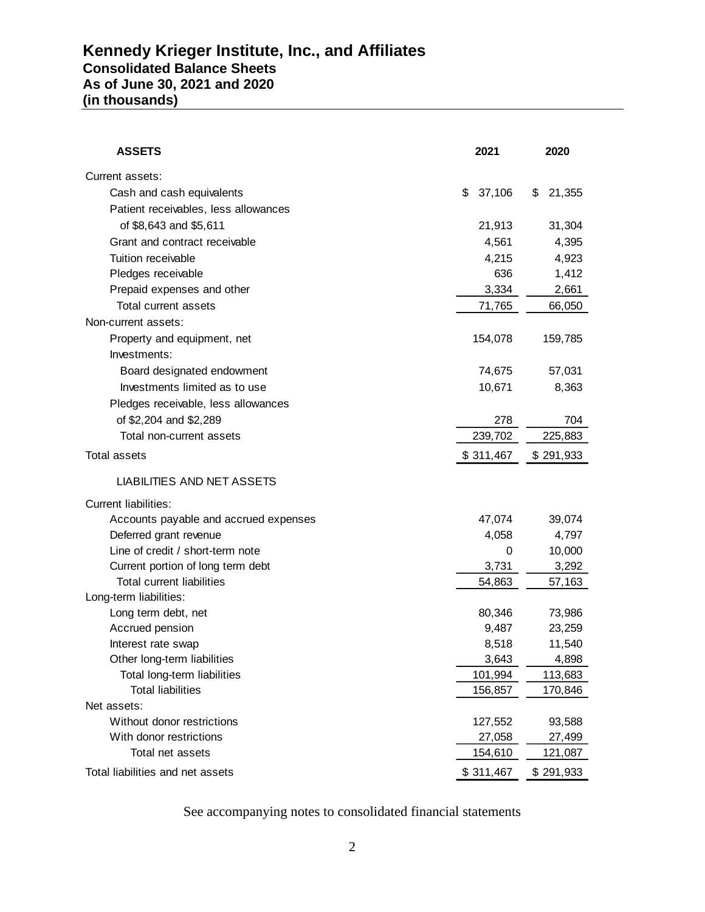# Kennedy Krieger Institute, Inc., and Affiliates
## Consolidated Balance Sheets
## As of June 30, 2021 and 2020
## (in thousands)

| ASSETS | 2021 | 2020 |
|---|---|---|
| Current assets: | | |
| Cash and cash equivalents | $ 37,106 | $ 21,355 |
| Patient receivables, less allowances of $8,643 and $5,611 | 21,913 | 31,304 |
| Grant and contract receivable | 4,561 | 4,395 |
| Tuition receivable | 4,215 | 4,923 |
| Pledges receivable | 636 | 1,412 |
| Prepaid expenses and other | 3,334 | 2,661 |
| Total current assets | 71,765 | 66,050 |
| Non-current assets: | | |
| Property and equipment, net | 154,078 | 159,785 |
| Investments: | | |
| Board designated endowment | 74,675 | 57,031 |
| Investments limited as to use | 10,671 | 8,363 |
| Pledges receivable, less allowances of $2,204 and $2,289 | 278 | 704 |
| Total non-current assets | 239,702 | 225,883 |
| Total assets | $ 311,467 | $ 291,933 |
| **LIABILITIES AND NET ASSETS** | | |
| Current liabilities: | | |
| Accounts payable and accrued expenses | 47,074 | 39,074 |
| Deferred grant revenue | 4,058 | 4,797 |
| Line of credit / short-term note | 0 | 10,000 |
| Current portion of long term debt | 3,731 | 3,292 |
| Total current liabilities | 54,863 | 57,163 |
| Long-term liabilities: | | |
| Long term debt, net | 80,346 | 73,986 |
| Accrued pension | 9,487 | 23,259 |
| Interest rate swap | 8,518 | 11,540 |
| Other long-term liabilities | 3,643 | 4,898 |
| Total long-term liabilities | 101,994 | 113,683 |
| Total liabilities | 156,857 | 170,846 |
| Net assets: | | |
| Without donor restrictions | 127,552 | 93,588 |
| With donor restrictions | 27,058 | 27,499 |
| Total net assets | 154,610 | 121,087 |
| Total liabilities and net assets | $ 311,467 | $ 291,933 |

See accompanying notes to consolidated financial statements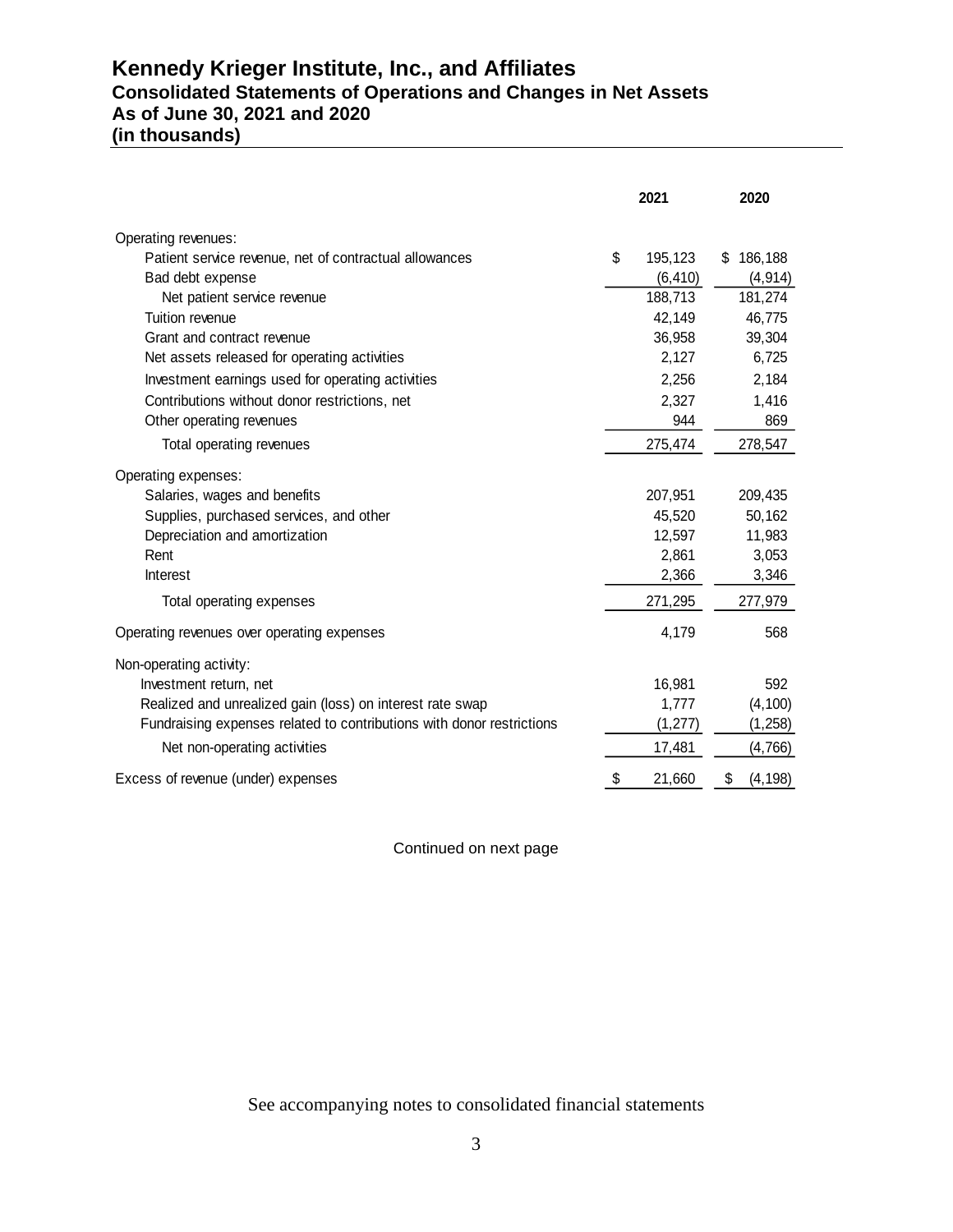# Kennedy Krieger Institute, Inc., and Affiliates

## Consolidated Statements of Operations and Changes in Net Assets

### As of June 30, 2021 and 2020

### (in thousands)

| | 2021 | 2020 |
|---|---|---|
| Operating revenues: | | |
| Patient service revenue, net of contractual allowances | $ 195,123 | $ 186,188 |
| Bad debt expense | (6,410) | (4,914) |
| Net patient service revenue | 188,713 | 181,274 |
| Tuition revenue | 42,149 | 46,775 |
| Grant and contract revenue | 36,958 | 39,304 |
| Net assets released for operating activities | 2,127 | 6,725 |
| Investment earnings used for operating activities | 2,256 | 2,184 |
| Contributions without donor restrictions, net | 2,327 | 1,416 |
| Other operating revenues | 944 | 869 |
| Total operating revenues | 275,474 | 278,547 |
| Operating expenses: | | |
| Salaries, wages and benefits | 207,951 | 209,435 |
| Supplies, purchased services, and other | 45,520 | 50,162 |
| Depreciation and amortization | 12,597 | 11,983 |
| Rent | 2,861 | 3,053 |
| Interest | 2,366 | 3,346 |
| Total operating expenses | 271,295 | 277,979 |
| Operating revenues over operating expenses | 4,179 | 568 |
| Non-operating activity: | | |
| Investment return, net | 16,981 | 592 |
| Realized and unrealized gain (loss) on interest rate swap | 1,777 | (4,100) |
| Fundraising expenses related to contributions with donor restrictions | (1,277) | (1,258) |
| Net non-operating activities | 17,481 | (4,766) |
| Excess of revenue (under) expenses | $ 21,660 | $ (4,198) |

Continued on next page

See accompanying notes to consolidated financial statements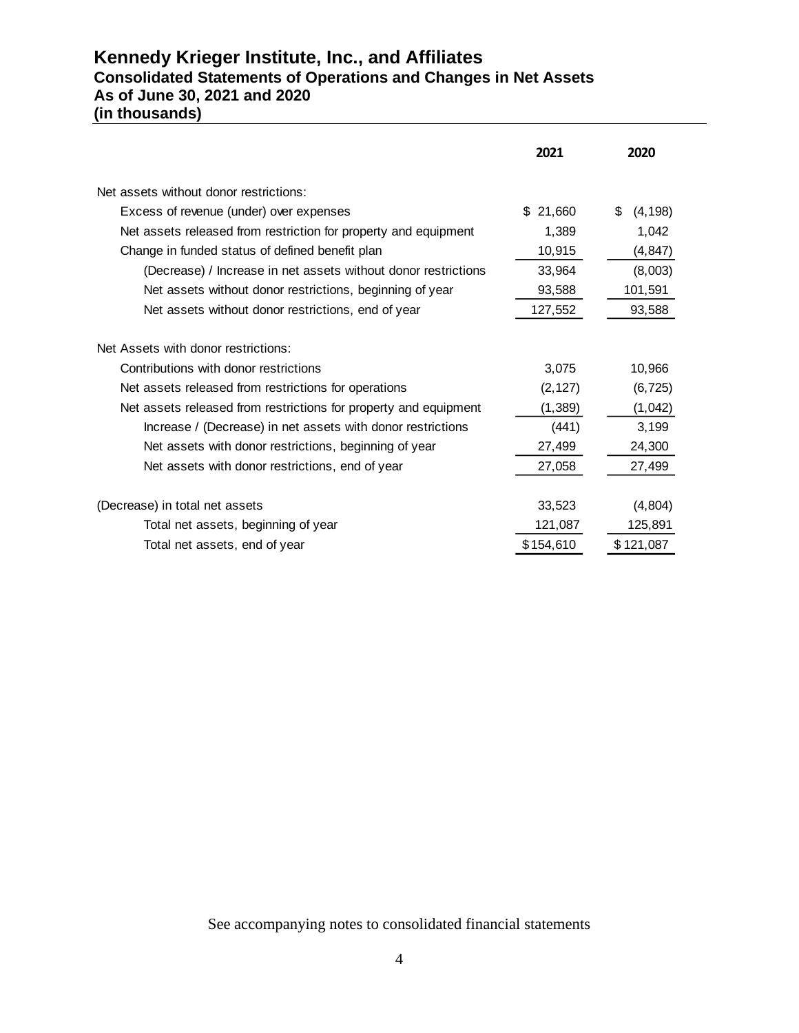# Kennedy Krieger Institute, Inc., and Affiliates
## Consolidated Statements of Operations and Changes in Net Assets
## As of June 30, 2021 and 2020
## (in thousands)

| | 2021 | 2020 |
|---|---|---|
| Net assets without donor restrictions: | | |
| Excess of revenue (under) over expenses | $ 21,660 | $ (4,198) |
| Net assets released from restriction for property and equipment | 1,389 | 1,042 |
| Change in funded status of defined benefit plan | 10,915 | (4,847) |
| (Decrease) / Increase in net assets without donor restrictions | 33,964 | (8,003) |
| Net assets without donor restrictions, beginning of year | 93,588 | 101,591 |
| Net assets without donor restrictions, end of year | 127,552 | 93,588 |
| | | |
| Net Assets with donor restrictions: | | |
| Contributions with donor restrictions | 3,075 | 10,966 |
| Net assets released from restrictions for operations | (2,127) | (6,725) |
| Net assets released from restrictions for property and equipment | (1,389) | (1,042) |
| Increase / (Decrease) in net assets with donor restrictions | (441) | 3,199 |
| Net assets with donor restrictions, beginning of year | 27,499 | 24,300 |
| Net assets with donor restrictions, end of year | 27,058 | 27,499 |
| | | |
| (Decrease) in total net assets | 33,523 | (4,804) |
| Total net assets, beginning of year | 121,087 | 125,891 |
| Total net assets, end of year | $154,610 | $121,087 |

See accompanying notes to consolidated financial statements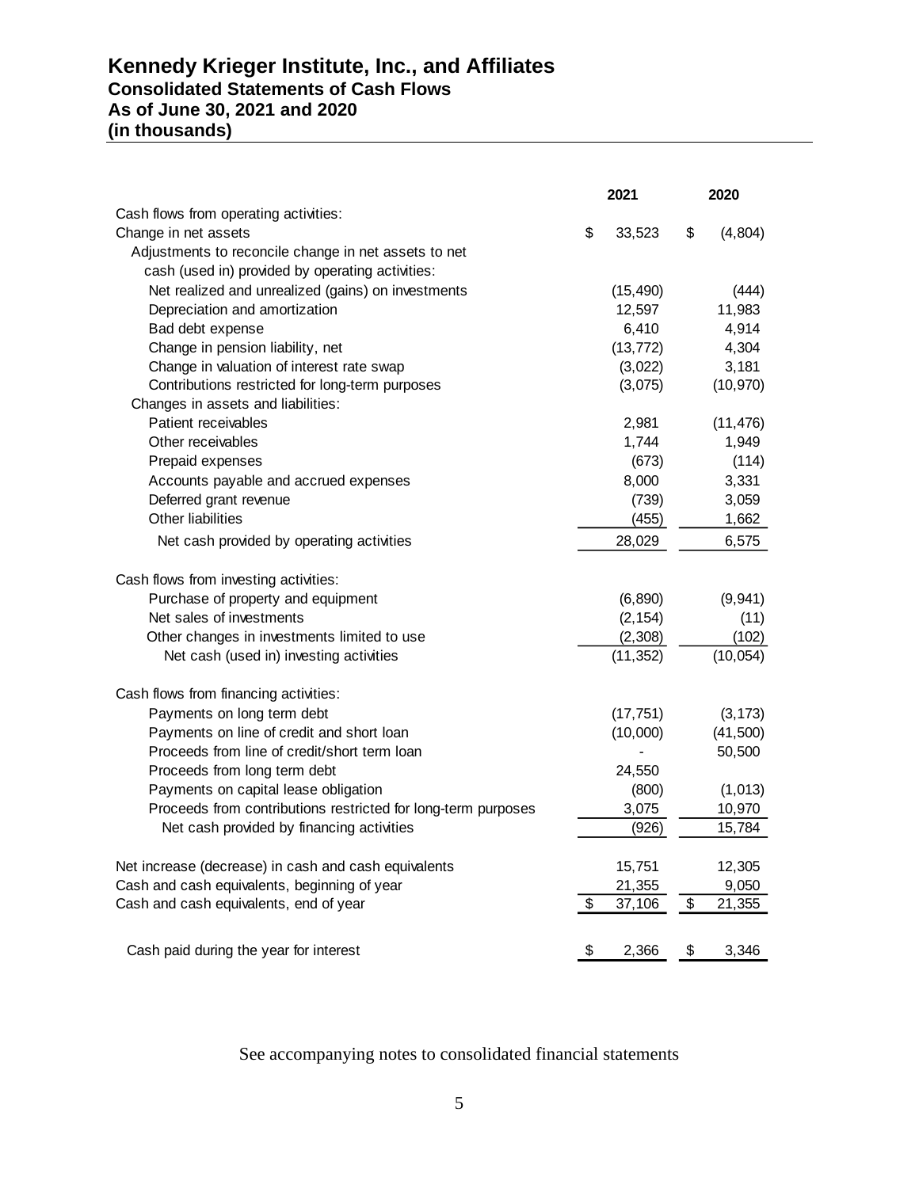# Kennedy Krieger Institute, Inc., and Affiliates

## Consolidated Statements of Cash Flows

## As of June 30, 2021 and 2020

## (in thousands)

| | 2021 | 2020 |
|---|---|---|
| Cash flows from operating activities: | | |
| Change in net assets | $ 33,523 | $ (4,804) |
| Adjustments to reconcile change in net assets to net cash (used in) provided by operating activities: | | |
| Net realized and unrealized (gains) on investments | (15,490) | (444) |
| Depreciation and amortization | 12,597 | 11,983 |
| Bad debt expense | 6,410 | 4,914 |
| Change in pension liability, net | (13,772) | 4,304 |
| Change in valuation of interest rate swap | (3,022) | 3,181 |
| Contributions restricted for long-term purposes | (3,075) | (10,970) |
| Changes in assets and liabilities: | | |
| Patient receivables | 2,981 | (11,476) |
| Other receivables | 1,744 | 1,949 |
| Prepaid expenses | (673) | (114) |
| Accounts payable and accrued expenses | 8,000 | 3,331 |
| Deferred grant revenue | (739) | 3,059 |
| Other liabilities | (455) | 1,662 |
| Net cash provided by operating activities | 28,029 | 6,575 |
| Cash flows from investing activities: | | |
| Purchase of property and equipment | (6,890) | (9,941) |
| Net sales of investments | (2,154) | (11) |
| Other changes in investments limited to use | (2,308) | (102) |
| Net cash (used in) investing activities | (11,352) | (10,054) |
| Cash flows from financing activities: | | |
| Payments on long term debt | (17,751) | (3,173) |
| Payments on line of credit and short loan | (10,000) | (41,500) |
| Proceeds from line of credit/short term loan | - | 50,500 |
| Proceeds from long term debt | 24,550 | |
| Payments on capital lease obligation | (800) | (1,013) |
| Proceeds from contributions restricted for long-term purposes | 3,075 | 10,970 |
| Net cash provided by financing activities | (926) | 15,784 |
| Net increase (decrease) in cash and cash equivalents | 15,751 | 12,305 |
| Cash and cash equivalents, beginning of year | 21,355 | 9,050 |
| Cash and cash equivalents, end of year | $ 37,106 | $ 21,355 |
| Cash paid during the year for interest | $ 2,366 | $ 3,346 |

See accompanying notes to consolidated financial statements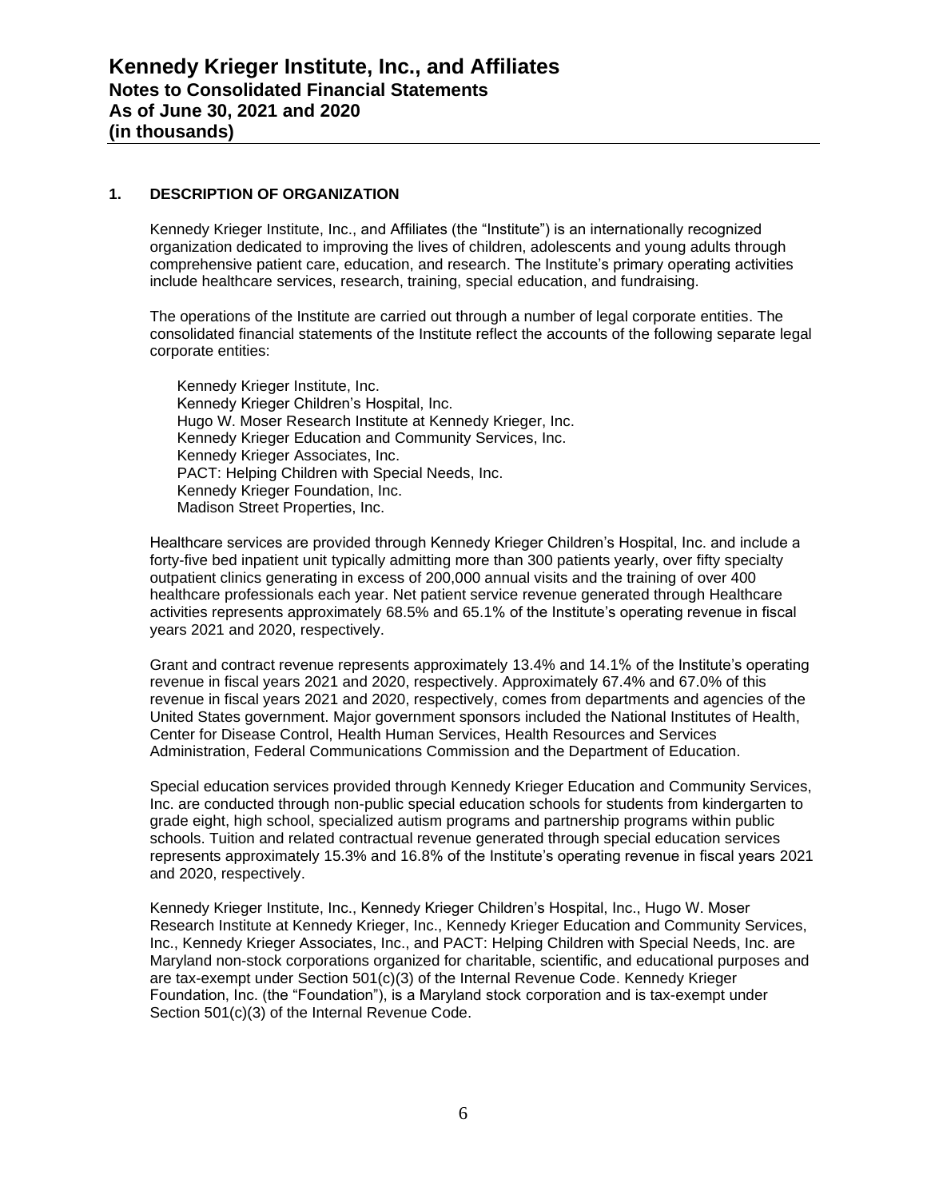# Kennedy Krieger Institute, Inc., and Affiliates

## Notes to Consolidated Financial Statements

## As of June 30, 2021 and 2020

## (in thousands)

### 1. DESCRIPTION OF ORGANIZATION

Kennedy Krieger Institute, Inc., and Affiliates (the "Institute") is an internationally recognized organization dedicated to improving the lives of children, adolescents and young adults through comprehensive patient care, education, and research. The Institute's primary operating activities include healthcare services, research, training, special education, and fundraising.

The operations of the Institute are carried out through a number of legal corporate entities. The consolidated financial statements of the Institute reflect the accounts of the following separate legal corporate entities:

Kennedy Krieger Institute, Inc.
Kennedy Krieger Children's Hospital, Inc.
Hugo W. Moser Research Institute at Kennedy Krieger, Inc.
Kennedy Krieger Education and Community Services, Inc.
Kennedy Krieger Associates, Inc.
PACT: Helping Children with Special Needs, Inc.
Kennedy Krieger Foundation, Inc.
Madison Street Properties, Inc.

Healthcare services are provided through Kennedy Krieger Children's Hospital, Inc. and include a forty-five bed inpatient unit typically admitting more than 300 patients yearly, over fifty specialty outpatient clinics generating in excess of 200,000 annual visits and the training of over 400 healthcare professionals each year. Net patient service revenue generated through Healthcare activities represents approximately 68.5% and 65.1% of the Institute's operating revenue in fiscal years 2021 and 2020, respectively.

Grant and contract revenue represents approximately 13.4% and 14.1% of the Institute's operating revenue in fiscal years 2021 and 2020, respectively. Approximately 67.4% and 67.0% of this revenue in fiscal years 2021 and 2020, respectively, comes from departments and agencies of the United States government. Major government sponsors included the National Institutes of Health, Center for Disease Control, Health Human Services, Health Resources and Services Administration, Federal Communications Commission and the Department of Education.

Special education services provided through Kennedy Krieger Education and Community Services, Inc. are conducted through non-public special education schools for students from kindergarten to grade eight, high school, specialized autism programs and partnership programs within public schools. Tuition and related contractual revenue generated through special education services represents approximately 15.3% and 16.8% of the Institute's operating revenue in fiscal years 2021 and 2020, respectively.

Kennedy Krieger Institute, Inc., Kennedy Krieger Children's Hospital, Inc., Hugo W. Moser Research Institute at Kennedy Krieger, Inc., Kennedy Krieger Education and Community Services, Inc., Kennedy Krieger Associates, Inc., and PACT: Helping Children with Special Needs, Inc. are Maryland non-stock corporations organized for charitable, scientific, and educational purposes and are tax-exempt under Section 501(c)(3) of the Internal Revenue Code. Kennedy Krieger Foundation, Inc. (the "Foundation"), is a Maryland stock corporation and is tax-exempt under Section 501(c)(3) of the Internal Revenue Code.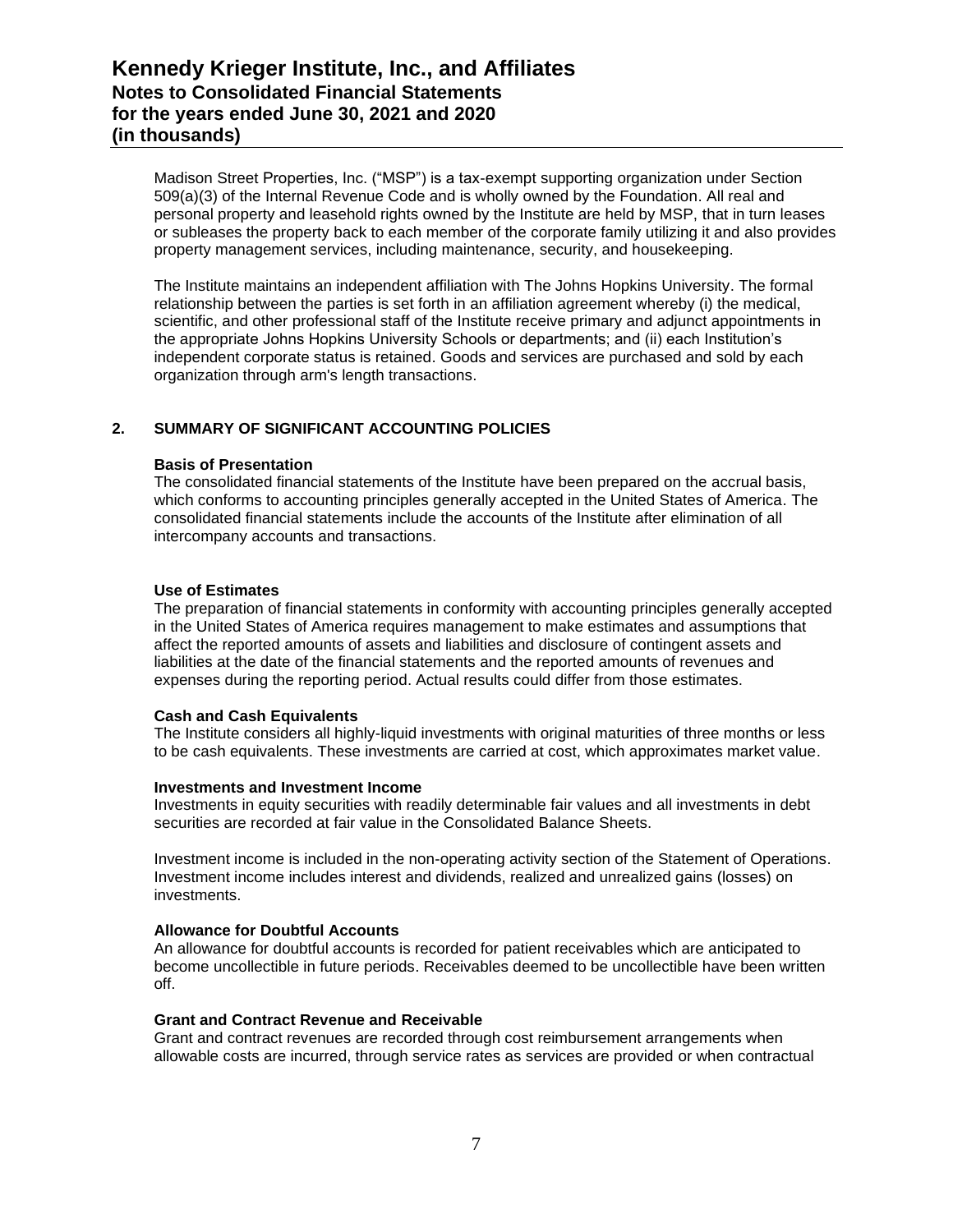Madison Street Properties, Inc. ("MSP") is a tax-exempt supporting organization under Section 509(a)(3) of the Internal Revenue Code and is wholly owned by the Foundation. All real and personal property and leasehold rights owned by the Institute are held by MSP, that in turn leases or subleases the property back to each member of the corporate family utilizing it and also provides property management services, including maintenance, security, and housekeeping.

The Institute maintains an independent affiliation with The Johns Hopkins University. The formal relationship between the parties is set forth in an affiliation agreement whereby (i) the medical, scientific, and other professional staff of the Institute receive primary and adjunct appointments in the appropriate Johns Hopkins University Schools or departments; and (ii) each Institution's independent corporate status is retained. Goods and services are purchased and sold by each organization through arm's length transactions.

## 2. SUMMARY OF SIGNIFICANT ACCOUNTING POLICIES

**Basis of Presentation**
The consolidated financial statements of the Institute have been prepared on the accrual basis, which conforms to accounting principles generally accepted in the United States of America. The consolidated financial statements include the accounts of the Institute after elimination of all intercompany accounts and transactions.

**Use of Estimates**
The preparation of financial statements in conformity with accounting principles generally accepted in the United States of America requires management to make estimates and assumptions that affect the reported amounts of assets and liabilities and disclosure of contingent assets and liabilities at the date of the financial statements and the reported amounts of revenues and expenses during the reporting period. Actual results could differ from those estimates.

**Cash and Cash Equivalents**
The Institute considers all highly-liquid investments with original maturities of three months or less to be cash equivalents. These investments are carried at cost, which approximates market value.

**Investments and Investment Income**
Investments in equity securities with readily determinable fair values and all investments in debt securities are recorded at fair value in the Consolidated Balance Sheets.

Investment income is included in the non-operating activity section of the Statement of Operations. Investment income includes interest and dividends, realized and unrealized gains (losses) on investments.

**Allowance for Doubtful Accounts**
An allowance for doubtful accounts is recorded for patient receivables which are anticipated to become uncollectible in future periods. Receivables deemed to be uncollectible have been written off.

**Grant and Contract Revenue and Receivable**
Grant and contract revenues are recorded through cost reimbursement arrangements when allowable costs are incurred, through service rates as services are provided or when contractual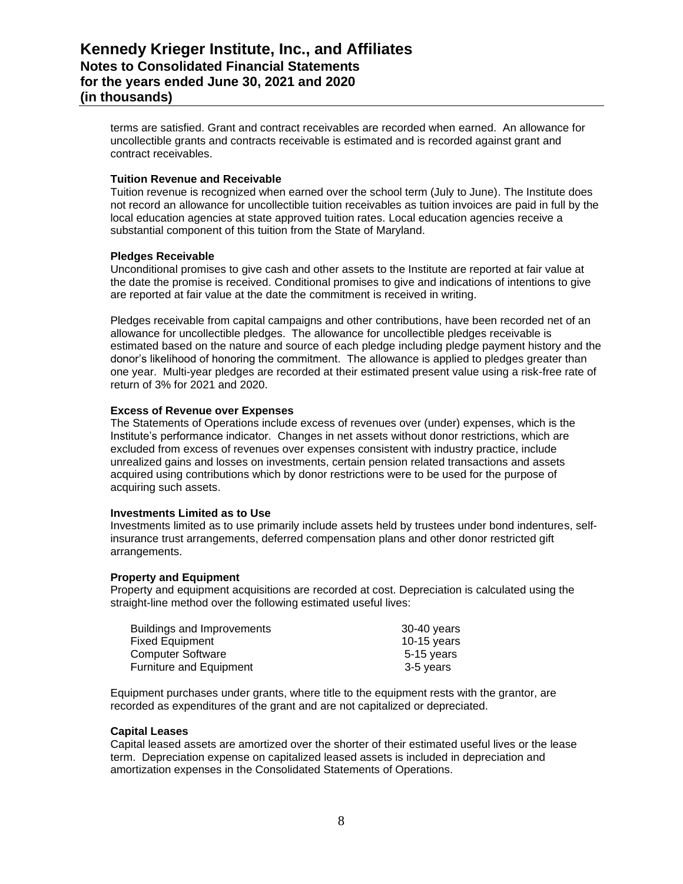terms are satisfied. Grant and contract receivables are recorded when earned. An allowance for uncollectible grants and contracts receivable is estimated and is recorded against grant and contract receivables.

**Tuition Revenue and Receivable**

Tuition revenue is recognized when earned over the school term (July to June). The Institute does not record an allowance for uncollectible tuition receivables as tuition invoices are paid in full by the local education agencies at state approved tuition rates. Local education agencies receive a substantial component of this tuition from the State of Maryland.

**Pledges Receivable**

Unconditional promises to give cash and other assets to the Institute are reported at fair value at the date the promise is received. Conditional promises to give and indications of intentions to give are reported at fair value at the date the commitment is received in writing.

Pledges receivable from capital campaigns and other contributions, have been recorded net of an allowance for uncollectible pledges. The allowance for uncollectible pledges receivable is estimated based on the nature and source of each pledge including pledge payment history and the donor's likelihood of honoring the commitment. The allowance is applied to pledges greater than one year. Multi-year pledges are recorded at their estimated present value using a risk-free rate of return of 3% for 2021 and 2020.

**Excess of Revenue over Expenses**

The Statements of Operations include excess of revenues over (under) expenses, which is the Institute's performance indicator. Changes in net assets without donor restrictions, which are excluded from excess of revenues over expenses consistent with industry practice, include unrealized gains and losses on investments, certain pension related transactions and assets acquired using contributions which by donor restrictions were to be used for the purpose of acquiring such assets.

**Investments Limited as to Use**

Investments limited as to use primarily include assets held by trustees under bond indentures, self-insurance trust arrangements, deferred compensation plans and other donor restricted gift arrangements.

**Property and Equipment**

Property and equipment acquisitions are recorded at cost. Depreciation is calculated using the straight-line method over the following estimated useful lives:

| | |
|---|---|
| Buildings and Improvements | 30-40 years |
| Fixed Equipment | 10-15 years |
| Computer Software | 5-15 years |
| Furniture and Equipment | 3-5 years |

Equipment purchases under grants, where title to the equipment rests with the grantor, are recorded as expenditures of the grant and are not capitalized or depreciated.

**Capital Leases**

Capital leased assets are amortized over the shorter of their estimated useful lives or the lease term. Depreciation expense on capitalized leased assets is included in depreciation and amortization expenses in the Consolidated Statements of Operations.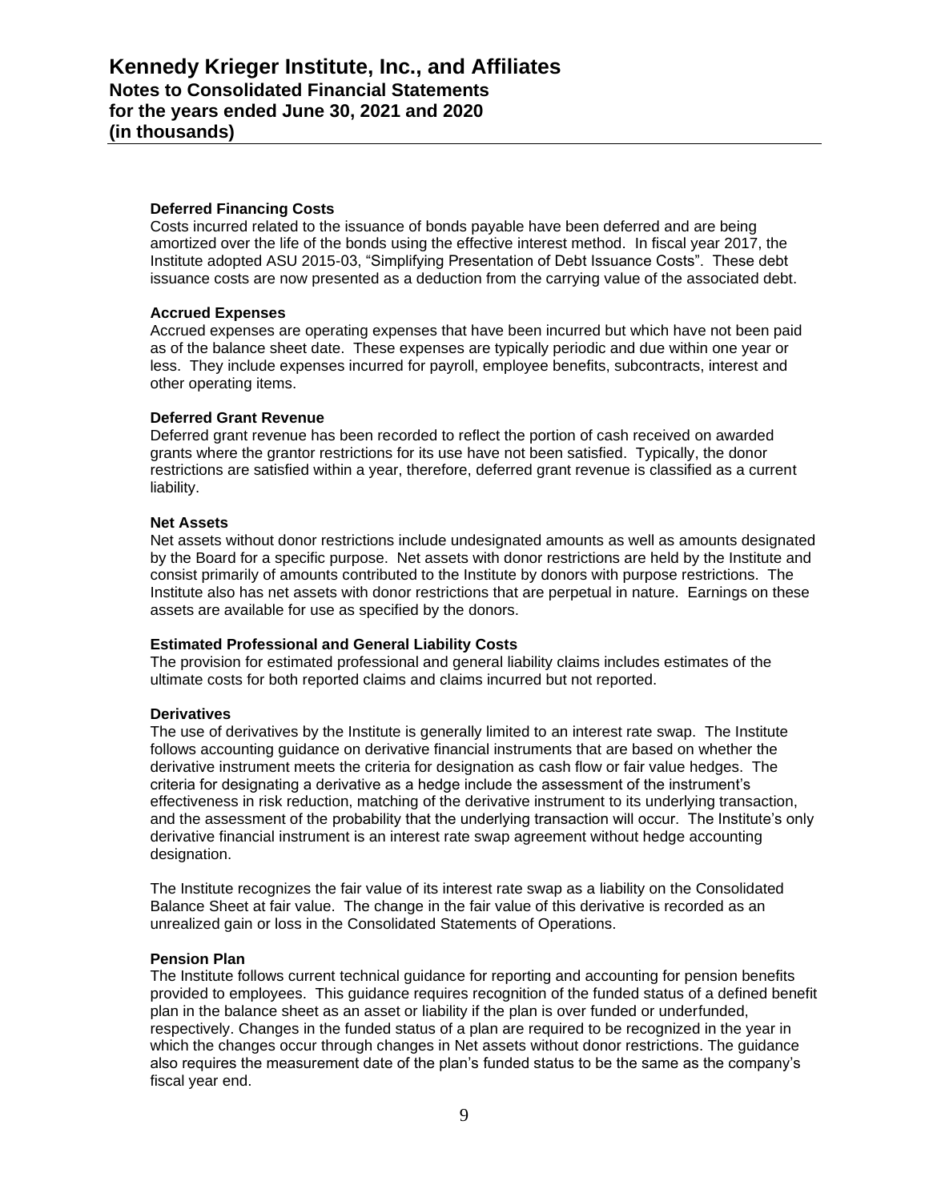### Deferred Financing Costs

Costs incurred related to the issuance of bonds payable have been deferred and are being amortized over the life of the bonds using the effective interest method. In fiscal year 2017, the Institute adopted ASU 2015-03, "Simplifying Presentation of Debt Issuance Costs". These debt issuance costs are now presented as a deduction from the carrying value of the associated debt.

### Accrued Expenses

Accrued expenses are operating expenses that have been incurred but which have not been paid as of the balance sheet date. These expenses are typically periodic and due within one year or less. They include expenses incurred for payroll, employee benefits, subcontracts, interest and other operating items.

### Deferred Grant Revenue

Deferred grant revenue has been recorded to reflect the portion of cash received on awarded grants where the grantor restrictions for its use have not been satisfied. Typically, the donor restrictions are satisfied within a year, therefore, deferred grant revenue is classified as a current liability.

### Net Assets

Net assets without donor restrictions include undesignated amounts as well as amounts designated by the Board for a specific purpose. Net assets with donor restrictions are held by the Institute and consist primarily of amounts contributed to the Institute by donors with purpose restrictions. The Institute also has net assets with donor restrictions that are perpetual in nature. Earnings on these assets are available for use as specified by the donors.

### Estimated Professional and General Liability Costs

The provision for estimated professional and general liability claims includes estimates of the ultimate costs for both reported claims and claims incurred but not reported.

### Derivatives

The use of derivatives by the Institute is generally limited to an interest rate swap. The Institute follows accounting guidance on derivative financial instruments that are based on whether the derivative instrument meets the criteria for designation as cash flow or fair value hedges. The criteria for designating a derivative as a hedge include the assessment of the instrument's effectiveness in risk reduction, matching of the derivative instrument to its underlying transaction, and the assessment of the probability that the underlying transaction will occur. The Institute's only derivative financial instrument is an interest rate swap agreement without hedge accounting designation.

The Institute recognizes the fair value of its interest rate swap as a liability on the Consolidated Balance Sheet at fair value. The change in the fair value of this derivative is recorded as an unrealized gain or loss in the Consolidated Statements of Operations.

### Pension Plan

The Institute follows current technical guidance for reporting and accounting for pension benefits provided to employees. This guidance requires recognition of the funded status of a defined benefit plan in the balance sheet as an asset or liability if the plan is over funded or underfunded, respectively. Changes in the funded status of a plan are required to be recognized in the year in which the changes occur through changes in Net assets without donor restrictions. The guidance also requires the measurement date of the plan's funded status to be the same as the company's fiscal year end.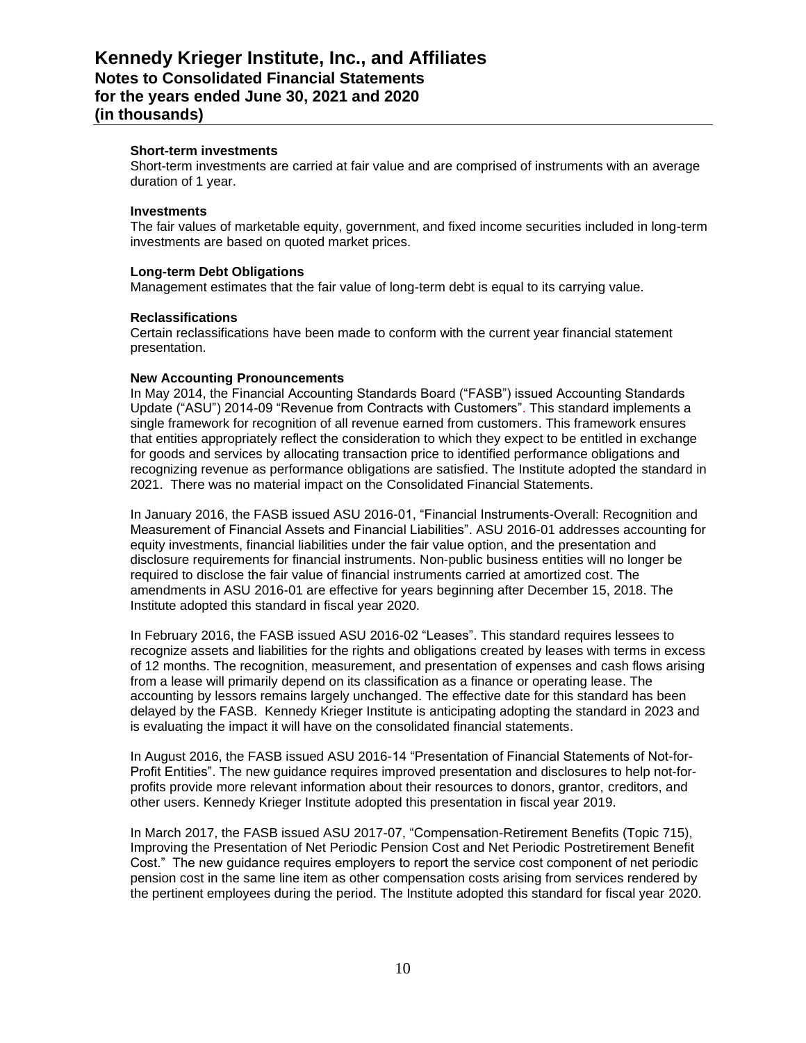**Short-term investments**

Short-term investments are carried at fair value and are comprised of instruments with an average duration of 1 year.

**Investments**

The fair values of marketable equity, government, and fixed income securities included in long-term investments are based on quoted market prices.

**Long-term Debt Obligations**

Management estimates that the fair value of long-term debt is equal to its carrying value.

**Reclassifications**

Certain reclassifications have been made to conform with the current year financial statement presentation.

**New Accounting Pronouncements**

In May 2014, the Financial Accounting Standards Board ("FASB") issued Accounting Standards Update ("ASU") 2014-09 "Revenue from Contracts with Customers". This standard implements a single framework for recognition of all revenue earned from customers. This framework ensures that entities appropriately reflect the consideration to which they expect to be entitled in exchange for goods and services by allocating transaction price to identified performance obligations and recognizing revenue as performance obligations are satisfied. The Institute adopted the standard in 2021. There was no material impact on the Consolidated Financial Statements.

In January 2016, the FASB issued ASU 2016-01, "Financial Instruments-Overall: Recognition and Measurement of Financial Assets and Financial Liabilities". ASU 2016-01 addresses accounting for equity investments, financial liabilities under the fair value option, and the presentation and disclosure requirements for financial instruments. Non-public business entities will no longer be required to disclose the fair value of financial instruments carried at amortized cost. The amendments in ASU 2016-01 are effective for years beginning after December 15, 2018. The Institute adopted this standard in fiscal year 2020.

In February 2016, the FASB issued ASU 2016-02 "Leases". This standard requires lessees to recognize assets and liabilities for the rights and obligations created by leases with terms in excess of 12 months. The recognition, measurement, and presentation of expenses and cash flows arising from a lease will primarily depend on its classification as a finance or operating lease. The accounting by lessors remains largely unchanged. The effective date for this standard has been delayed by the FASB. Kennedy Krieger Institute is anticipating adopting the standard in 2023 and is evaluating the impact it will have on the consolidated financial statements.

In August 2016, the FASB issued ASU 2016-14 "Presentation of Financial Statements of Not-for-Profit Entities". The new guidance requires improved presentation and disclosures to help not-for-profits provide more relevant information about their resources to donors, grantor, creditors, and other users. Kennedy Krieger Institute adopted this presentation in fiscal year 2019.

In March 2017, the FASB issued ASU 2017-07, "Compensation-Retirement Benefits (Topic 715), Improving the Presentation of Net Periodic Pension Cost and Net Periodic Postretirement Benefit Cost." The new guidance requires employers to report the service cost component of net periodic pension cost in the same line item as other compensation costs arising from services rendered by the pertinent employees during the period. The Institute adopted this standard for fiscal year 2020.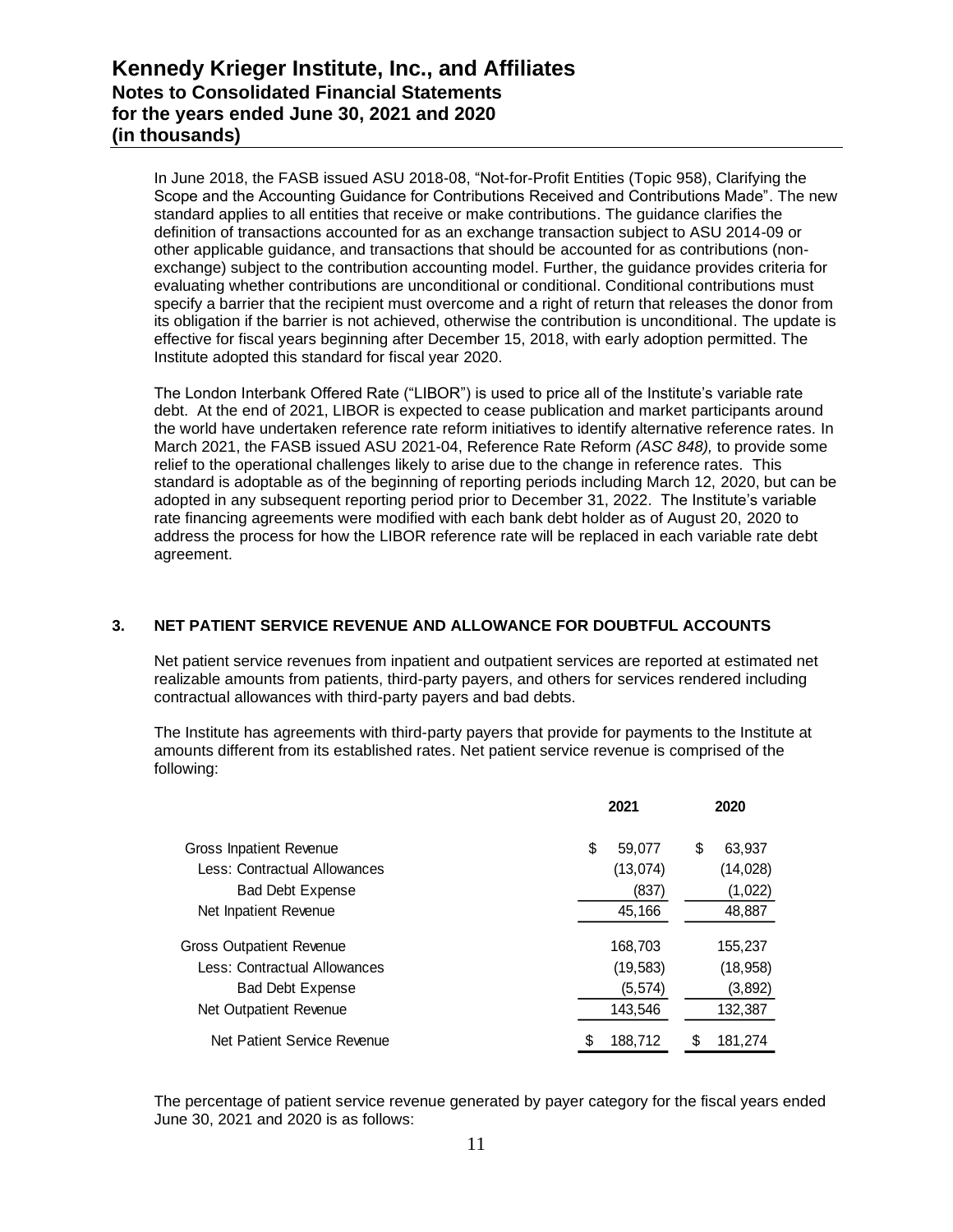In June 2018, the FASB issued ASU 2018-08, "Not-for-Profit Entities (Topic 958), Clarifying the Scope and the Accounting Guidance for Contributions Received and Contributions Made". The new standard applies to all entities that receive or make contributions. The guidance clarifies the definition of transactions accounted for as an exchange transaction subject to ASU 2014-09 or other applicable guidance, and transactions that should be accounted for as contributions (non-exchange) subject to the contribution accounting model. Further, the guidance provides criteria for evaluating whether contributions are unconditional or conditional. Conditional contributions must specify a barrier that the recipient must overcome and a right of return that releases the donor from its obligation if the barrier is not achieved, otherwise the contribution is unconditional. The update is effective for fiscal years beginning after December 15, 2018, with early adoption permitted. The Institute adopted this standard for fiscal year 2020.

The London Interbank Offered Rate ("LIBOR") is used to price all of the Institute's variable rate debt. At the end of 2021, LIBOR is expected to cease publication and market participants around the world have undertaken reference rate reform initiatives to identify alternative reference rates. In March 2021, the FASB issued ASU 2021-04, Reference Rate Reform *(ASC 848),* to provide some relief to the operational challenges likely to arise due to the change in reference rates. This standard is adoptable as of the beginning of reporting periods including March 12, 2020, but can be adopted in any subsequent reporting period prior to December 31, 2022. The Institute's variable rate financing agreements were modified with each bank debt holder as of August 20, 2020 to address the process for how the LIBOR reference rate will be replaced in each variable rate debt agreement.

## 3. NET PATIENT SERVICE REVENUE AND ALLOWANCE FOR DOUBTFUL ACCOUNTS

Net patient service revenues from inpatient and outpatient services are reported at estimated net realizable amounts from patients, third-party payers, and others for services rendered including contractual allowances with third-party payers and bad debts.

The Institute has agreements with third-party payers that provide for payments to the Institute at amounts different from its established rates. Net patient service revenue is comprised of the following:

| | 2021 | 2020 |
|---|---|---|
| Gross Inpatient Revenue | $ 59,077 | $ 63,937 |
| Less: Contractual Allowances | (13,074) | (14,028) |
| Bad Debt Expense | (837) | (1,022) |
| Net Inpatient Revenue | 45,166 | 48,887 |
| Gross Outpatient Revenue | 168,703 | 155,237 |
| Less: Contractual Allowances | (19,583) | (18,958) |
| Bad Debt Expense | (5,574) | (3,892) |
| Net Outpatient Revenue | 143,546 | 132,387 |
| Net Patient Service Revenue | $ 188,712 | $ 181,274 |

The percentage of patient service revenue generated by payer category for the fiscal years ended June 30, 2021 and 2020 is as follows: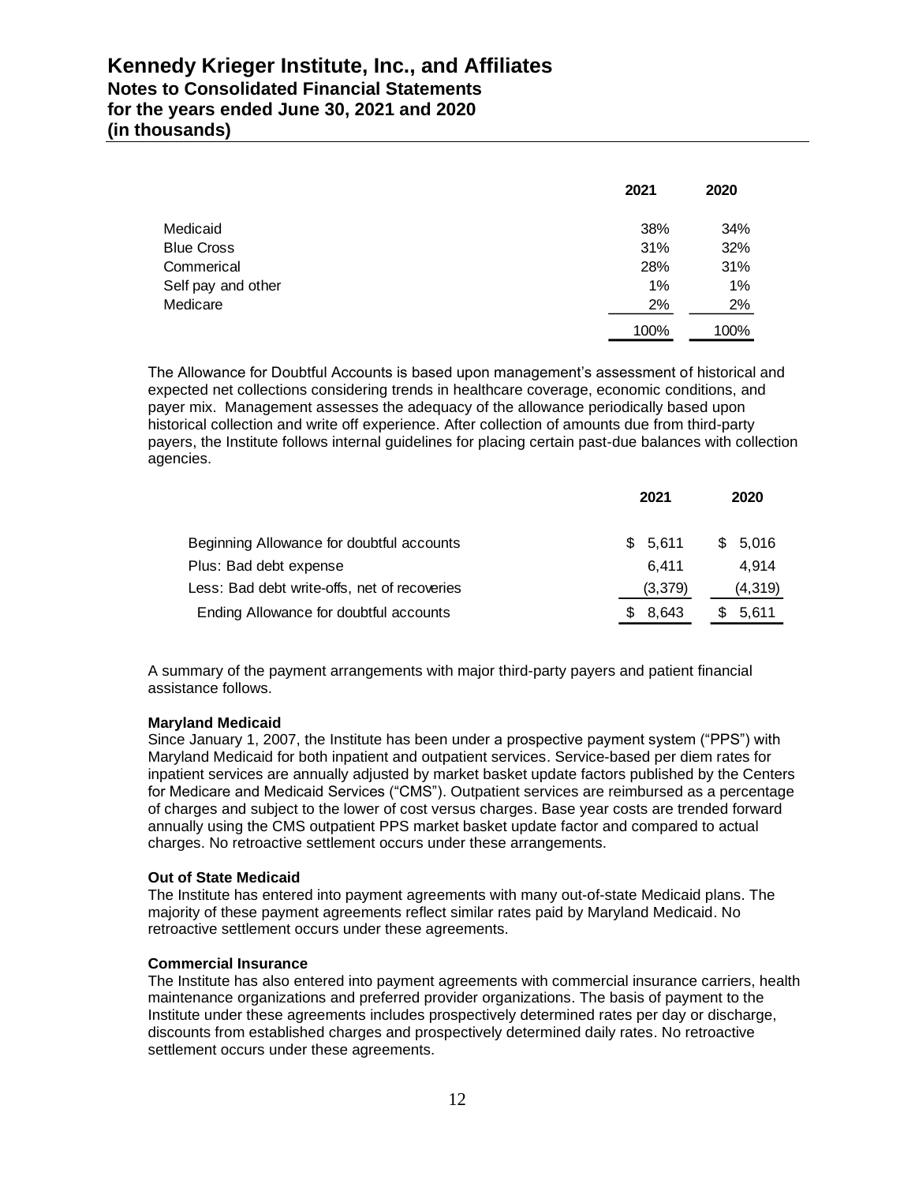| | 2021 | 2020 |
|---|---|---|
| Medicaid | 38% | 34% |
| Blue Cross | 31% | 32% |
| Commerical | 28% | 31% |
| Self pay and other | 1% | 1% |
| Medicare | 2% | 2% |
| | 100% | 100% |

The Allowance for Doubtful Accounts is based upon management's assessment of historical and expected net collections considering trends in healthcare coverage, economic conditions, and payer mix. Management assesses the adequacy of the allowance periodically based upon historical collection and write off experience. After collection of amounts due from third-party payers, the Institute follows internal guidelines for placing certain past-due balances with collection agencies.

| | 2021 | 2020 |
|---|---|---|
| Beginning Allowance for doubtful accounts | $ 5,611 | $ 5,016 |
| Plus: Bad debt expense | 6,411 | 4,914 |
| Less: Bad debt write-offs, net of recoveries | (3,379) | (4,319) |
| Ending Allowance for doubtful accounts | $ 8,643 | $ 5,611 |

A summary of the payment arrangements with major third-party payers and patient financial assistance follows.

**Maryland Medicaid**

Since January 1, 2007, the Institute has been under a prospective payment system ("PPS") with Maryland Medicaid for both inpatient and outpatient services. Service-based per diem rates for inpatient services are annually adjusted by market basket update factors published by the Centers for Medicare and Medicaid Services ("CMS"). Outpatient services are reimbursed as a percentage of charges and subject to the lower of cost versus charges. Base year costs are trended forward annually using the CMS outpatient PPS market basket update factor and compared to actual charges. No retroactive settlement occurs under these arrangements.

**Out of State Medicaid**

The Institute has entered into payment agreements with many out-of-state Medicaid plans. The majority of these payment agreements reflect similar rates paid by Maryland Medicaid. No retroactive settlement occurs under these agreements.

**Commercial Insurance**

The Institute has also entered into payment agreements with commercial insurance carriers, health maintenance organizations and preferred provider organizations. The basis of payment to the Institute under these agreements includes prospectively determined rates per day or discharge, discounts from established charges and prospectively determined daily rates. No retroactive settlement occurs under these agreements.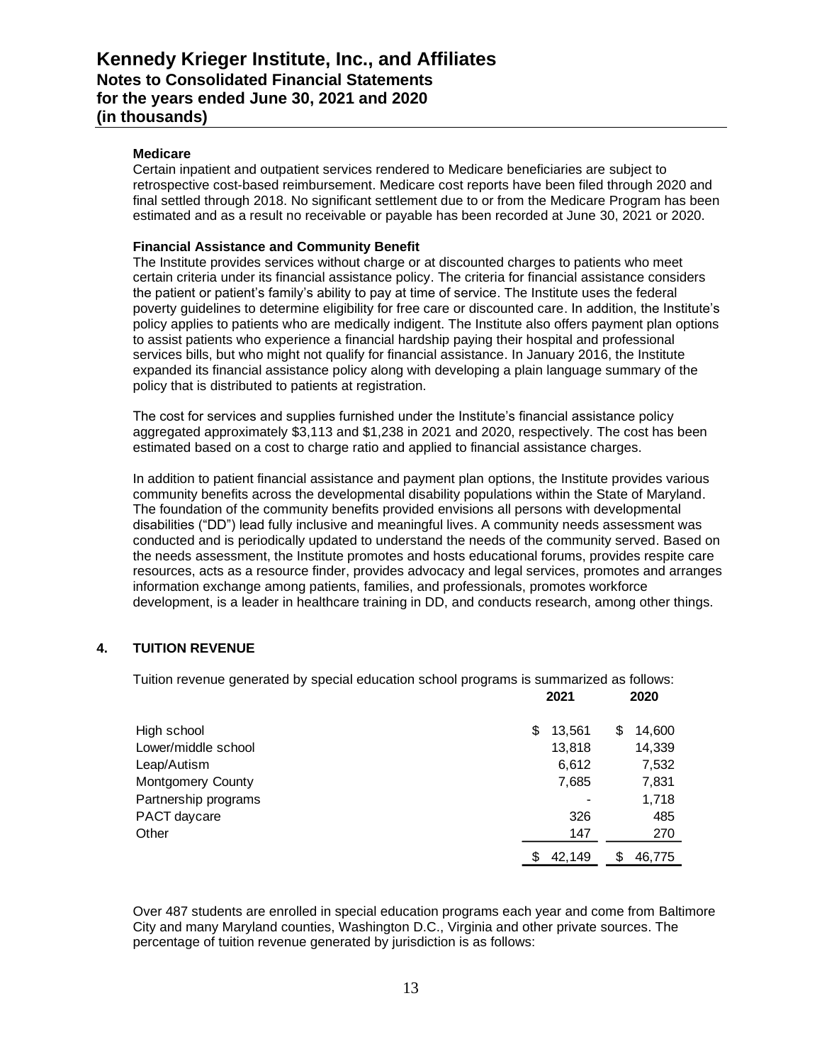**Medicare**

Certain inpatient and outpatient services rendered to Medicare beneficiaries are subject to retrospective cost-based reimbursement. Medicare cost reports have been filed through 2020 and final settled through 2018. No significant settlement due to or from the Medicare Program has been estimated and as a result no receivable or payable has been recorded at June 30, 2021 or 2020.

**Financial Assistance and Community Benefit**

The Institute provides services without charge or at discounted charges to patients who meet certain criteria under its financial assistance policy. The criteria for financial assistance considers the patient or patient's family's ability to pay at time of service. The Institute uses the federal poverty guidelines to determine eligibility for free care or discounted care. In addition, the Institute's policy applies to patients who are medically indigent. The Institute also offers payment plan options to assist patients who experience a financial hardship paying their hospital and professional services bills, but who might not qualify for financial assistance. In January 2016, the Institute expanded its financial assistance policy along with developing a plain language summary of the policy that is distributed to patients at registration.

The cost for services and supplies furnished under the Institute's financial assistance policy aggregated approximately $3,113 and $1,238 in 2021 and 2020, respectively. The cost has been estimated based on a cost to charge ratio and applied to financial assistance charges.

In addition to patient financial assistance and payment plan options, the Institute provides various community benefits across the developmental disability populations within the State of Maryland. The foundation of the community benefits provided envisions all persons with developmental disabilities ("DD") lead fully inclusive and meaningful lives. A community needs assessment was conducted and is periodically updated to understand the needs of the community served. Based on the needs assessment, the Institute promotes and hosts educational forums, provides respite care resources, acts as a resource finder, provides advocacy and legal services, promotes and arranges information exchange among patients, families, and professionals, promotes workforce development, is a leader in healthcare training in DD, and conducts research, among other things.

## 4. TUITION REVENUE

Tuition revenue generated by special education school programs is summarized as follows:

| | 2021 | 2020 |
|---|---|---|
| High school | $ 13,561 | $ 14,600 |
| Lower/middle school | 13,818 | 14,339 |
| Leap/Autism | 6,612 | 7,532 |
| Montgomery County | 7,685 | 7,831 |
| Partnership programs | - | 1,718 |
| PACT daycare | 326 | 485 |
| Other | 147 | 270 |
| | $ 42,149 | $ 46,775 |

Over 487 students are enrolled in special education programs each year and come from Baltimore City and many Maryland counties, Washington D.C., Virginia and other private sources. The percentage of tuition revenue generated by jurisdiction is as follows: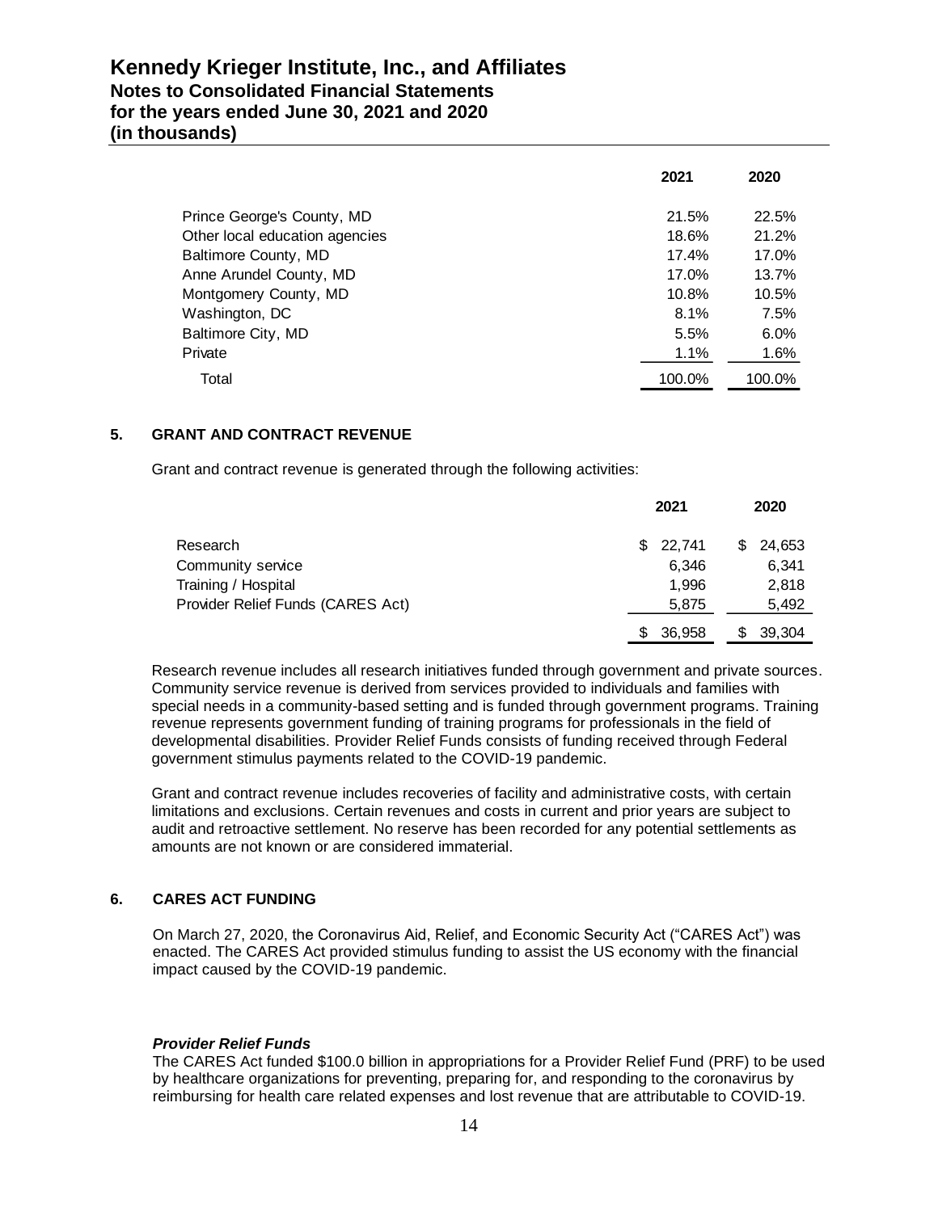| | 2021 | 2020 |
|---|---|---|
| Prince George's County, MD | 21.5% | 22.5% |
| Other local education agencies | 18.6% | 21.2% |
| Baltimore County, MD | 17.4% | 17.0% |
| Anne Arundel County, MD | 17.0% | 13.7% |
| Montgomery County, MD | 10.8% | 10.5% |
| Washington, DC | 8.1% | 7.5% |
| Baltimore City, MD | 5.5% | 6.0% |
| Private | 1.1% | 1.6% |
| Total | 100.0% | 100.0% |

## 5. GRANT AND CONTRACT REVENUE

Grant and contract revenue is generated through the following activities:

| | 2021 | 2020 |
|---|---|---|
| Research | $ 22,741 | $ 24,653 |
| Community service | 6,346 | 6,341 |
| Training / Hospital | 1,996 | 2,818 |
| Provider Relief Funds (CARES Act) | 5,875 | 5,492 |
| | $ 36,958 | $ 39,304 |

Research revenue includes all research initiatives funded through government and private sources. Community service revenue is derived from services provided to individuals and families with special needs in a community-based setting and is funded through government programs. Training revenue represents government funding of training programs for professionals in the field of developmental disabilities. Provider Relief Funds consists of funding received through Federal government stimulus payments related to the COVID-19 pandemic.

Grant and contract revenue includes recoveries of facility and administrative costs, with certain limitations and exclusions. Certain revenues and costs in current and prior years are subject to audit and retroactive settlement. No reserve has been recorded for any potential settlements as amounts are not known or are considered immaterial.

## 6. CARES ACT FUNDING

On March 27, 2020, the Coronavirus Aid, Relief, and Economic Security Act ("CARES Act") was enacted. The CARES Act provided stimulus funding to assist the US economy with the financial impact caused by the COVID-19 pandemic.

***Provider Relief Funds***

The CARES Act funded $100.0 billion in appropriations for a Provider Relief Fund (PRF) to be used by healthcare organizations for preventing, preparing for, and responding to the coronavirus by reimbursing for health care related expenses and lost revenue that are attributable to COVID-19.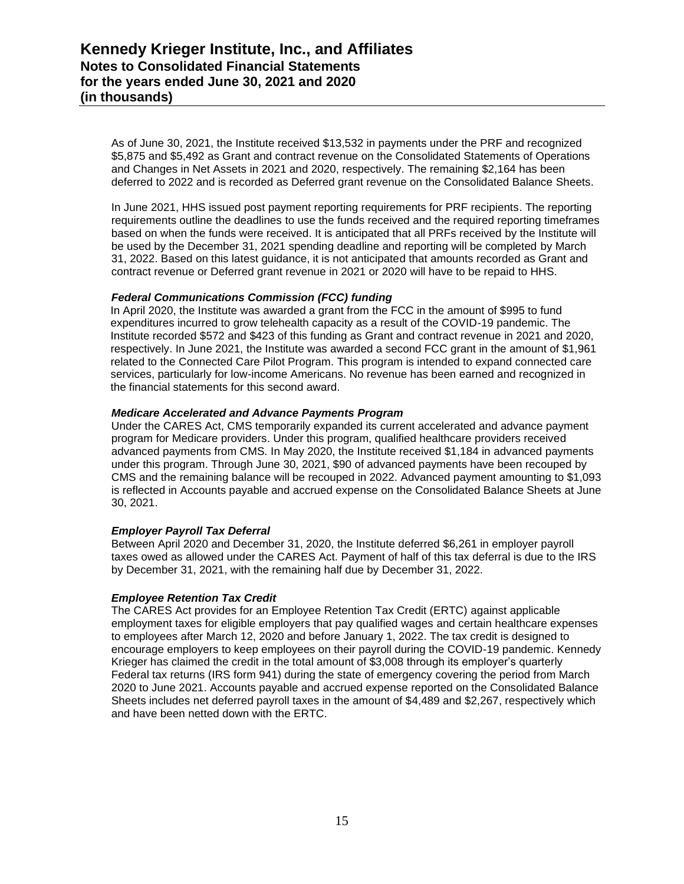As of June 30, 2021, the Institute received $13,532 in payments under the PRF and recognized $5,875 and $5,492 as Grant and contract revenue on the Consolidated Statements of Operations and Changes in Net Assets in 2021 and 2020, respectively. The remaining $2,164 has been deferred to 2022 and is recorded as Deferred grant revenue on the Consolidated Balance Sheets.

In June 2021, HHS issued post payment reporting requirements for PRF recipients. The reporting requirements outline the deadlines to use the funds received and the required reporting timeframes based on when the funds were received. It is anticipated that all PRFs received by the Institute will be used by the December 31, 2021 spending deadline and reporting will be completed by March 31, 2022. Based on this latest guidance, it is not anticipated that amounts recorded as Grant and contract revenue or Deferred grant revenue in 2021 or 2020 will have to be repaid to HHS.

***Federal Communications Commission (FCC) funding***

In April 2020, the Institute was awarded a grant from the FCC in the amount of $995 to fund expenditures incurred to grow telehealth capacity as a result of the COVID-19 pandemic. The Institute recorded $572 and $423 of this funding as Grant and contract revenue in 2021 and 2020, respectively. In June 2021, the Institute was awarded a second FCC grant in the amount of $1,961 related to the Connected Care Pilot Program. This program is intended to expand connected care services, particularly for low-income Americans. No revenue has been earned and recognized in the financial statements for this second award.

***Medicare Accelerated and Advance Payments Program***

Under the CARES Act, CMS temporarily expanded its current accelerated and advance payment program for Medicare providers. Under this program, qualified healthcare providers received advanced payments from CMS. In May 2020, the Institute received $1,184 in advanced payments under this program. Through June 30, 2021, $90 of advanced payments have been recouped by CMS and the remaining balance will be recouped in 2022. Advanced payment amounting to $1,093 is reflected in Accounts payable and accrued expense on the Consolidated Balance Sheets at June 30, 2021.

***Employer Payroll Tax Deferral***

Between April 2020 and December 31, 2020, the Institute deferred $6,261 in employer payroll taxes owed as allowed under the CARES Act. Payment of half of this tax deferral is due to the IRS by December 31, 2021, with the remaining half due by December 31, 2022.

***Employee Retention Tax Credit***

The CARES Act provides for an Employee Retention Tax Credit (ERTC) against applicable employment taxes for eligible employers that pay qualified wages and certain healthcare expenses to employees after March 12, 2020 and before January 1, 2022. The tax credit is designed to encourage employers to keep employees on their payroll during the COVID-19 pandemic. Kennedy Krieger has claimed the credit in the total amount of $3,008 through its employer's quarterly Federal tax returns (IRS form 941) during the state of emergency covering the period from March 2020 to June 2021. Accounts payable and accrued expense reported on the Consolidated Balance Sheets includes net deferred payroll taxes in the amount of $4,489 and $2,267, respectively which and have been netted down with the ERTC.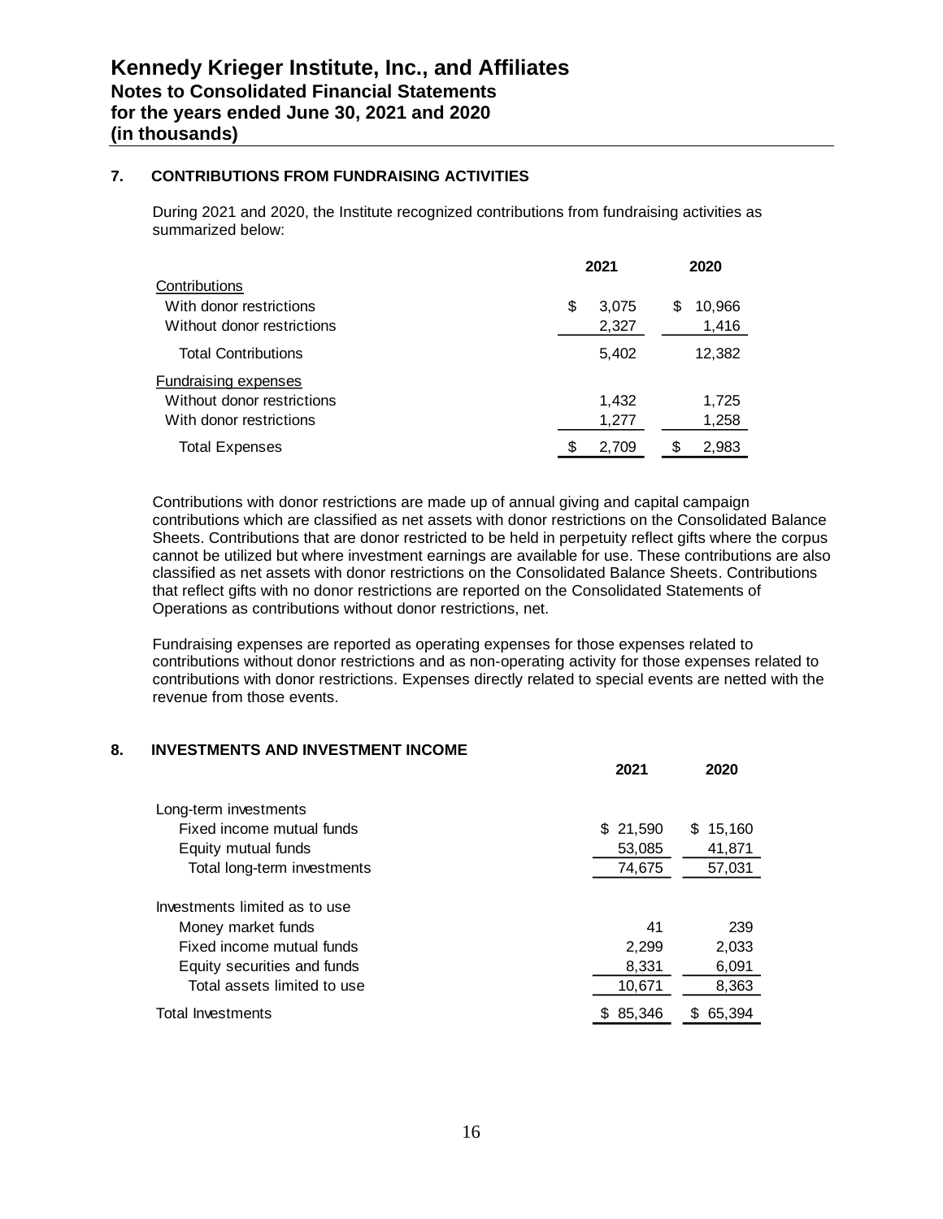# Kennedy Krieger Institute, Inc., and Affiliates
## Notes to Consolidated Financial Statements
## for the years ended June 30, 2021 and 2020
## (in thousands)

### 7. CONTRIBUTIONS FROM FUNDRAISING ACTIVITIES

During 2021 and 2020, the Institute recognized contributions from fundraising activities as summarized below:

| | 2021 | 2020 |
|---|---|---|
| Contributions | | |
| With donor restrictions | $ 3,075 | $ 10,966 |
| Without donor restrictions | 2,327 | 1,416 |
| Total Contributions | 5,402 | 12,382 |
| Fundraising expenses | | |
| Without donor restrictions | 1,432 | 1,725 |
| With donor restrictions | 1,277 | 1,258 |
| Total Expenses | $ 2,709 | $ 2,983 |

Contributions with donor restrictions are made up of annual giving and capital campaign contributions which are classified as net assets with donor restrictions on the Consolidated Balance Sheets. Contributions that are donor restricted to be held in perpetuity reflect gifts where the corpus cannot be utilized but where investment earnings are available for use. These contributions are also classified as net assets with donor restrictions on the Consolidated Balance Sheets. Contributions that reflect gifts with no donor restrictions are reported on the Consolidated Statements of Operations as contributions without donor restrictions, net.

Fundraising expenses are reported as operating expenses for those expenses related to contributions without donor restrictions and as non-operating activity for those expenses related to contributions with donor restrictions. Expenses directly related to special events are netted with the revenue from those events.

### 8. INVESTMENTS AND INVESTMENT INCOME

| | 2021 | 2020 |
|---|---|---|
| Long-term investments | | |
| Fixed income mutual funds | $ 21,590 | $ 15,160 |
| Equity mutual funds | 53,085 | 41,871 |
| Total long-term investments | 74,675 | 57,031 |
| Investments limited as to use | | |
| Money market funds | 41 | 239 |
| Fixed income mutual funds | 2,299 | 2,033 |
| Equity securities and funds | 8,331 | 6,091 |
| Total assets limited to use | 10,671 | 8,363 |
| Total Investments | $ 85,346 | $ 65,394 |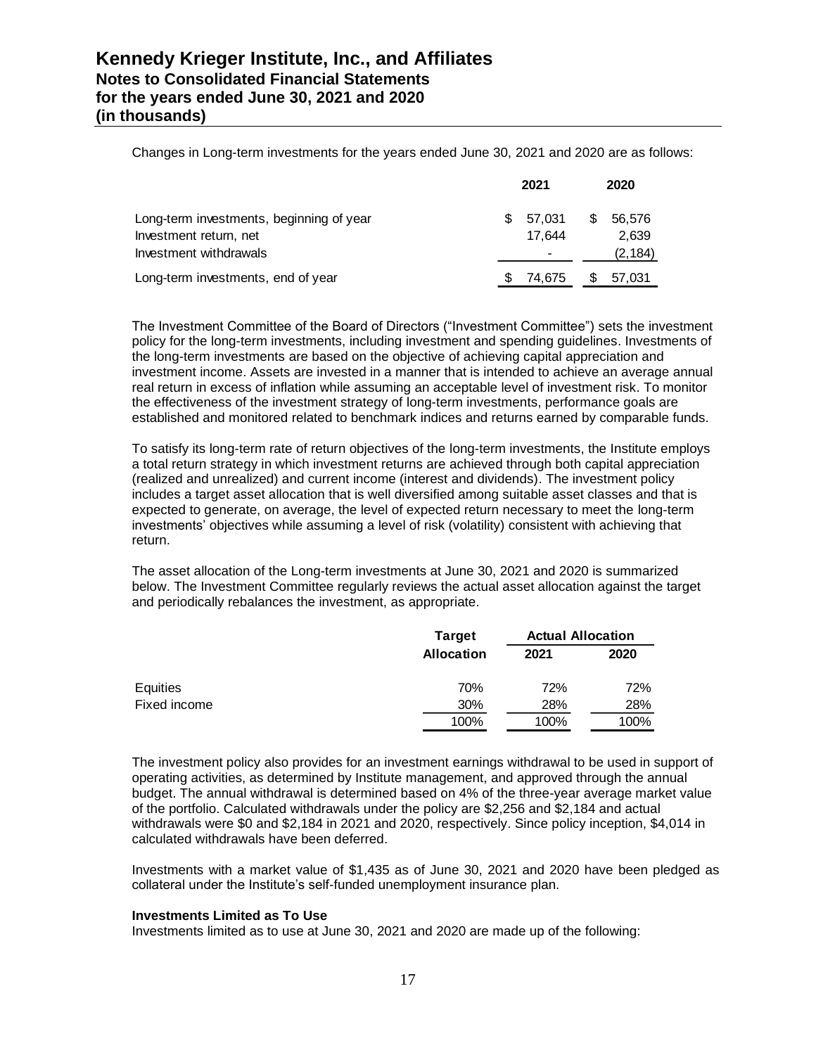Changes in Long-term investments for the years ended June 30, 2021 and 2020 are as follows:

| | 2021 | 2020 |
|---|---|---|
| Long-term investments, beginning of year | $ 57,031 | $ 56,576 |
| Investment return, net | 17,644 | 2,639 |
| Investment withdrawals | - | (2,184) |
| Long-term investments, end of year | $ 74,675 | $ 57,031 |

The Investment Committee of the Board of Directors ("Investment Committee") sets the investment policy for the long-term investments, including investment and spending guidelines. Investments of the long-term investments are based on the objective of achieving capital appreciation and investment income. Assets are invested in a manner that is intended to achieve an average annual real return in excess of inflation while assuming an acceptable level of investment risk. To monitor the effectiveness of the investment strategy of long-term investments, performance goals are established and monitored related to benchmark indices and returns earned by comparable funds.

To satisfy its long-term rate of return objectives of the long-term investments, the Institute employs a total return strategy in which investment returns are achieved through both capital appreciation (realized and unrealized) and current income (interest and dividends). The investment policy includes a target asset allocation that is well diversified among suitable asset classes and that is expected to generate, on average, the level of expected return necessary to meet the long-term investments' objectives while assuming a level of risk (volatility) consistent with achieving that return.

The asset allocation of the Long-term investments at June 30, 2021 and 2020 is summarized below. The Investment Committee regularly reviews the actual asset allocation against the target and periodically rebalances the investment, as appropriate.

| | Target | Actual Allocation | |
|---|---|---|---|
| | Allocation | 2021 | 2020 |
| Equities | 70% | 72% | 72% |
| Fixed income | 30% | 28% | 28% |
| | 100% | 100% | 100% |

The investment policy also provides for an investment earnings withdrawal to be used in support of operating activities, as determined by Institute management, and approved through the annual budget. The annual withdrawal is determined based on 4% of the three-year average market value of the portfolio. Calculated withdrawals under the policy are $2,256 and $2,184 and actual withdrawals were $0 and $2,184 in 2021 and 2020, respectively. Since policy inception, $4,014 in calculated withdrawals have been deferred.

Investments with a market value of $1,435 as of June 30, 2021 and 2020 have been pledged as collateral under the Institute's self-funded unemployment insurance plan.

**Investments Limited as To Use**

Investments limited as to use at June 30, 2021 and 2020 are made up of the following: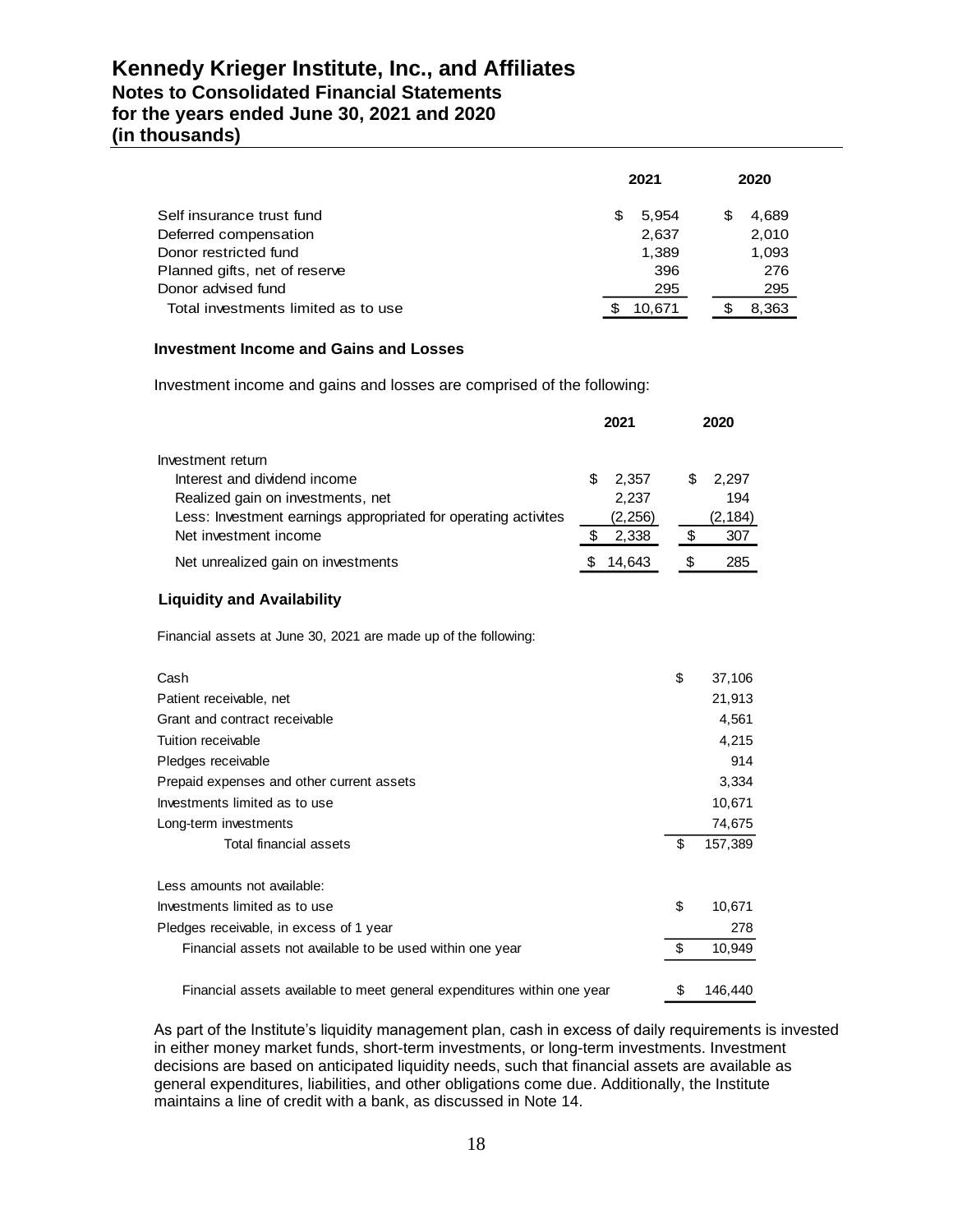# Kennedy Krieger Institute, Inc., and Affiliates
## Notes to Consolidated Financial Statements
## for the years ended June 30, 2021 and 2020
## (in thousands)

| | 2021 | 2020 |
|---|---|---|
| Self insurance trust fund | $ 5,954 | $ 4,689 |
| Deferred compensation | 2,637 | 2,010 |
| Donor restricted fund | 1,389 | 1,093 |
| Planned gifts, net of reserve | 396 | 276 |
| Donor advised fund | 295 | 295 |
| Total investments limited as to use | $ 10,671 | $ 8,363 |

**Investment Income and Gains and Losses**

Investment income and gains and losses are comprised of the following:

| | 2021 | 2020 |
|---|---|---|
| Investment return | | |
| Interest and dividend income | $ 2,357 | $ 2,297 |
| Realized gain on investments, net | 2,237 | 194 |
| Less: Investment earnings appropriated for operating activites | (2,256) | (2,184) |
| Net investment income | $ 2,338 | $ 307 |
| Net unrealized gain on investments | $ 14,643 | $ 285 |

**Liquidity and Availability**

Financial assets at June 30, 2021 are made up of the following:

| | |
|---|---|
| Cash | $ 37,106 |
| Patient receivable, net | 21,913 |
| Grant and contract receivable | 4,561 |
| Tuition receivable | 4,215 |
| Pledges receivable | 914 |
| Prepaid expenses and other current assets | 3,334 |
| Investments limited as to use | 10,671 |
| Long-term investments | 74,675 |
| Total financial assets | $ 157,389 |
| Less amounts not available: | |
| Investments limited as to use | $ 10,671 |
| Pledges receivable, in excess of 1 year | 278 |
| Financial assets not available to be used within one year | $ 10,949 |
| Financial assets available to meet general expenditures within one year | $ 146,440 |

As part of the Institute's liquidity management plan, cash in excess of daily requirements is invested in either money market funds, short-term investments, or long-term investments. Investment decisions are based on anticipated liquidity needs, such that financial assets are available as general expenditures, liabilities, and other obligations come due. Additionally, the Institute maintains a line of credit with a bank, as discussed in Note 14.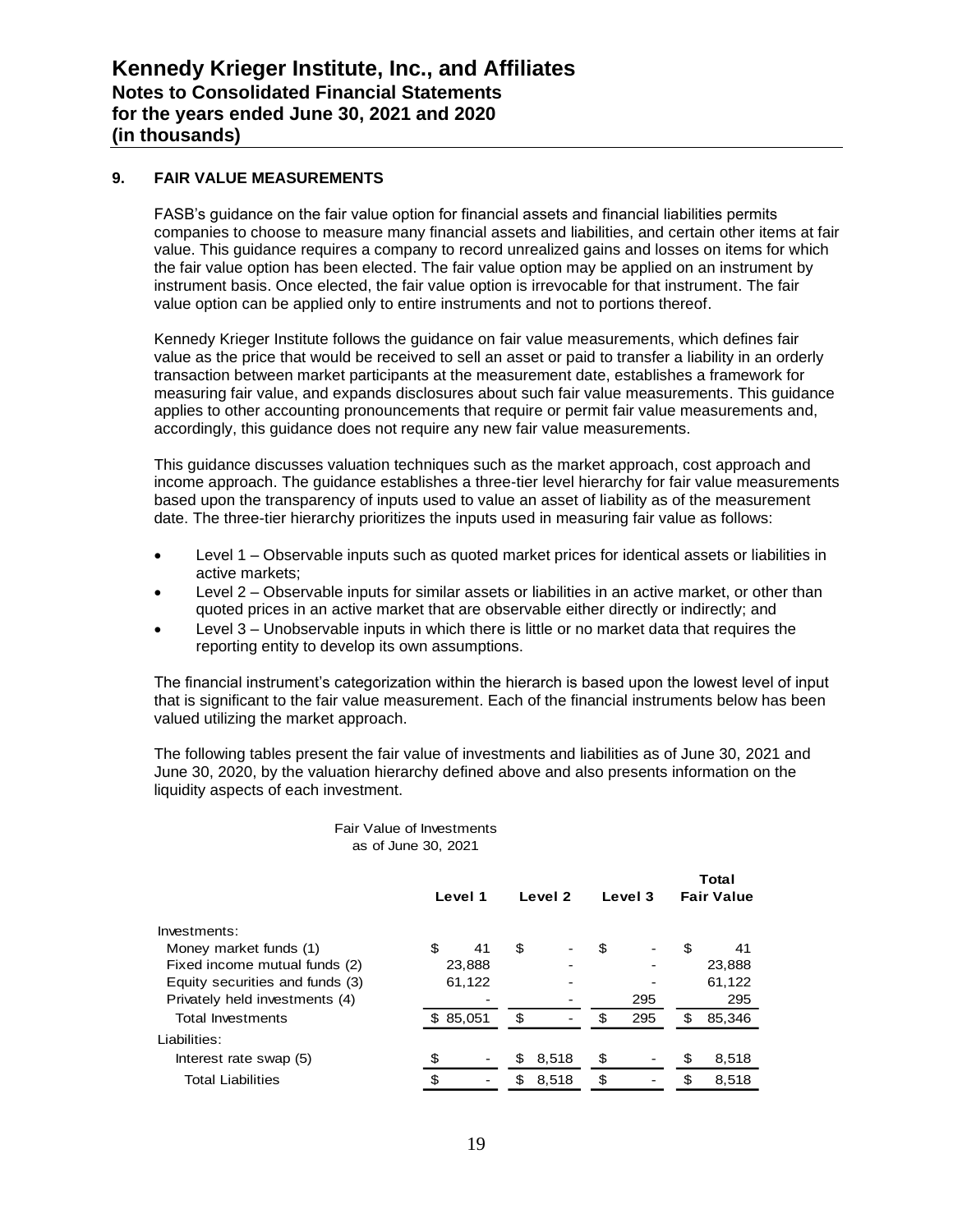# Kennedy Krieger Institute, Inc., and Affiliates
## Notes to Consolidated Financial Statements
## for the years ended June 30, 2021 and 2020
## (in thousands)

### 9. FAIR VALUE MEASUREMENTS

FASB's guidance on the fair value option for financial assets and financial liabilities permits companies to choose to measure many financial assets and liabilities, and certain other items at fair value. This guidance requires a company to record unrealized gains and losses on items for which the fair value option has been elected. The fair value option may be applied on an instrument by instrument basis. Once elected, the fair value option is irrevocable for that instrument. The fair value option can be applied only to entire instruments and not to portions thereof.

Kennedy Krieger Institute follows the guidance on fair value measurements, which defines fair value as the price that would be received to sell an asset or paid to transfer a liability in an orderly transaction between market participants at the measurement date, establishes a framework for measuring fair value, and expands disclosures about such fair value measurements. This guidance applies to other accounting pronouncements that require or permit fair value measurements and, accordingly, this guidance does not require any new fair value measurements.

This guidance discusses valuation techniques such as the market approach, cost approach and income approach. The guidance establishes a three-tier level hierarchy for fair value measurements based upon the transparency of inputs used to value an asset of liability as of the measurement date. The three-tier hierarchy prioritizes the inputs used in measuring fair value as follows:

- Level 1 – Observable inputs such as quoted market prices for identical assets or liabilities in active markets;
- Level 2 – Observable inputs for similar assets or liabilities in an active market, or other than quoted prices in an active market that are observable either directly or indirectly; and
- Level 3 – Unobservable inputs in which there is little or no market data that requires the reporting entity to develop its own assumptions.

The financial instrument's categorization within the hierarch is based upon the lowest level of input that is significant to the fair value measurement. Each of the financial instruments below has been valued utilizing the market approach.

The following tables present the fair value of investments and liabilities as of June 30, 2021 and June 30, 2020, by the valuation hierarchy defined above and also presents information on the liquidity aspects of each investment.

Fair Value of Investments
as of June 30, 2021

| | Level 1 | Level 2 | Level 3 | Total Fair Value |
|---|---|---|---|---|
| Investments: | | | | |
| Money market funds (1) | $ 41 | $ - | $ - | $ 41 |
| Fixed income mutual funds (2) | 23,888 | - | - | 23,888 |
| Equity securities and funds (3) | 61,122 | - | - | 61,122 |
| Privately held investments (4) | - | - | 295 | 295 |
| Total Investments | $ 85,051 | $ - | $ 295 | $ 85,346 |
| Liabilities: | | | | |
| Interest rate swap (5) | $ - | $ 8,518 | $ - | $ 8,518 |
| Total Liabilities | $ - | $ 8,518 | $ - | $ 8,518 |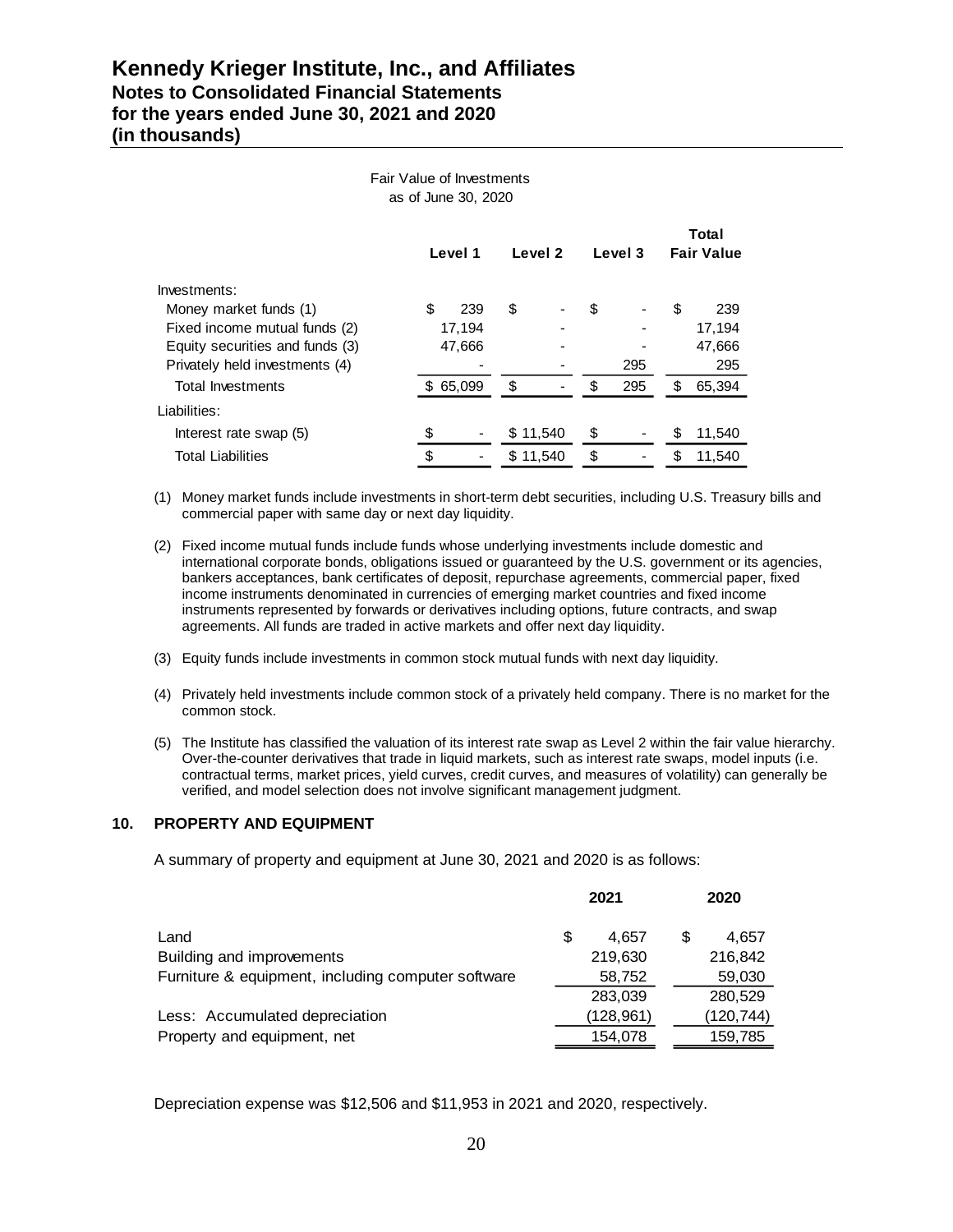# Kennedy Krieger Institute, Inc., and Affiliates
## Notes to Consolidated Financial Statements
## for the years ended June 30, 2021 and 2020
## (in thousands)

Fair Value of Investments
as of June 30, 2020

| | Level 1 | Level 2 | Level 3 | Total Fair Value |
|---|---|---|---|---|
| Investments: | | | | |
| Money market funds (1) | $ 239 | $ - | $ - | $ 239 |
| Fixed income mutual funds (2) | 17,194 | - | - | 17,194 |
| Equity securities and funds (3) | 47,666 | - | - | 47,666 |
| Privately held investments (4) | - | - | 295 | 295 |
| Total Investments | $ 65,099 | $ - | $ 295 | $ 65,394 |
| Liabilities: | | | | |
| Interest rate swap (5) | $ - | $ 11,540 | $ - | $ 11,540 |
| Total Liabilities | $ - | $ 11,540 | $ - | $ 11,540 |

(1) Money market funds include investments in short-term debt securities, including U.S. Treasury bills and commercial paper with same day or next day liquidity.

(2) Fixed income mutual funds include funds whose underlying investments include domestic and international corporate bonds, obligations issued or guaranteed by the U.S. government or its agencies, bankers acceptances, bank certificates of deposit, repurchase agreements, commercial paper, fixed income instruments denominated in currencies of emerging market countries and fixed income instruments represented by forwards or derivatives including options, future contracts, and swap agreements. All funds are traded in active markets and offer next day liquidity.

(3) Equity funds include investments in common stock mutual funds with next day liquidity.

(4) Privately held investments include common stock of a privately held company. There is no market for the common stock.

(5) The Institute has classified the valuation of its interest rate swap as Level 2 within the fair value hierarchy. Over-the-counter derivatives that trade in liquid markets, such as interest rate swaps, model inputs (i.e. contractual terms, market prices, yield curves, credit curves, and measures of volatility) can generally be verified, and model selection does not involve significant management judgment.

## 10. PROPERTY AND EQUIPMENT

A summary of property and equipment at June 30, 2021 and 2020 is as follows:

| | 2021 | 2020 |
|---|---|---|
| Land | $ 4,657 | $ 4,657 |
| Building and improvements | 219,630 | 216,842 |
| Furniture & equipment, including computer software | 58,752 | 59,030 |
| | 283,039 | 280,529 |
| Less: Accumulated depreciation | (128,961) | (120,744) |
| Property and equipment, net | 154,078 | 159,785 |

Depreciation expense was $12,506 and $11,953 in 2021 and 2020, respectively.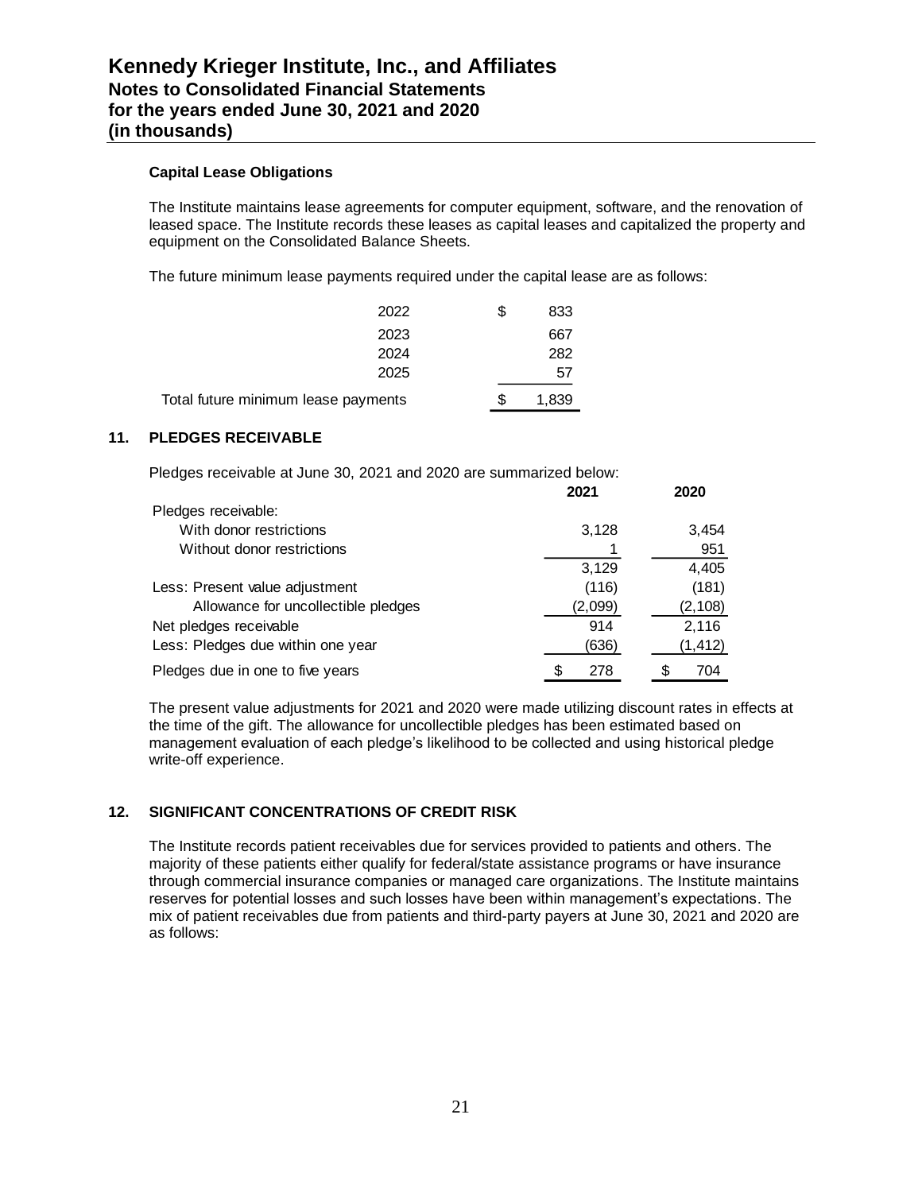**Capital Lease Obligations**

The Institute maintains lease agreements for computer equipment, software, and the renovation of leased space. The Institute records these leases as capital leases and capitalized the property and equipment on the Consolidated Balance Sheets.

The future minimum lease payments required under the capital lease are as follows:

| | | |
|---|---|---|
| 2022 | $ | 833 |
| 2023 | | 667 |
| 2024 | | 282 |
| 2025 | | 57 |
| Total future minimum lease payments | $ | 1,839 |

## 11. PLEDGES RECEIVABLE

Pledges receivable at June 30, 2021 and 2020 are summarized below:

| | 2021 | 2020 |
|---|---|---|
| Pledges receivable: | | |
| With donor restrictions | 3,128 | 3,454 |
| Without donor restrictions | 1 | 951 |
| | 3,129 | 4,405 |
| Less: Present value adjustment | (116) | (181) |
| Allowance for uncollectible pledges | (2,099) | (2,108) |
| Net pledges receivable | 914 | 2,116 |
| Less: Pledges due within one year | (636) | (1,412) |
| Pledges due in one to five years | $ 278 | $ 704 |

The present value adjustments for 2021 and 2020 were made utilizing discount rates in effects at the time of the gift. The allowance for uncollectible pledges has been estimated based on management evaluation of each pledge's likelihood to be collected and using historical pledge write-off experience.

## 12. SIGNIFICANT CONCENTRATIONS OF CREDIT RISK

The Institute records patient receivables due for services provided to patients and others. The majority of these patients either qualify for federal/state assistance programs or have insurance through commercial insurance companies or managed care organizations. The Institute maintains reserves for potential losses and such losses have been within management's expectations. The mix of patient receivables due from patients and third-party payers at June 30, 2021 and 2020 are as follows: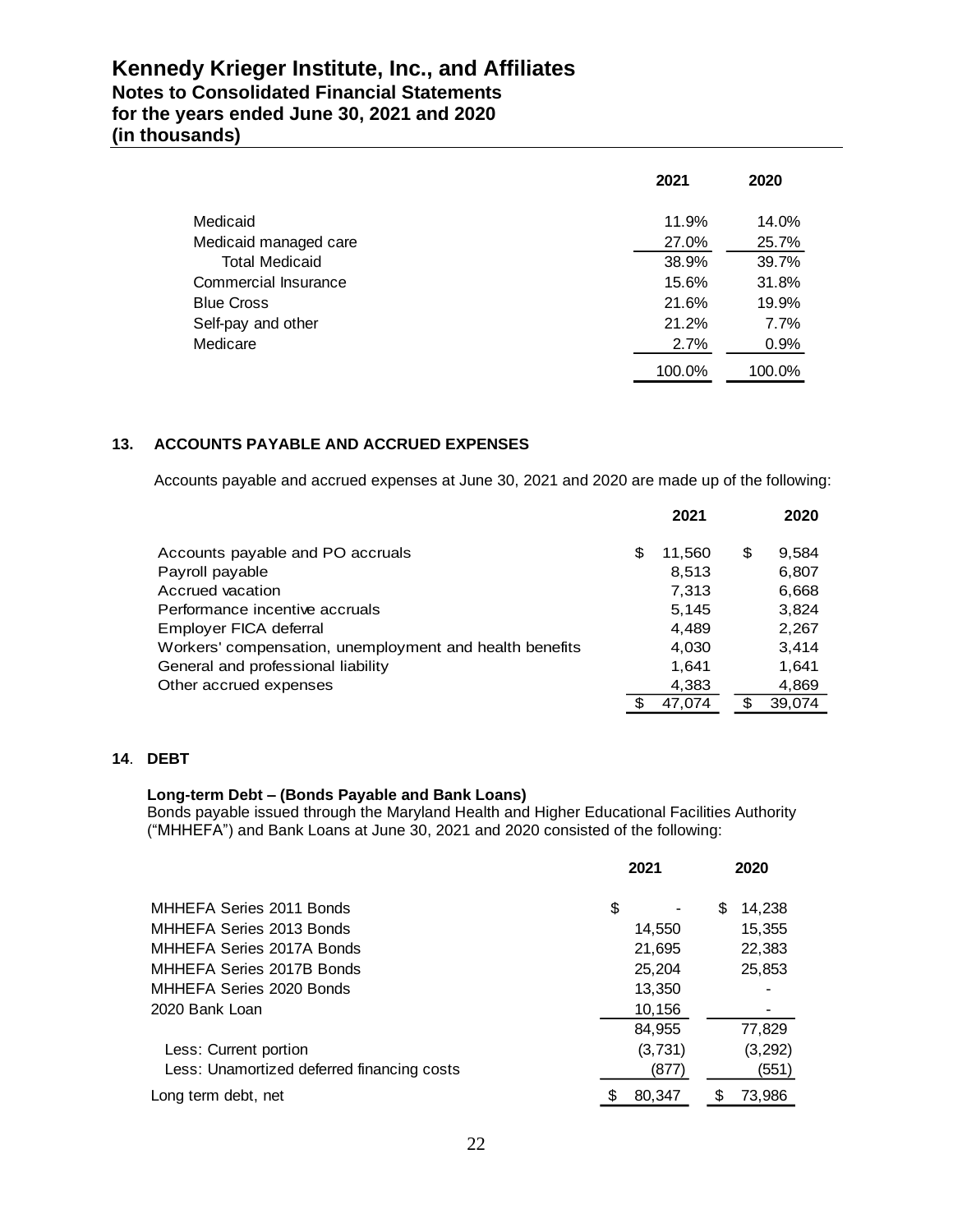# Kennedy Krieger Institute, Inc., and Affiliates
## Notes to Consolidated Financial Statements
## for the years ended June 30, 2021 and 2020
## (in thousands)

| | 2021 | 2020 |
|---|---|---|
| Medicaid | 11.9% | 14.0% |
| Medicaid managed care | 27.0% | 25.7% |
| Total Medicaid | 38.9% | 39.7% |
| Commercial Insurance | 15.6% | 31.8% |
| Blue Cross | 21.6% | 19.9% |
| Self-pay and other | 21.2% | 7.7% |
| Medicare | 2.7% | 0.9% |
| | 100.0% | 100.0% |

### 13. ACCOUNTS PAYABLE AND ACCRUED EXPENSES

Accounts payable and accrued expenses at June 30, 2021 and 2020 are made up of the following:

| | 2021 | 2020 |
|---|---|---|
| Accounts payable and PO accruals | $ 11,560 | $ 9,584 |
| Payroll payable | 8,513 | 6,807 |
| Accrued vacation | 7,313 | 6,668 |
| Performance incentive accruals | 5,145 | 3,824 |
| Employer FICA deferral | 4,489 | 2,267 |
| Workers' compensation, unemployment and health benefits | 4,030 | 3,414 |
| General and professional liability | 1,641 | 1,641 |
| Other accrued expenses | 4,383 | 4,869 |
| | $ 47,074 | $ 39,074 |

### 14. DEBT

**Long-term Debt – (Bonds Payable and Bank Loans)**
Bonds payable issued through the Maryland Health and Higher Educational Facilities Authority ("MHHEFA") and Bank Loans at June 30, 2021 and 2020 consisted of the following:

| | 2021 | 2020 |
|---|---|---|
| MHHEFA Series 2011 Bonds | $ - | $ 14,238 |
| MHHEFA Series 2013 Bonds | 14,550 | 15,355 |
| MHHEFA Series 2017A Bonds | 21,695 | 22,383 |
| MHHEFA Series 2017B Bonds | 25,204 | 25,853 |
| MHHEFA Series 2020 Bonds | 13,350 | - |
| 2020 Bank Loan | 10,156 | - |
| | 84,955 | 77,829 |
| Less: Current portion | (3,731) | (3,292) |
| Less: Unamortized deferred financing costs | (877) | (551) |
| Long term debt, net | $ 80,347 | $ 73,986 |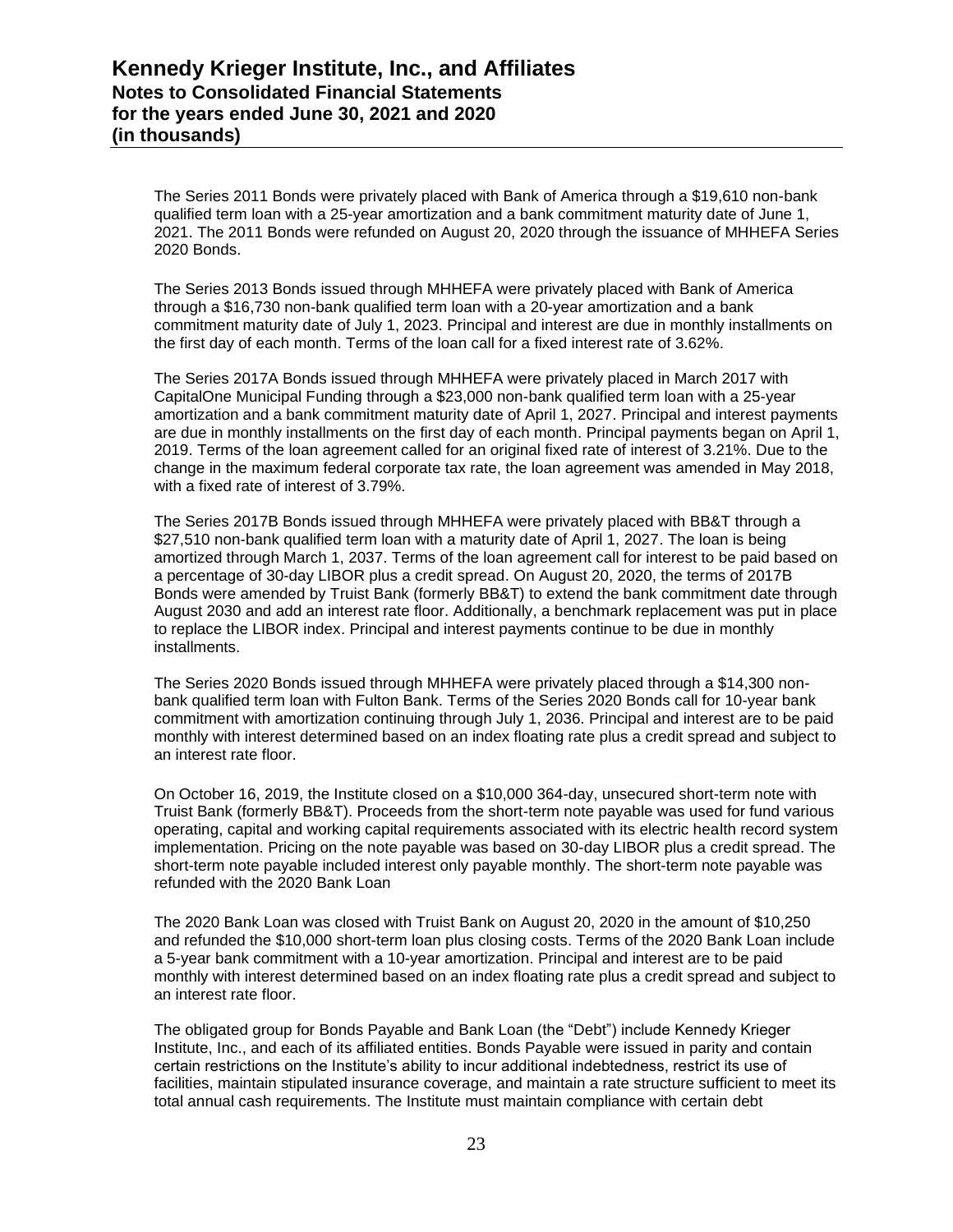The Series 2011 Bonds were privately placed with Bank of America through a $19,610 non-bank qualified term loan with a 25-year amortization and a bank commitment maturity date of June 1, 2021. The 2011 Bonds were refunded on August 20, 2020 through the issuance of MHHEFA Series 2020 Bonds.

The Series 2013 Bonds issued through MHHEFA were privately placed with Bank of America through a $16,730 non-bank qualified term loan with a 20-year amortization and a bank commitment maturity date of July 1, 2023. Principal and interest are due in monthly installments on the first day of each month. Terms of the loan call for a fixed interest rate of 3.62%.

The Series 2017A Bonds issued through MHHEFA were privately placed in March 2017 with CapitalOne Municipal Funding through a $23,000 non-bank qualified term loan with a 25-year amortization and a bank commitment maturity date of April 1, 2027. Principal and interest payments are due in monthly installments on the first day of each month. Principal payments began on April 1, 2019. Terms of the loan agreement called for an original fixed rate of interest of 3.21%. Due to the change in the maximum federal corporate tax rate, the loan agreement was amended in May 2018, with a fixed rate of interest of 3.79%.

The Series 2017B Bonds issued through MHHEFA were privately placed with BB&T through a $27,510 non-bank qualified term loan with a maturity date of April 1, 2027. The loan is being amortized through March 1, 2037. Terms of the loan agreement call for interest to be paid based on a percentage of 30-day LIBOR plus a credit spread. On August 20, 2020, the terms of 2017B Bonds were amended by Truist Bank (formerly BB&T) to extend the bank commitment date through August 2030 and add an interest rate floor. Additionally, a benchmark replacement was put in place to replace the LIBOR index. Principal and interest payments continue to be due in monthly installments.

The Series 2020 Bonds issued through MHHEFA were privately placed through a $14,300 non-bank qualified term loan with Fulton Bank. Terms of the Series 2020 Bonds call for 10-year bank commitment with amortization continuing through July 1, 2036. Principal and interest are to be paid monthly with interest determined based on an index floating rate plus a credit spread and subject to an interest rate floor.

On October 16, 2019, the Institute closed on a $10,000 364-day, unsecured short-term note with Truist Bank (formerly BB&T). Proceeds from the short-term note payable was used for fund various operating, capital and working capital requirements associated with its electric health record system implementation. Pricing on the note payable was based on 30-day LIBOR plus a credit spread. The short-term note payable included interest only payable monthly. The short-term note payable was refunded with the 2020 Bank Loan

The 2020 Bank Loan was closed with Truist Bank on August 20, 2020 in the amount of $10,250 and refunded the $10,000 short-term loan plus closing costs. Terms of the 2020 Bank Loan include a 5-year bank commitment with a 10-year amortization. Principal and interest are to be paid monthly with interest determined based on an index floating rate plus a credit spread and subject to an interest rate floor.

The obligated group for Bonds Payable and Bank Loan (the "Debt") include Kennedy Krieger Institute, Inc., and each of its affiliated entities. Bonds Payable were issued in parity and contain certain restrictions on the Institute's ability to incur additional indebtedness, restrict its use of facilities, maintain stipulated insurance coverage, and maintain a rate structure sufficient to meet its total annual cash requirements. The Institute must maintain compliance with certain debt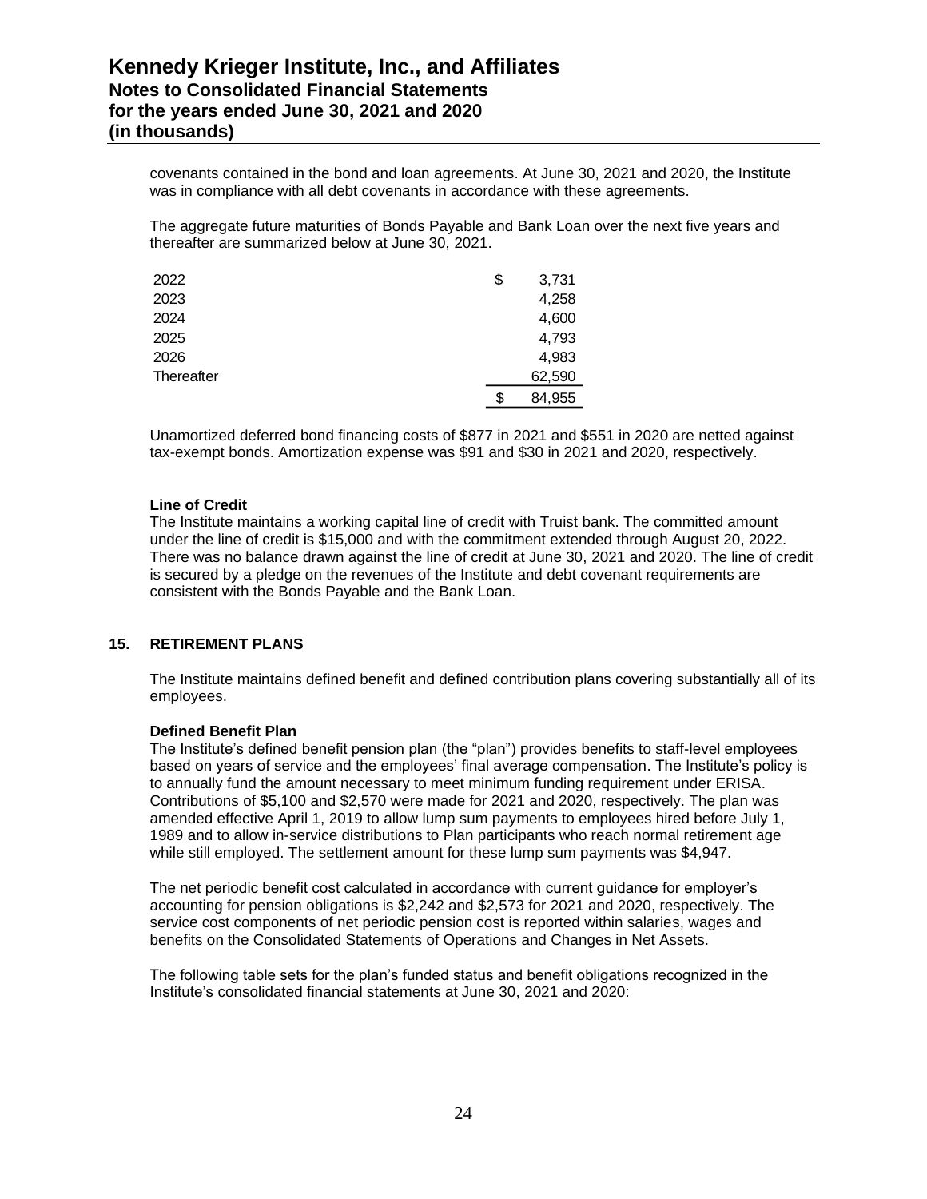covenants contained in the bond and loan agreements. At June 30, 2021 and 2020, the Institute was in compliance with all debt covenants in accordance with these agreements.

The aggregate future maturities of Bonds Payable and Bank Loan over the next five years and thereafter are summarized below at June 30, 2021.

| | |
|---|---|
| 2022 | $ 3,731 |
| 2023 | 4,258 |
| 2024 | 4,600 |
| 2025 | 4,793 |
| 2026 | 4,983 |
| Thereafter | 62,590 |
| | $ 84,955 |

Unamortized deferred bond financing costs of $877 in 2021 and $551 in 2020 are netted against tax-exempt bonds. Amortization expense was $91 and $30 in 2021 and 2020, respectively.

**Line of Credit**

The Institute maintains a working capital line of credit with Truist bank. The committed amount under the line of credit is $15,000 and with the commitment extended through August 20, 2022. There was no balance drawn against the line of credit at June 30, 2021 and 2020. The line of credit is secured by a pledge on the revenues of the Institute and debt covenant requirements are consistent with the Bonds Payable and the Bank Loan.

## 15. RETIREMENT PLANS

The Institute maintains defined benefit and defined contribution plans covering substantially all of its employees.

**Defined Benefit Plan**

The Institute's defined benefit pension plan (the "plan") provides benefits to staff-level employees based on years of service and the employees' final average compensation. The Institute's policy is to annually fund the amount necessary to meet minimum funding requirement under ERISA. Contributions of $5,100 and $2,570 were made for 2021 and 2020, respectively. The plan was amended effective April 1, 2019 to allow lump sum payments to employees hired before July 1, 1989 and to allow in-service distributions to Plan participants who reach normal retirement age while still employed. The settlement amount for these lump sum payments was $4,947.

The net periodic benefit cost calculated in accordance with current guidance for employer's accounting for pension obligations is $2,242 and $2,573 for 2021 and 2020, respectively. The service cost components of net periodic pension cost is reported within salaries, wages and benefits on the Consolidated Statements of Operations and Changes in Net Assets.

The following table sets for the plan's funded status and benefit obligations recognized in the Institute's consolidated financial statements at June 30, 2021 and 2020: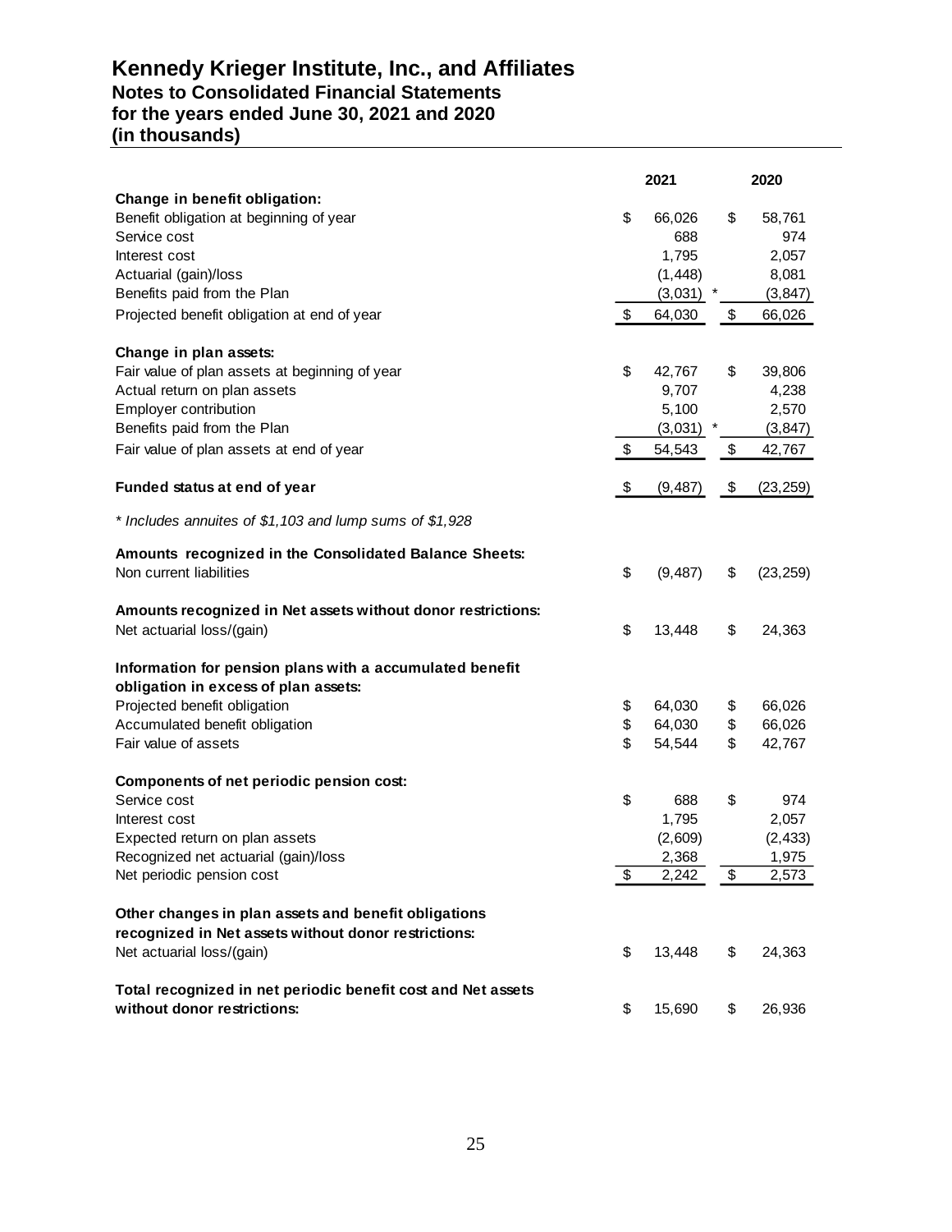# Kennedy Krieger Institute, Inc., and Affiliates
## Notes to Consolidated Financial Statements
## for the years ended June 30, 2021 and 2020
## (in thousands)

| | 2021 | 2020 |
|---|---|---|
| **Change in benefit obligation:** | | |
| Benefit obligation at beginning of year | $ 66,026 | $ 58,761 |
| Service cost | 688 | 974 |
| Interest cost | 1,795 | 2,057 |
| Actuarial (gain)/loss | (1,448) | 8,081 |
| Benefits paid from the Plan | (3,031) * | (3,847) |
| Projected benefit obligation at end of year | $ 64,030 | $ 66,026 |
| **Change in plan assets:** | | |
| Fair value of plan assets at beginning of year | $ 42,767 | $ 39,806 |
| Actual return on plan assets | 9,707 | 4,238 |
| Employer contribution | 5,100 | 2,570 |
| Benefits paid from the Plan | (3,031) * | (3,847) |
| Fair value of plan assets at end of year | $ 54,543 | $ 42,767 |
| **Funded status at end of year** | $ (9,487) | $ (23,259) |

*\* Includes annuites of $1,103 and lump sums of $1,928*

| | 2021 | 2020 |
|---|---|---|
| **Amounts recognized in the Consolidated Balance Sheets:** | | |
| Non current liabilities | $ (9,487) | $ (23,259) |
| **Amounts recognized in Net assets without donor restrictions:** | | |
| Net actuarial loss/(gain) | $ 13,448 | $ 24,363 |
| **Information for pension plans with a accumulated benefit obligation in excess of plan assets:** | | |
| Projected benefit obligation | $ 64,030 | $ 66,026 |
| Accumulated benefit obligation | $ 64,030 | $ 66,026 |
| Fair value of assets | $ 54,544 | $ 42,767 |
| **Components of net periodic pension cost:** | | |
| Service cost | $ 688 | $ 974 |
| Interest cost | 1,795 | 2,057 |
| Expected return on plan assets | (2,609) | (2,433) |
| Recognized net actuarial (gain)/loss | 2,368 | 1,975 |
| Net periodic pension cost | $ 2,242 | $ 2,573 |
| **Other changes in plan assets and benefit obligations recognized in Net assets without donor restrictions:** | | |
| Net actuarial loss/(gain) | $ 13,448 | $ 24,363 |
| **Total recognized in net periodic benefit cost and Net assets without donor restrictions:** | $ 15,690 | $ 26,936 |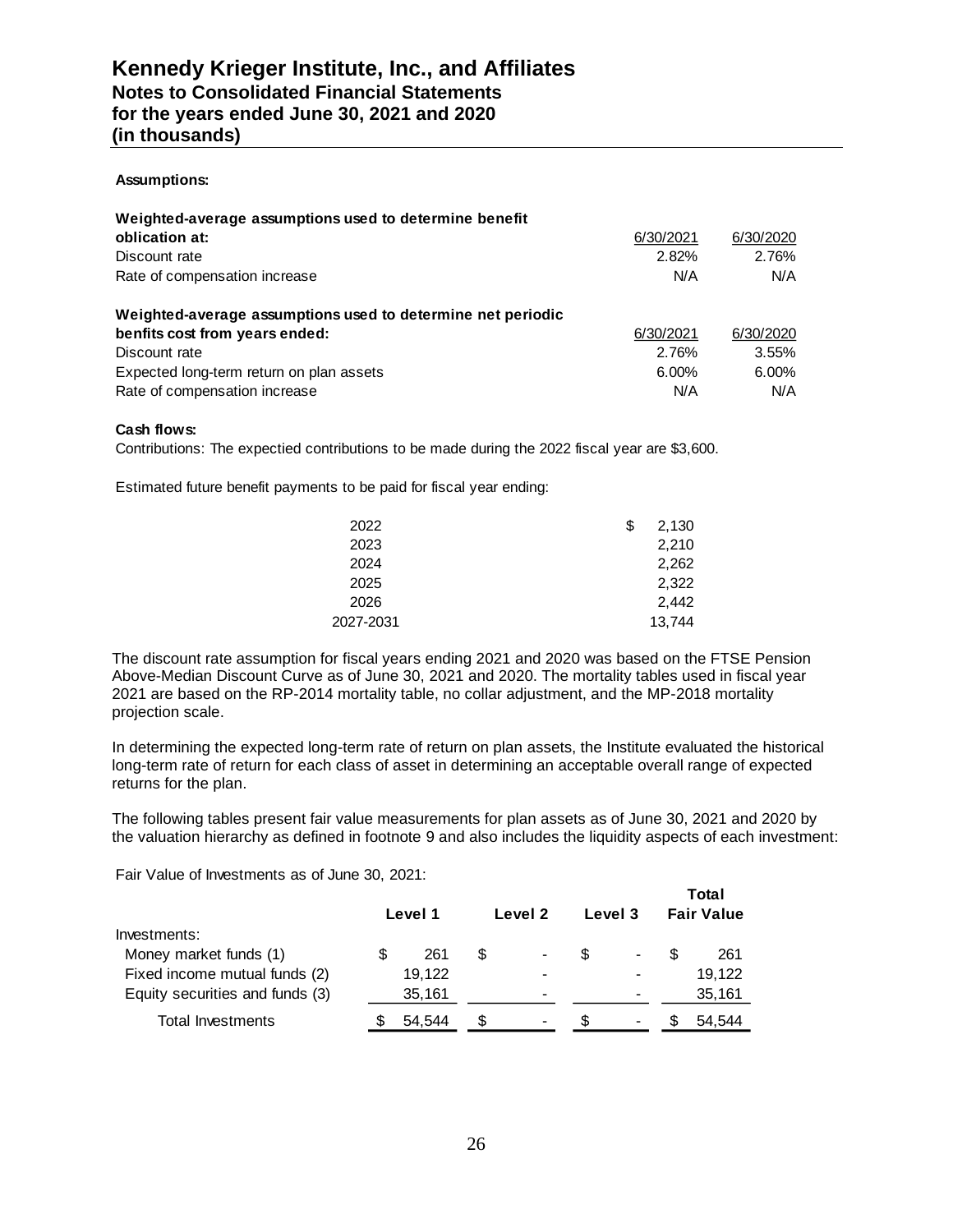# Kennedy Krieger Institute, Inc., and Affiliates
## Notes to Consolidated Financial Statements
## for the years ended June 30, 2021 and 2020
## (in thousands)

**Assumptions:**

| **Weighted-average assumptions used to determine benefit oblication at:** | 6/30/2021 | 6/30/2020 |
|---|---|---|
| Discount rate | 2.82% | 2.76% |
| Rate of compensation increase | N/A | N/A |

| **Weighted-average assumptions used to determine net periodic benfits cost from years ended:** | 6/30/2021 | 6/30/2020 |
|---|---|---|
| Discount rate | 2.76% | 3.55% |
| Expected long-term return on plan assets | 6.00% | 6.00% |
| Rate of compensation increase | N/A | N/A |

**Cash flows:**

Contributions: The expectied contributions to be made during the 2022 fiscal year are $3,600.

Estimated future benefit payments to be paid for fiscal year ending:

| | |
|---|---|
| 2022 | $ 2,130 |
| 2023 | 2,210 |
| 2024 | 2,262 |
| 2025 | 2,322 |
| 2026 | 2,442 |
| 2027-2031 | 13,744 |

The discount rate assumption for fiscal years ending 2021 and 2020 was based on the FTSE Pension Above-Median Discount Curve as of June 30, 2021 and 2020. The mortality tables used in fiscal year 2021 are based on the RP-2014 mortality table, no collar adjustment, and the MP-2018 mortality projection scale.

In determining the expected long-term rate of return on plan assets, the Institute evaluated the historical long-term rate of return for each class of asset in determining an acceptable overall range of expected returns for the plan.

The following tables present fair value measurements for plan assets as of June 30, 2021 and 2020 by the valuation hierarchy as defined in footnote 9 and also includes the liquidity aspects of each investment:

Fair Value of Investments as of June 30, 2021:

| | Level 1 | Level 2 | Level 3 | Total Fair Value |
|---|---|---|---|---|
| Investments: | | | | |
| Money market funds (1) | $ 261 | $ - | $ - | $ 261 |
| Fixed income mutual funds (2) | 19,122 | - | - | 19,122 |
| Equity securities and funds (3) | 35,161 | - | - | 35,161 |
| Total Investments | $ 54,544 | $ - | $ - | $ 54,544 |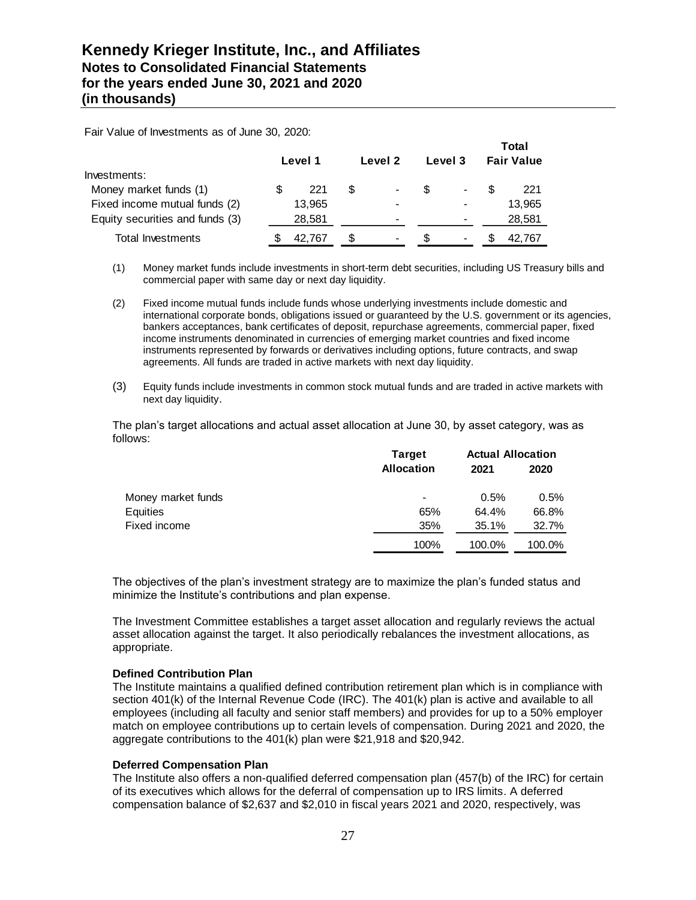Fair Value of Investments as of June 30, 2020:

| | Level 1 | Level 2 | Level 3 | Total Fair Value |
|---|---|---|---|---|
| Investments: | | | | |
| Money market funds (1) | $ 221 | $ - | $ - | $ 221 |
| Fixed income mutual funds (2) | 13,965 | - | - | 13,965 |
| Equity securities and funds (3) | 28,581 | - | - | 28,581 |
| Total Investments | $ 42,767 | $ - | $ - | $ 42,767 |

(1) Money market funds include investments in short-term debt securities, including US Treasury bills and commercial paper with same day or next day liquidity.

(2) Fixed income mutual funds include funds whose underlying investments include domestic and international corporate bonds, obligations issued or guaranteed by the U.S. government or its agencies, bankers acceptances, bank certificates of deposit, repurchase agreements, commercial paper, fixed income instruments denominated in currencies of emerging market countries and fixed income instruments represented by forwards or derivatives including options, future contracts, and swap agreements. All funds are traded in active markets with next day liquidity.

(3) Equity funds include investments in common stock mutual funds and are traded in active markets with next day liquidity.

The plan's target allocations and actual asset allocation at June 30, by asset category, was as follows:

| | Target Allocation | Actual Allocation 2021 | Actual Allocation 2020 |
|---|---|---|---|
| Money market funds | - | 0.5% | 0.5% |
| Equities | 65% | 64.4% | 66.8% |
| Fixed income | 35% | 35.1% | 32.7% |
| | 100% | 100.0% | 100.0% |

The objectives of the plan's investment strategy are to maximize the plan's funded status and minimize the Institute's contributions and plan expense.

The Investment Committee establishes a target asset allocation and regularly reviews the actual asset allocation against the target. It also periodically rebalances the investment allocations, as appropriate.

**Defined Contribution Plan**

The Institute maintains a qualified defined contribution retirement plan which is in compliance with section 401(k) of the Internal Revenue Code (IRC). The 401(k) plan is active and available to all employees (including all faculty and senior staff members) and provides for up to a 50% employer match on employee contributions up to certain levels of compensation. During 2021 and 2020, the aggregate contributions to the 401(k) plan were $21,918 and $20,942.

**Deferred Compensation Plan**

The Institute also offers a non-qualified deferred compensation plan (457(b) of the IRC) for certain of its executives which allows for the deferral of compensation up to IRS limits. A deferred compensation balance of $2,637 and $2,010 in fiscal years 2021 and 2020, respectively, was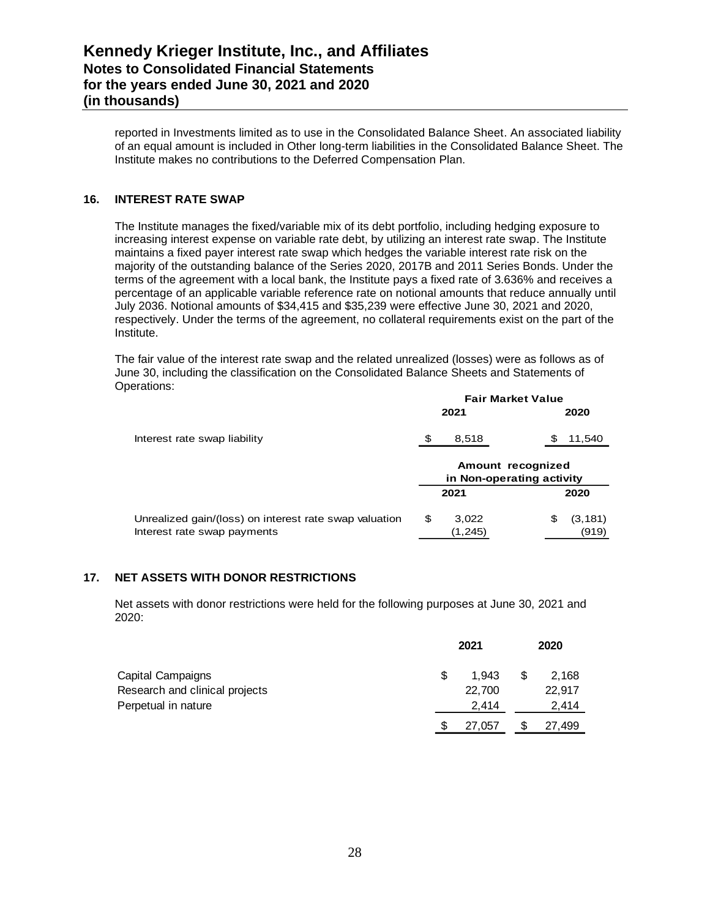reported in Investments limited as to use in the Consolidated Balance Sheet. An associated liability of an equal amount is included in Other long-term liabilities in the Consolidated Balance Sheet. The Institute makes no contributions to the Deferred Compensation Plan.

## 16. INTEREST RATE SWAP

The Institute manages the fixed/variable mix of its debt portfolio, including hedging exposure to increasing interest expense on variable rate debt, by utilizing an interest rate swap. The Institute maintains a fixed payer interest rate swap which hedges the variable interest rate risk on the majority of the outstanding balance of the Series 2020, 2017B and 2011 Series Bonds. Under the terms of the agreement with a local bank, the Institute pays a fixed rate of 3.636% and receives a percentage of an applicable variable reference rate on notional amounts that reduce annually until July 2036. Notional amounts of $34,415 and $35,239 were effective June 30, 2021 and 2020, respectively. Under the terms of the agreement, no collateral requirements exist on the part of the Institute.

The fair value of the interest rate swap and the related unrealized (losses) were as follows as of June 30, including the classification on the Consolidated Balance Sheets and Statements of Operations:

| | Fair Market Value | |
|---|---|---|
| | 2021 | 2020 |
| Interest rate swap liability | $ 8,518 | $ 11,540 |

| | Amount recognized in Non-operating activity | |
|---|---|---|
| | 2021 | 2020 |
| Unrealized gain/(loss) on interest rate swap valuation | $ 3,022 | $ (3,181) |
| Interest rate swap payments | (1,245) | (919) |

## 17. NET ASSETS WITH DONOR RESTRICTIONS

Net assets with donor restrictions were held for the following purposes at June 30, 2021 and 2020:

| | 2021 | 2020 |
|---|---|---|
| Capital Campaigns | $ 1,943 | $ 2,168 |
| Research and clinical projects | 22,700 | 22,917 |
| Perpetual in nature | 2,414 | 2,414 |
| | $ 27,057 | $ 27,499 |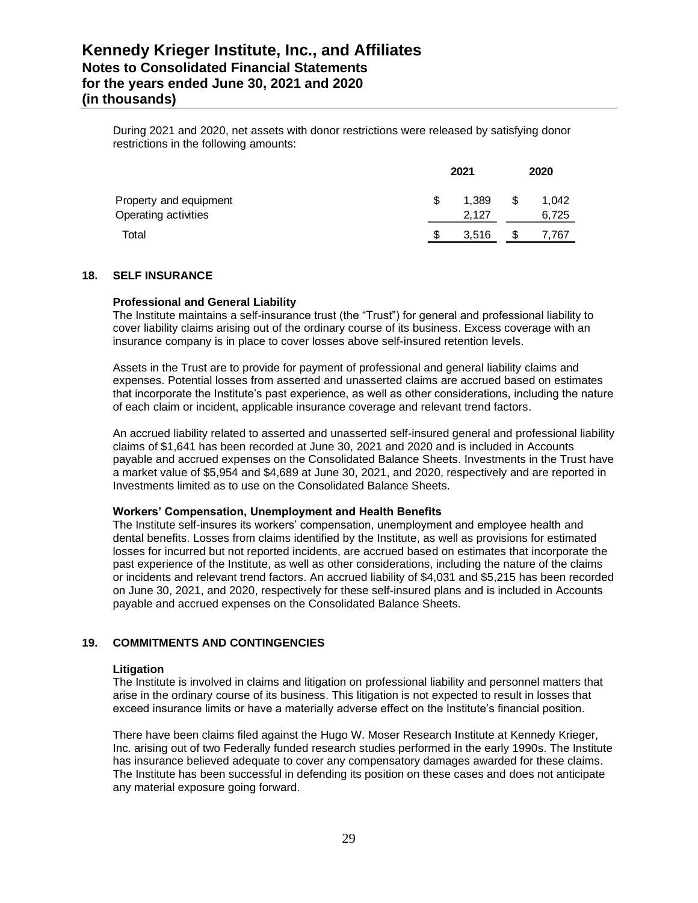During 2021 and 2020, net assets with donor restrictions were released by satisfying donor restrictions in the following amounts:

| | 2021 | 2020 |
|---|---|---|
| Property and equipment | $ 1,389 | $ 1,042 |
| Operating activities | 2,127 | 6,725 |
| Total | $ 3,516 | $ 7,767 |

## 18. SELF INSURANCE

**Professional and General Liability**

The Institute maintains a self-insurance trust (the "Trust") for general and professional liability to cover liability claims arising out of the ordinary course of its business. Excess coverage with an insurance company is in place to cover losses above self-insured retention levels.

Assets in the Trust are to provide for payment of professional and general liability claims and expenses. Potential losses from asserted and unasserted claims are accrued based on estimates that incorporate the Institute's past experience, as well as other considerations, including the nature of each claim or incident, applicable insurance coverage and relevant trend factors.

An accrued liability related to asserted and unasserted self-insured general and professional liability claims of $1,641 has been recorded at June 30, 2021 and 2020 and is included in Accounts payable and accrued expenses on the Consolidated Balance Sheets. Investments in the Trust have a market value of $5,954 and $4,689 at June 30, 2021, and 2020, respectively and are reported in Investments limited as to use on the Consolidated Balance Sheets.

**Workers' Compensation, Unemployment and Health Benefits**

The Institute self-insures its workers' compensation, unemployment and employee health and dental benefits. Losses from claims identified by the Institute, as well as provisions for estimated losses for incurred but not reported incidents, are accrued based on estimates that incorporate the past experience of the Institute, as well as other considerations, including the nature of the claims or incidents and relevant trend factors. An accrued liability of $4,031 and $5,215 has been recorded on June 30, 2021, and 2020, respectively for these self-insured plans and is included in Accounts payable and accrued expenses on the Consolidated Balance Sheets.

## 19. COMMITMENTS AND CONTINGENCIES

**Litigation**

The Institute is involved in claims and litigation on professional liability and personnel matters that arise in the ordinary course of its business. This litigation is not expected to result in losses that exceed insurance limits or have a materially adverse effect on the Institute's financial position.

There have been claims filed against the Hugo W. Moser Research Institute at Kennedy Krieger, Inc. arising out of two Federally funded research studies performed in the early 1990s. The Institute has insurance believed adequate to cover any compensatory damages awarded for these claims. The Institute has been successful in defending its position on these cases and does not anticipate any material exposure going forward.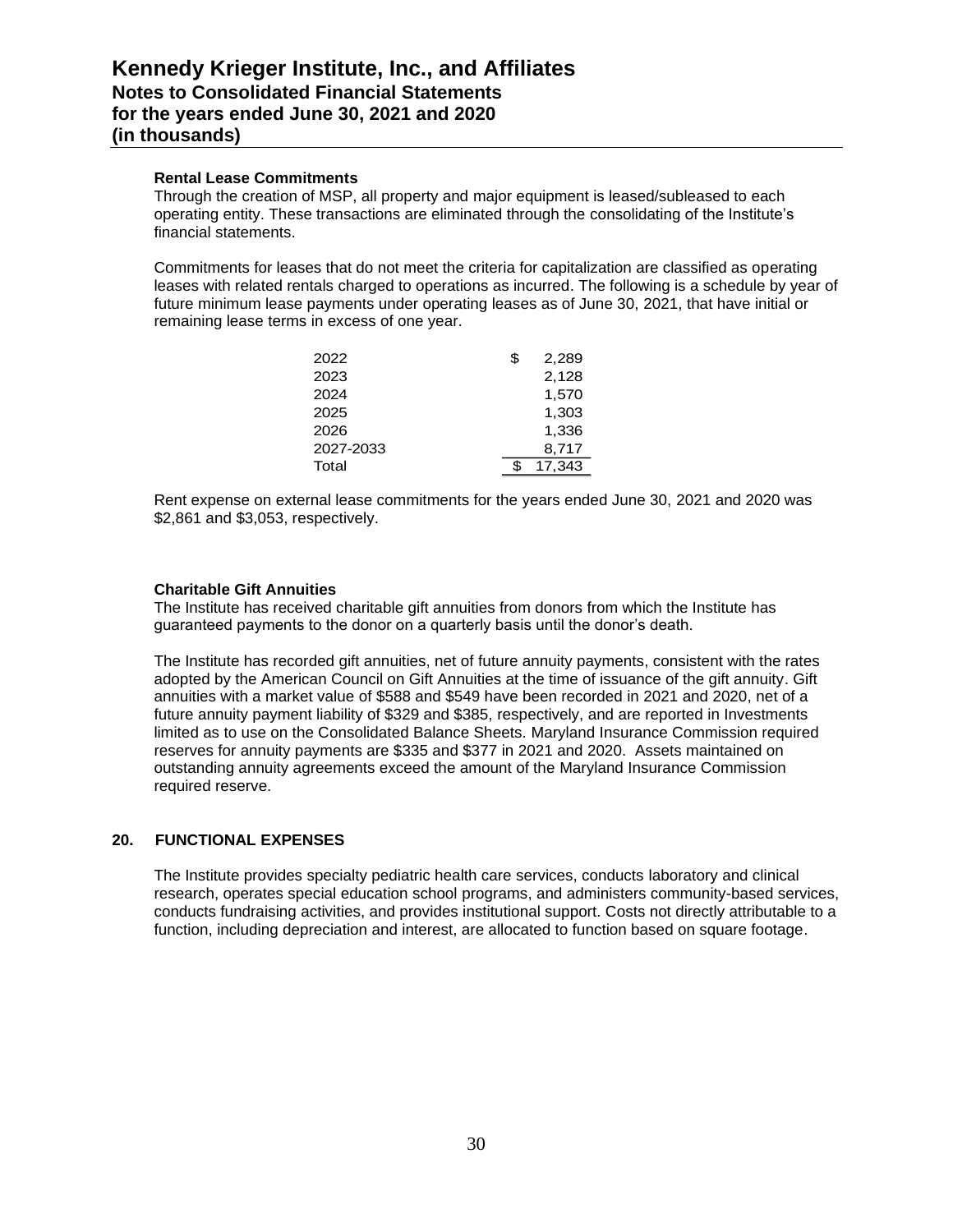#### Rental Lease Commitments

Through the creation of MSP, all property and major equipment is leased/subleased to each operating entity. These transactions are eliminated through the consolidating of the Institute's financial statements.

Commitments for leases that do not meet the criteria for capitalization are classified as operating leases with related rentals charged to operations as incurred. The following is a schedule by year of future minimum lease payments under operating leases as of June 30, 2021, that have initial or remaining lease terms in excess of one year.

| | |
|---|---|
| 2022 | $ 2,289 |
| 2023 | 2,128 |
| 2024 | 1,570 |
| 2025 | 1,303 |
| 2026 | 1,336 |
| 2027-2033 | 8,717 |
| Total | $ 17,343 |

Rent expense on external lease commitments for the years ended June 30, 2021 and 2020 was $2,861 and $3,053, respectively.

#### Charitable Gift Annuities

The Institute has received charitable gift annuities from donors from which the Institute has guaranteed payments to the donor on a quarterly basis until the donor's death.

The Institute has recorded gift annuities, net of future annuity payments, consistent with the rates adopted by the American Council on Gift Annuities at the time of issuance of the gift annuity. Gift annuities with a market value of $588 and $549 have been recorded in 2021 and 2020, net of a future annuity payment liability of $329 and $385, respectively, and are reported in Investments limited as to use on the Consolidated Balance Sheets. Maryland Insurance Commission required reserves for annuity payments are $335 and $377 in 2021 and 2020. Assets maintained on outstanding annuity agreements exceed the amount of the Maryland Insurance Commission required reserve.

## 20. FUNCTIONAL EXPENSES

The Institute provides specialty pediatric health care services, conducts laboratory and clinical research, operates special education school programs, and administers community-based services, conducts fundraising activities, and provides institutional support. Costs not directly attributable to a function, including depreciation and interest, are allocated to function based on square footage.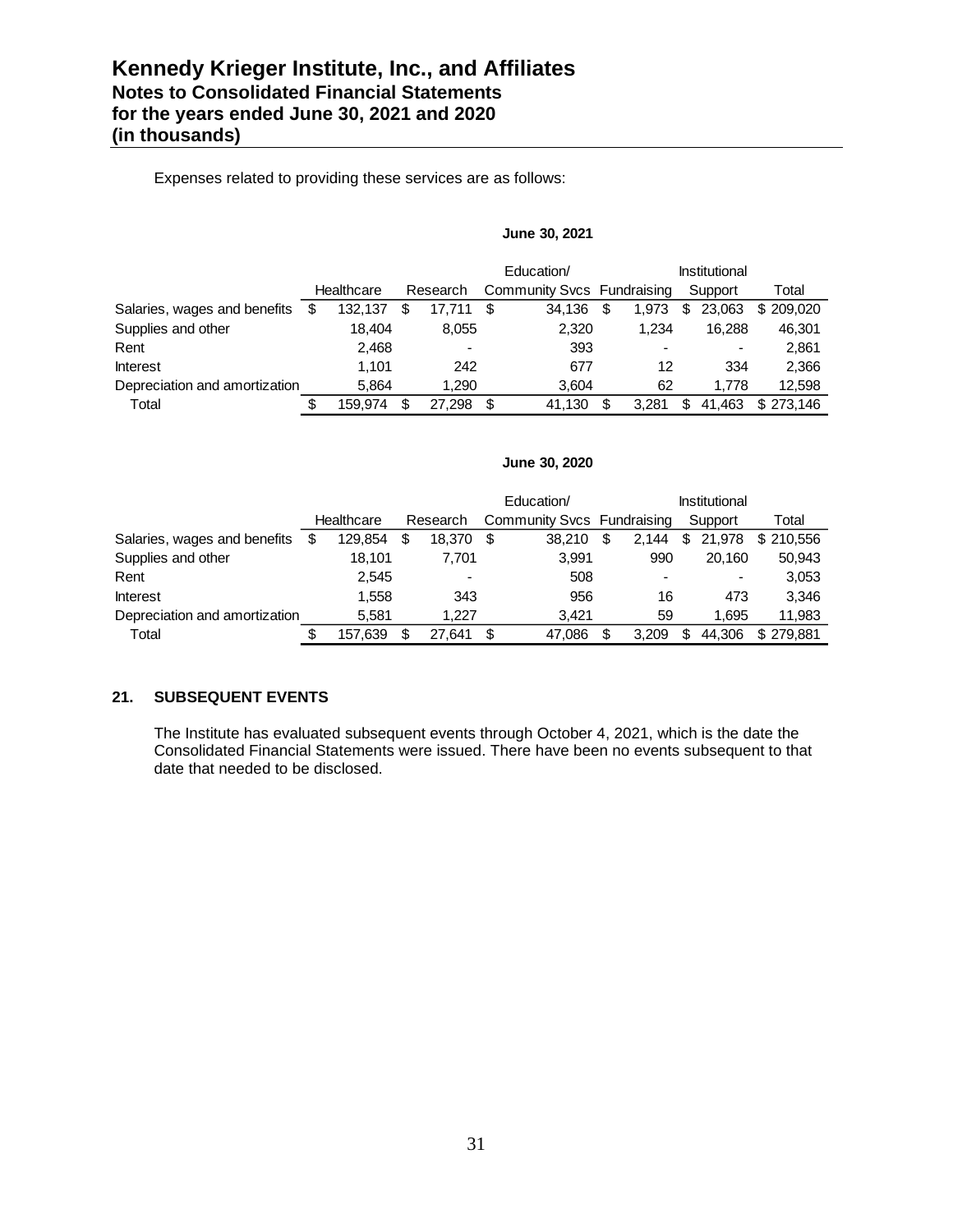# Kennedy Krieger Institute, Inc., and Affiliates
## Notes to Consolidated Financial Statements
## for the years ended June 30, 2021 and 2020
## (in thousands)

Expenses related to providing these services are as follows:

**June 30, 2021**

| | Healthcare | Research | Education/ Community Svcs | Fundraising | Institutional Support | Total |
|---|---|---|---|---|---|---|
| Salaries, wages and benefits | $ 132,137 | $ 17,711 | $ 34,136 | $ 1,973 | $ 23,063 | $ 209,020 |
| Supplies and other | 18,404 | 8,055 | 2,320 | 1,234 | 16,288 | 46,301 |
| Rent | 2,468 | - | 393 | - | - | 2,861 |
| Interest | 1,101 | 242 | 677 | 12 | 334 | 2,366 |
| Depreciation and amortization | 5,864 | 1,290 | 3,604 | 62 | 1,778 | 12,598 |
| Total | $ 159,974 | $ 27,298 | $ 41,130 | $ 3,281 | $ 41,463 | $ 273,146 |

**June 30, 2020**

| | Healthcare | Research | Education/ Community Svcs | Fundraising | Institutional Support | Total |
|---|---|---|---|---|---|---|
| Salaries, wages and benefits | $ 129,854 | $ 18,370 | $ 38,210 | $ 2,144 | $ 21,978 | $ 210,556 |
| Supplies and other | 18,101 | 7,701 | 3,991 | 990 | 20,160 | 50,943 |
| Rent | 2,545 | - | 508 | - | - | 3,053 |
| Interest | 1,558 | 343 | 956 | 16 | 473 | 3,346 |
| Depreciation and amortization | 5,581 | 1,227 | 3,421 | 59 | 1,695 | 11,983 |
| Total | $ 157,639 | $ 27,641 | $ 47,086 | $ 3,209 | $ 44,306 | $ 279,881 |

### 21. SUBSEQUENT EVENTS

The Institute has evaluated subsequent events through October 4, 2021, which is the date the Consolidated Financial Statements were issued. There have been no events subsequent to that date that needed to be disclosed.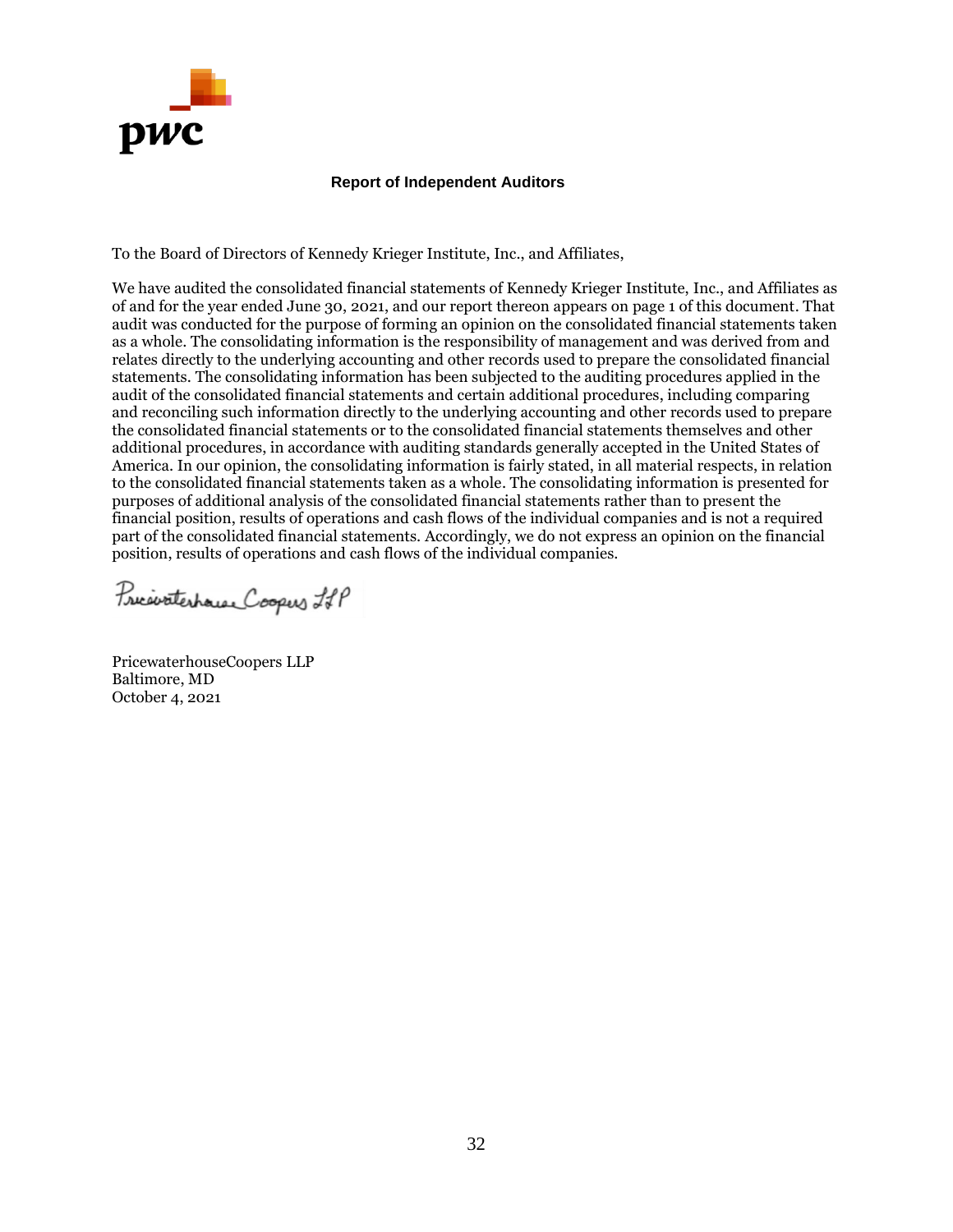## Report of Independent Auditors

To the Board of Directors of Kennedy Krieger Institute, Inc., and Affiliates,

We have audited the consolidated financial statements of Kennedy Krieger Institute, Inc., and Affiliates as of and for the year ended June 30, 2021, and our report thereon appears on page 1 of this document. That audit was conducted for the purpose of forming an opinion on the consolidated financial statements taken as a whole. The consolidating information is the responsibility of management and was derived from and relates directly to the underlying accounting and other records used to prepare the consolidated financial statements. The consolidating information has been subjected to the auditing procedures applied in the audit of the consolidated financial statements and certain additional procedures, including comparing and reconciling such information directly to the underlying accounting and other records used to prepare the consolidated financial statements or to the consolidated financial statements themselves and other additional procedures, in accordance with auditing standards generally accepted in the United States of America. In our opinion, the consolidating information is fairly stated, in all material respects, in relation to the consolidated financial statements taken as a whole. The consolidating information is presented for purposes of additional analysis of the consolidated financial statements rather than to present the financial position, results of operations and cash flows of the individual companies and is not a required part of the consolidated financial statements. Accordingly, we do not express an opinion on the financial position, results of operations and cash flows of the individual companies.

PricewaterhouseCoopers LLP

PricewaterhouseCoopers LLP
Baltimore, MD
October 4, 2021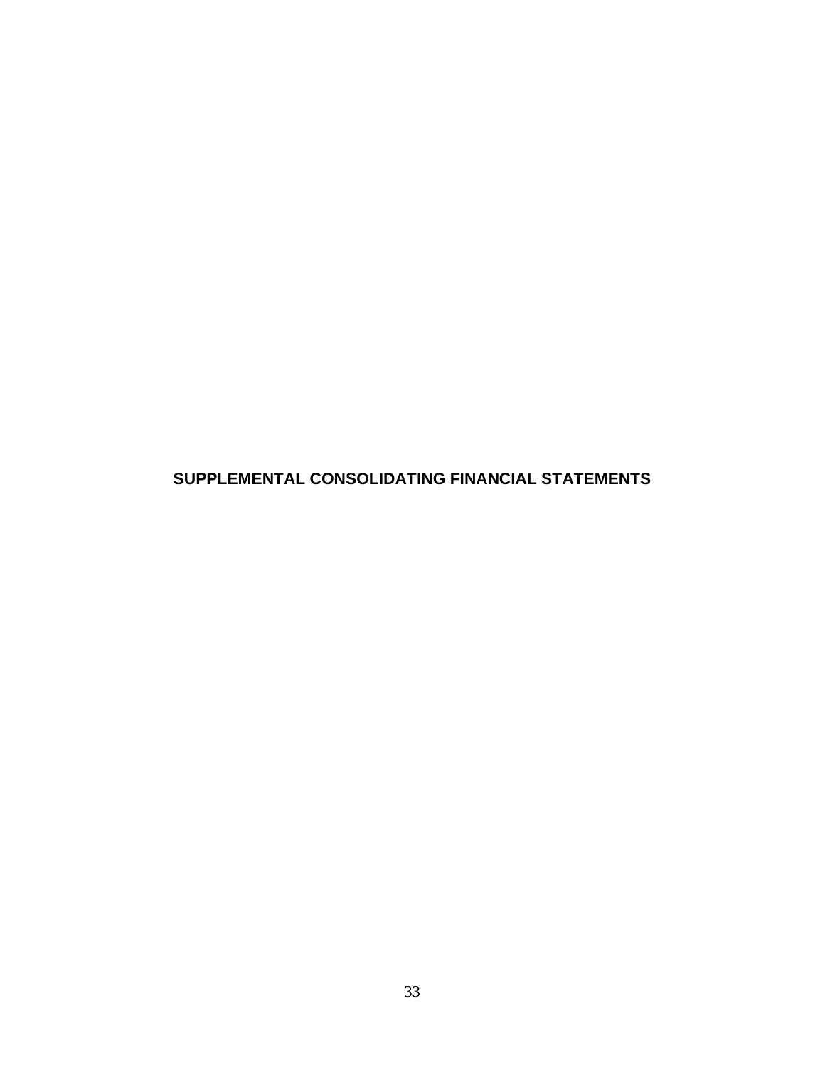# SUPPLEMENTAL CONSOLIDATING FINANCIAL STATEMENTS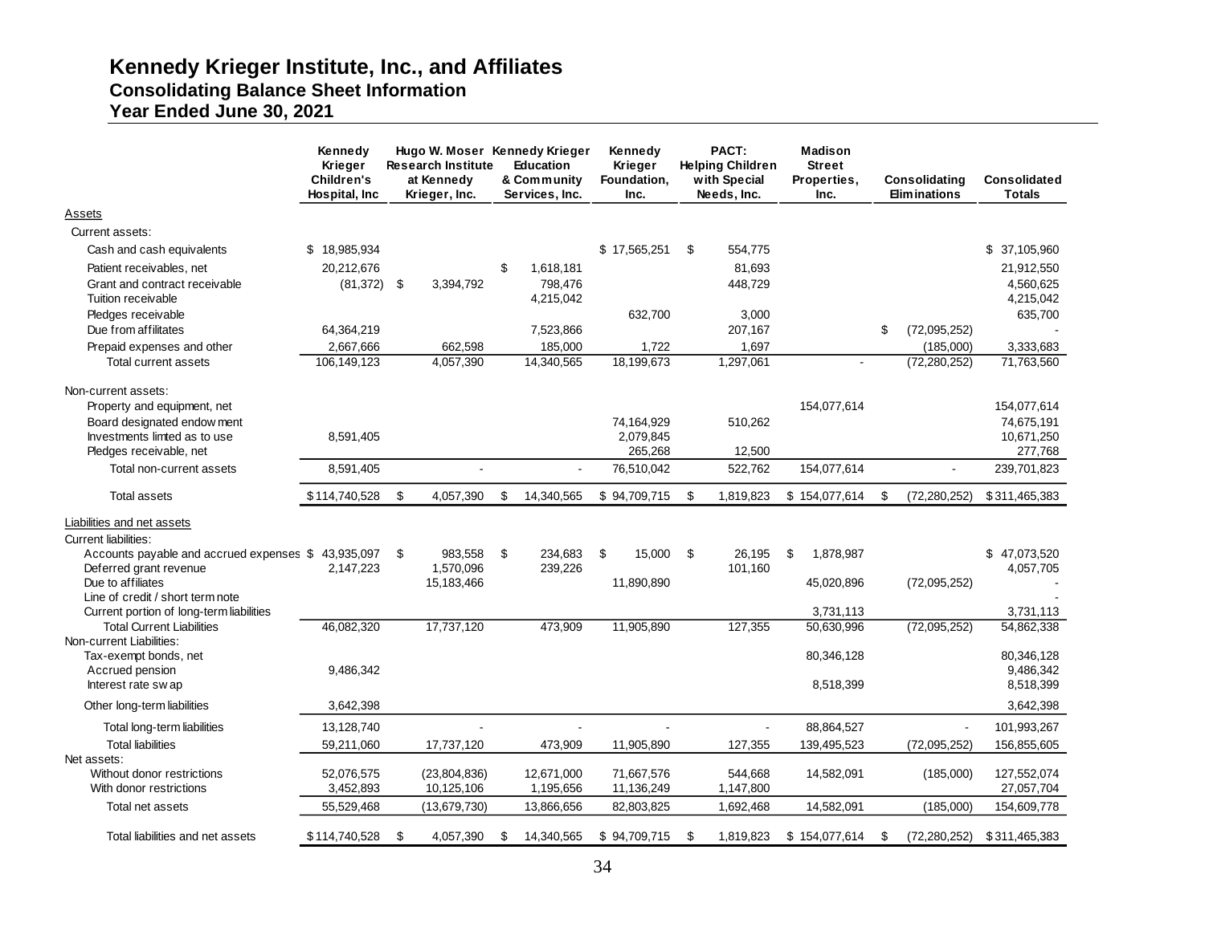# Kennedy Krieger Institute, Inc., and Affiliates
## Consolidating Balance Sheet Information
## Year Ended June 30, 2021

| | Kennedy Krieger Children's Hospital, Inc | Hugo W. Moser Research Institute at Kennedy Krieger, Inc. | Kennedy Krieger Education & Community Services, Inc. | Kennedy Krieger Foundation, Inc. | PACT: Helping Children with Special Needs, Inc. | Madison Street Properties, Inc. | Consolidating Eliminations | Consolidated Totals |
|---|---|---|---|---|---|---|---|---|
| Assets | | | | | | | | |
| Current assets: | | | | | | | | |
| Cash and cash equivalents | $ 18,985,934 | | | $ 17,565,251 | $ 554,775 | | | $ 37,105,960 |
| Patient receivables, net | 20,212,676 | | $ 1,618,181 | | 81,693 | | | 21,912,550 |
| Grant and contract receivable | (81,372) | $ 3,394,792 | 798,476 | | 448,729 | | | 4,560,625 |
| Tuition receivable | | | 4,215,042 | | | | | 4,215,042 |
| Pledges receivable | | | | 632,700 | 3,000 | | | 635,700 |
| Due from affiliates | 64,364,219 | | 7,523,866 | | 207,167 | | $ (72,095,252) | - |
| Prepaid expenses and other | 2,667,666 | 662,598 | 185,000 | 1,722 | 1,697 | | (185,000) | 3,333,683 |
| Total current assets | 106,149,123 | 4,057,390 | 14,340,565 | 18,199,673 | 1,297,061 | - | (72,280,252) | 71,763,560 |
| Non-current assets: | | | | | | | | |
| Property and equipment, net | | | | | | 154,077,614 | | 154,077,614 |
| Board designated endowment | | | | 74,164,929 | 510,262 | | | 74,675,191 |
| Investments limted as to use | 8,591,405 | | | 2,079,845 | | | | 10,671,250 |
| Pledges receivable, net | | | | 265,268 | 12,500 | | | 277,768 |
| Total non-current assets | 8,591,405 | - | - | 76,510,042 | 522,762 | 154,077,614 | - | 239,701,823 |
| Total assets | $ 114,740,528 | $ 4,057,390 | $ 14,340,565 | $ 94,709,715 | $ 1,819,823 | $ 154,077,614 | $ (72,280,252) | $ 311,465,383 |
| Liabilities and net assets | | | | | | | | |
| Current liabilities: | | | | | | | | |
| Accounts payable and accrued expenses | $ 43,935,097 | $ 983,558 | $ 234,683 | $ 15,000 | $ 26,195 | $ 1,878,987 | | $ 47,073,520 |
| Deferred grant revenue | 2,147,223 | 1,570,096 | 239,226 | | 101,160 | | | 4,057,705 |
| Due to affiliates | | 15,183,466 | | 11,890,890 | | 45,020,896 | (72,095,252) | - |
| Line of credit / short term note | | | | | | | | - |
| Current portion of long-term liabilities | | | | | | 3,731,113 | | 3,731,113 |
| Total Current Liabilities | 46,082,320 | 17,737,120 | 473,909 | 11,905,890 | 127,355 | 50,630,996 | (72,095,252) | 54,862,338 |
| Non-current Liabilities: | | | | | | | | |
| Tax-exempt bonds, net | | | | | | 80,346,128 | | 80,346,128 |
| Accrued pension | 9,486,342 | | | | | | | 9,486,342 |
| Interest rate swap | | | | | | 8,518,399 | | 8,518,399 |
| Other long-term liabilities | 3,642,398 | | | | | | | 3,642,398 |
| Total long-term liabilities | 13,128,740 | - | - | - | - | 88,864,527 | - | 101,993,267 |
| Total liabilities | 59,211,060 | 17,737,120 | 473,909 | 11,905,890 | 127,355 | 139,495,523 | (72,095,252) | 156,855,605 |
| Net assets: | | | | | | | | |
| Without donor restrictions | 52,076,575 | (23,804,836) | 12,671,000 | 71,667,576 | 544,668 | 14,582,091 | (185,000) | 127,552,074 |
| With donor restrictions | 3,452,893 | 10,125,106 | 1,195,656 | 11,136,249 | 1,147,800 | | | 27,057,704 |
| Total net assets | 55,529,468 | (13,679,730) | 13,866,656 | 82,803,825 | 1,692,468 | 14,582,091 | (185,000) | 154,609,778 |
| Total liabilities and net assets | $ 114,740,528 | $ 4,057,390 | $ 14,340,565 | $ 94,709,715 | $ 1,819,823 | $ 154,077,614 | $ (72,280,252) | $ 311,465,383 |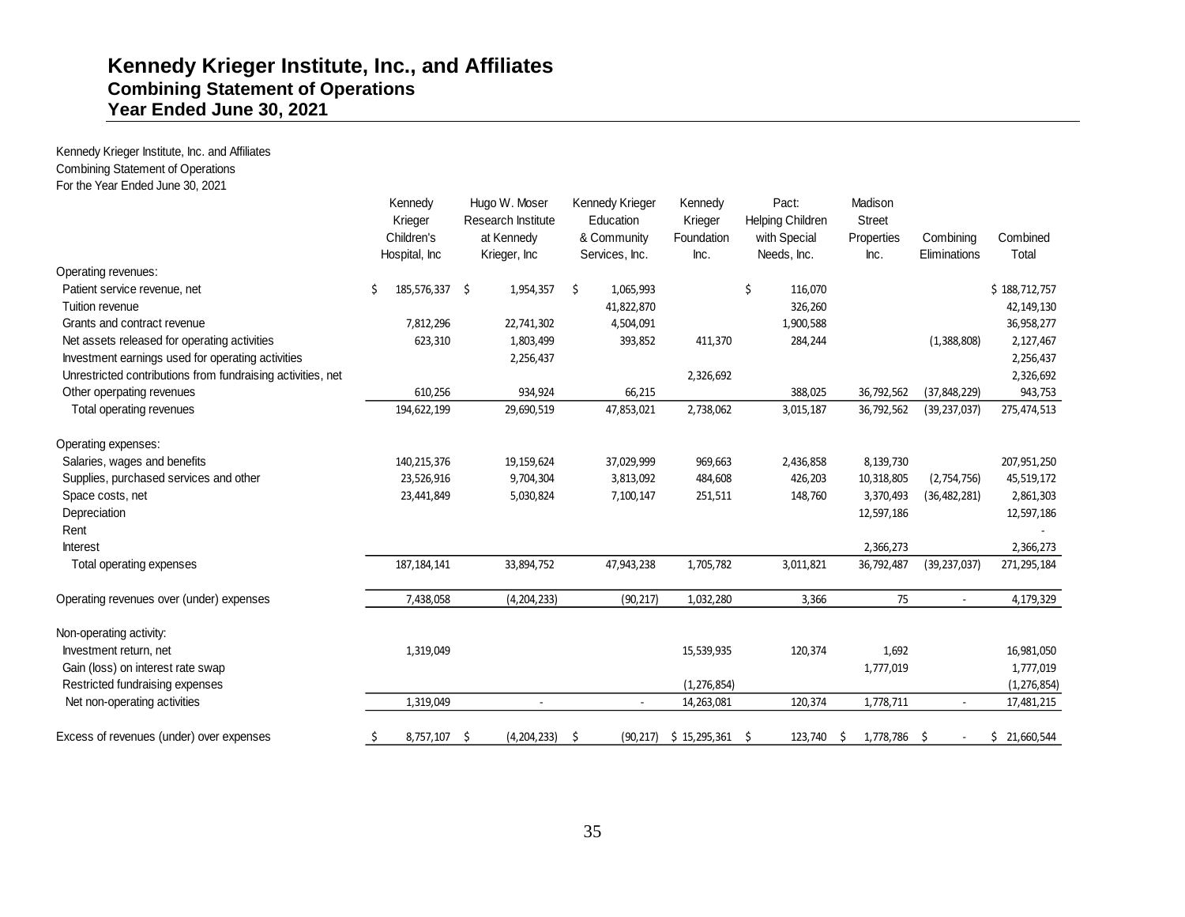# Kennedy Krieger Institute, Inc., and Affiliates
## Combining Statement of Operations
## Year Ended June 30, 2021

Kennedy Krieger Institute, Inc. and Affiliates
Combining Statement of Operations
For the Year Ended June 30, 2021

| | Kennedy Krieger Children's Hospital, Inc | Hugo W. Moser Research Institute at Kennedy Krieger, Inc | Kennedy Krieger Education & Community Services, Inc. | Kennedy Krieger Foundation Inc. | Pact: Helping Children with Special Needs, Inc. | Madison Street Properties Inc. | Combining Eliminations | Combined Total |
|---|---|---|---|---|---|---|---|---|
| Operating revenues: | | | | | | | | |
| Patient service revenue, net | $ 185,576,337 | $ 1,954,357 | $ 1,065,993 | | $ 116,070 | | | $ 188,712,757 |
| Tuition revenue | | | 41,822,870 | | 326,260 | | | 42,149,130 |
| Grants and contract revenue | 7,812,296 | 22,741,302 | 4,504,091 | | 1,900,588 | | | 36,958,277 |
| Net assets released for operating activities | 623,310 | 1,803,499 | 393,852 | 411,370 | 284,244 | | (1,388,808) | 2,127,467 |
| Investment earnings used for operating activities | | 2,256,437 | | | | | | 2,256,437 |
| Unrestricted contributions from fundraising activities, net | | | | 2,326,692 | | | | 2,326,692 |
| Other operpating revenues | 610,256 | 934,924 | 66,215 | | 388,025 | 36,792,562 | (37,848,229) | 943,753 |
| Total operating revenues | 194,622,199 | 29,690,519 | 47,853,021 | 2,738,062 | 3,015,187 | 36,792,562 | (39,237,037) | 275,474,513 |
| Operating expenses: | | | | | | | | |
| Salaries, wages and benefits | 140,215,376 | 19,159,624 | 37,029,999 | 969,663 | 2,436,858 | 8,139,730 | | 207,951,250 |
| Supplies, purchased services and other | 23,526,916 | 9,704,304 | 3,813,092 | 484,608 | 426,203 | 10,318,805 | (2,754,756) | 45,519,172 |
| Space costs, net | 23,441,849 | 5,030,824 | 7,100,147 | 251,511 | 148,760 | 3,370,493 | (36,482,281) | 2,861,303 |
| Depreciation | | | | | | 12,597,186 | | 12,597,186 |
| Rent | | | | | | | | - |
| Interest | | | | | | 2,366,273 | | 2,366,273 |
| Total operating expenses | 187,184,141 | 33,894,752 | 47,943,238 | 1,705,782 | 3,011,821 | 36,792,487 | (39,237,037) | 271,295,184 |
| Operating revenues over (under) expenses | 7,438,058 | (4,204,233) | (90,217) | 1,032,280 | 3,366 | 75 | - | 4,179,329 |
| Non-operating activity: | | | | | | | | |
| Investment return, net | 1,319,049 | | | 15,539,935 | 120,374 | 1,692 | | 16,981,050 |
| Gain (loss) on interest rate swap | | | | | | 1,777,019 | | 1,777,019 |
| Restricted fundraising expenses | | | | (1,276,854) | | | | (1,276,854) |
| Net non-operating activities | 1,319,049 | - | - | 14,263,081 | 120,374 | 1,778,711 | - | 17,481,215 |
| Excess of revenues (under) over expenses | $ 8,757,107 | $ (4,204,233) | $ (90,217) | $ 15,295,361 | $ 123,740 | $ 1,778,786 | $ - | $ 21,660,544 |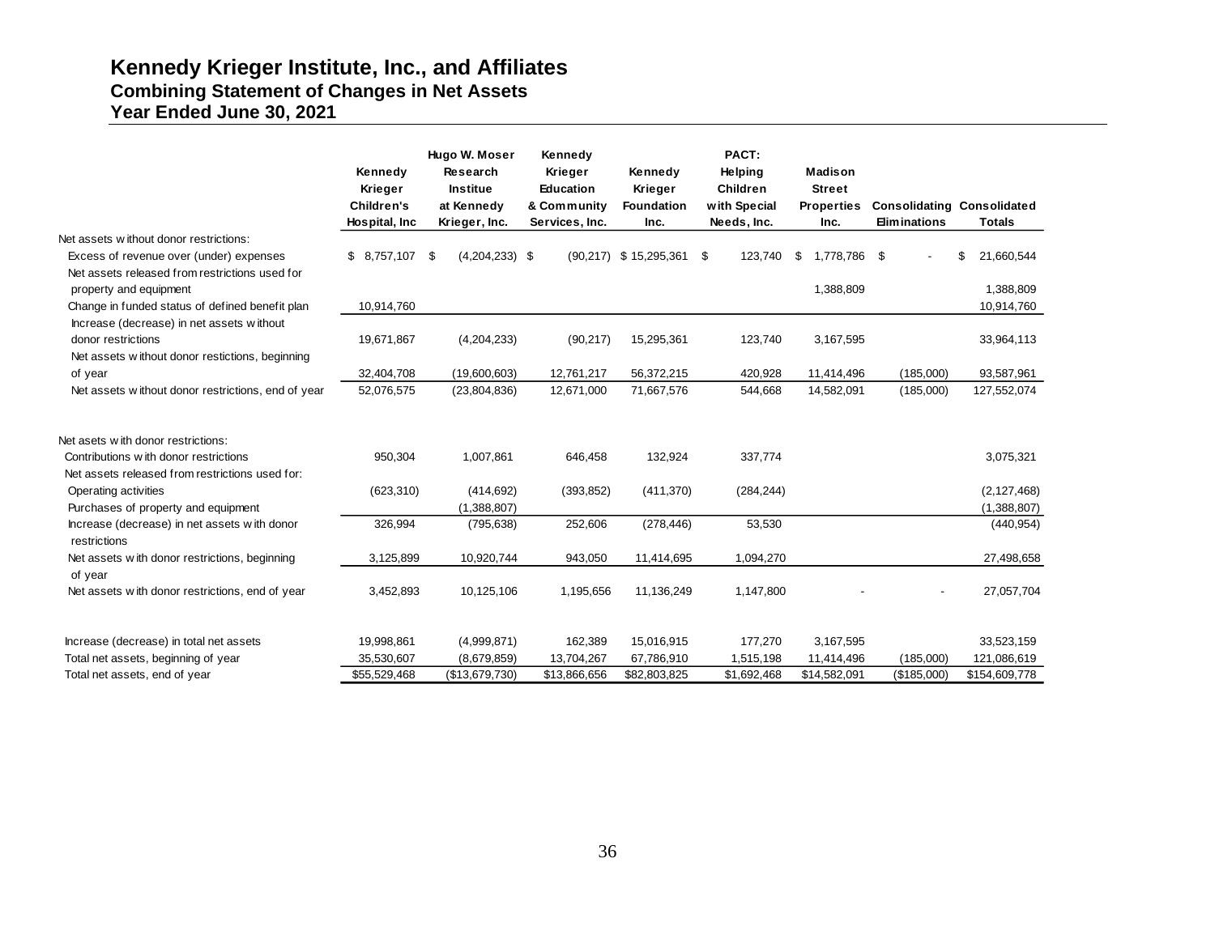# Kennedy Krieger Institute, Inc., and Affiliates
## Combining Statement of Changes in Net Assets
## Year Ended June 30, 2021

| | Kennedy Krieger Children's Hospital, Inc | Hugo W. Moser Research Institue at Kennedy Krieger, Inc. | Kennedy Krieger Education & Community Services, Inc. | Kennedy Krieger Foundation Inc. | PACT: Helping Children with Special Needs, Inc. | Madison Street Properties Inc. | Consolidating Eliminations | Consolidated Totals |
|---|---|---|---|---|---|---|---|---|
| Net assets without donor restrictions: | | | | | | | | |
| Excess of revenue over (under) expenses | $ 8,757,107 | $ (4,204,233) | $ (90,217) | $ 15,295,361 | $ 123,740 | $ 1,778,786 | $ - | $ 21,660,544 |
| Net assets released from restrictions used for property and equipment | | | | | | 1,388,809 | | 1,388,809 |
| Change in funded status of defined benefit plan | 10,914,760 | | | | | | | 10,914,760 |
| Increase (decrease) in net assets without donor restrictions | 19,671,867 | (4,204,233) | (90,217) | 15,295,361 | 123,740 | 3,167,595 | | 33,964,113 |
| Net assets without donor restictions, beginning of year | 32,404,708 | (19,600,603) | 12,761,217 | 56,372,215 | 420,928 | 11,414,496 | (185,000) | 93,587,961 |
| Net assets without donor restrictions, end of year | 52,076,575 | (23,804,836) | 12,671,000 | 71,667,576 | 544,668 | 14,582,091 | (185,000) | 127,552,074 |
| Net asets with donor restrictions: | | | | | | | | |
| Contributions with donor restrictions | 950,304 | 1,007,861 | 646,458 | 132,924 | 337,774 | | | 3,075,321 |
| Net assets released from restrictions used for: | | | | | | | | |
| Operating activities | (623,310) | (414,692) | (393,852) | (411,370) | (284,244) | | | (2,127,468) |
| Purchases of property and equipment | | (1,388,807) | | | | | | (1,388,807) |
| Increase (decrease) in net assets with donor restrictions | 326,994 | (795,638) | 252,606 | (278,446) | 53,530 | | | (440,954) |
| Net assets with donor restrictions, beginning of year | 3,125,899 | 10,920,744 | 943,050 | 11,414,695 | 1,094,270 | | | 27,498,658 |
| Net assets with donor restrictions, end of year | 3,452,893 | 10,125,106 | 1,195,656 | 11,136,249 | 1,147,800 | - | - | 27,057,704 |
| Increase (decrease) in total net assets | 19,998,861 | (4,999,871) | 162,389 | 15,016,915 | 177,270 | 3,167,595 | | 33,523,159 |
| Total net assets, beginning of year | 35,530,607 | (8,679,859) | 13,704,267 | 67,786,910 | 1,515,198 | 11,414,496 | (185,000) | 121,086,619 |
| Total net assets, end of year | $55,529,468 | ($13,679,730) | $13,866,656 | $82,803,825 | $1,692,468 | $14,582,091 | ($185,000) | $154,609,778 |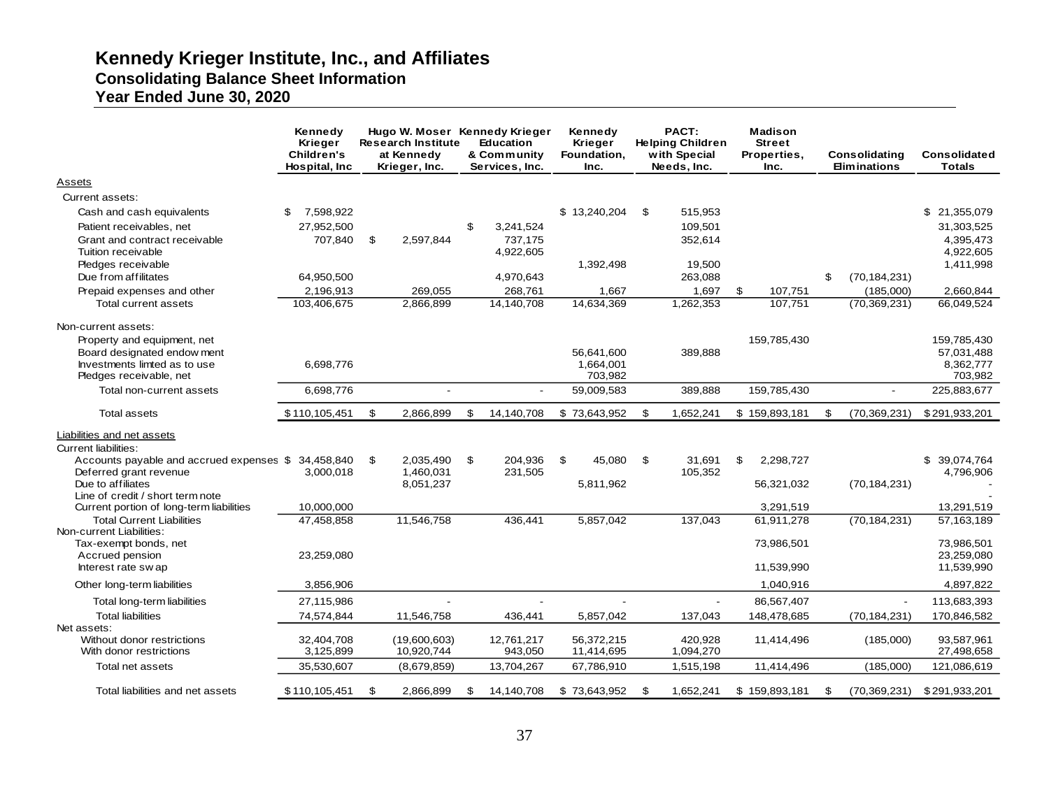# Kennedy Krieger Institute, Inc., and Affiliates
## Consolidating Balance Sheet Information
## Year Ended June 30, 2020

| | Kennedy Krieger Children's Hospital, Inc | Hugo W. Moser Research Institute at Kennedy Krieger, Inc. | Kennedy Krieger Education & Community Services, Inc. | Kennedy Krieger Foundation, Inc. | PACT: Helping Children with Special Needs, Inc. | Madison Street Properties, Inc. | Consolidating Eliminations | Consolidated Totals |
|---|---|---|---|---|---|---|---|---|
| Assets | | | | | | | | |
| Current assets: | | | | | | | | |
| Cash and cash equivalents | $ 7,598,922 | | | $ 13,240,204 | $ 515,953 | | | $ 21,355,079 |
| Patient receivables, net | 27,952,500 | | $ 3,241,524 | | 109,501 | | | 31,303,525 |
| Grant and contract receivable | 707,840 | $ 2,597,844 | 737,175 | | 352,614 | | | 4,395,473 |
| Tuition receivable | | | 4,922,605 | | | | | 4,922,605 |
| Pledges receivable | | | | 1,392,498 | 19,500 | | | 1,411,998 |
| Due from affiliates | 64,950,500 | | 4,970,643 | | 263,088 | | $ (70,184,231) | |
| Prepaid expenses and other | 2,196,913 | 269,055 | 268,761 | 1,667 | 1,697 | $ 107,751 | (185,000) | 2,660,844 |
| Total current assets | 103,406,675 | 2,866,899 | 14,140,708 | 14,634,369 | 1,262,353 | 107,751 | (70,369,231) | 66,049,524 |
| Non-current assets: | | | | | | | | |
| Property and equipment, net | | | | | | 159,785,430 | | 159,785,430 |
| Board designated endowment | | | | 56,641,600 | 389,888 | | | 57,031,488 |
| Investments limted as to use | 6,698,776 | | | 1,664,001 | | | | 8,362,777 |
| Pledges receivable, net | | | | 703,982 | | | | 703,982 |
| Total non-current assets | 6,698,776 | - | - | 59,009,583 | 389,888 | 159,785,430 | - | 225,883,677 |
| Total assets | $ 110,105,451 | $ 2,866,899 | $ 14,140,708 | $ 73,643,952 | $ 1,652,241 | $ 159,893,181 | $ (70,369,231) | $ 291,933,201 |
| Liabilities and net assets | | | | | | | | |
| Current liabilities: | | | | | | | | |
| Accounts payable and accrued expenses | $ 34,458,840 | $ 2,035,490 | $ 204,936 | $ 45,080 | $ 31,691 | $ 2,298,727 | | $ 39,074,764 |
| Deferred grant revenue | 3,000,018 | 1,460,031 | 231,505 | | 105,352 | | | 4,796,906 |
| Due to affiliates | | 8,051,237 | | 5,811,962 | | 56,321,032 | (70,184,231) | - |
| Line of credit / short term note | | | | | | | | - |
| Current portion of long-term liabilities | 10,000,000 | | | | | 3,291,519 | | 13,291,519 |
| Total Current Liabilities | 47,458,858 | 11,546,758 | 436,441 | 5,857,042 | 137,043 | 61,911,278 | (70,184,231) | 57,163,189 |
| Non-current Liabilities: | | | | | | | | |
| Tax-exempt bonds, net | | | | | | 73,986,501 | | 73,986,501 |
| Accrued pension | 23,259,080 | | | | | | | 23,259,080 |
| Interest rate swap | | | | | | 11,539,990 | | 11,539,990 |
| Other long-term liabilities | 3,856,906 | | | | | 1,040,916 | | 4,897,822 |
| Total long-term liabilities | 27,115,986 | - | - | - | - | 86,567,407 | - | 113,683,393 |
| Total liabilities | 74,574,844 | 11,546,758 | 436,441 | 5,857,042 | 137,043 | 148,478,685 | (70,184,231) | 170,846,582 |
| Net assets: | | | | | | | | |
| Without donor restrictions | 32,404,708 | (19,600,603) | 12,761,217 | 56,372,215 | 420,928 | 11,414,496 | (185,000) | 93,587,961 |
| With donor restrictions | 3,125,899 | 10,920,744 | 943,050 | 11,414,695 | 1,094,270 | | | 27,498,658 |
| Total net assets | 35,530,607 | (8,679,859) | 13,704,267 | 67,786,910 | 1,515,198 | 11,414,496 | (185,000) | 121,086,619 |
| Total liabilities and net assets | $ 110,105,451 | $ 2,866,899 | $ 14,140,708 | $ 73,643,952 | $ 1,652,241 | $ 159,893,181 | $ (70,369,231) | $ 291,933,201 |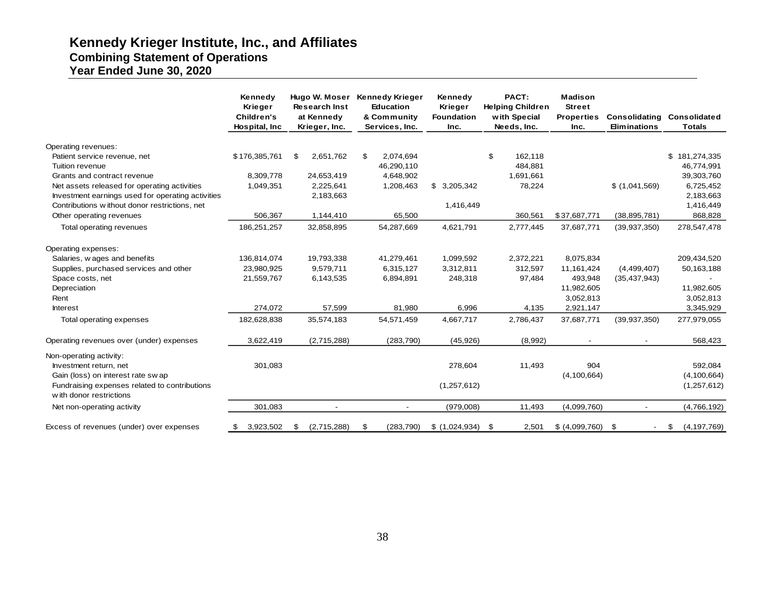# Kennedy Krieger Institute, Inc., and Affiliates
## Combining Statement of Operations
### Year Ended June 30, 2020

| | Kennedy Krieger Children's Hospital, Inc | Hugo W. Moser Research Inst at Kennedy Krieger, Inc. | Kennedy Krieger Education & Community Services, Inc. | Kennedy Krieger Foundation Inc. | PACT: Helping Children with Special Needs, Inc. | Madison Street Properties Inc. | Consolidating Eliminations | Consolidated Totals |
|---|---|---|---|---|---|---|---|---|
| Operating revenues: | | | | | | | | |
| Patient service revenue, net | $ 176,385,761 | $ 2,651,762 | $ 2,074,694 | | $ 162,118 | | | $ 181,274,335 |
| Tuition revenue | | | 46,290,110 | | 484,881 | | | 46,774,991 |
| Grants and contract revenue | 8,309,778 | 24,653,419 | 4,648,902 | | 1,691,661 | | | 39,303,760 |
| Net assets released for operating activities | 1,049,351 | 2,225,641 | 1,208,463 | $ 3,205,342 | 78,224 | | $ (1,041,569) | 6,725,452 |
| Investment earnings used for operating activities | | 2,183,663 | | | | | | 2,183,663 |
| Contributions without donor restrictions, net | | | | 1,416,449 | | | | 1,416,449 |
| Other operating revenues | 506,367 | 1,144,410 | 65,500 | | 360,561 | $ 37,687,771 | (38,895,781) | 868,828 |
| Total operating revenues | 186,251,257 | 32,858,895 | 54,287,669 | 4,621,791 | 2,777,445 | 37,687,771 | (39,937,350) | 278,547,478 |
| Operating expenses: | | | | | | | | |
| Salaries, wages and benefits | 136,814,074 | 19,793,338 | 41,279,461 | 1,099,592 | 2,372,221 | 8,075,834 | | 209,434,520 |
| Supplies, purchased services and other | 23,980,925 | 9,579,711 | 6,315,127 | 3,312,811 | 312,597 | 11,161,424 | (4,499,407) | 50,163,188 |
| Space costs, net | 21,559,767 | 6,143,535 | 6,894,891 | 248,318 | 97,484 | 493,948 | (35,437,943) | - |
| Depreciation | | | | | | 11,982,605 | | 11,982,605 |
| Rent | | | | | | 3,052,813 | | 3,052,813 |
| Interest | 274,072 | 57,599 | 81,980 | 6,996 | 4,135 | 2,921,147 | | 3,345,929 |
| Total operating expenses | 182,628,838 | 35,574,183 | 54,571,459 | 4,667,717 | 2,786,437 | 37,687,771 | (39,937,350) | 277,979,055 |
| Operating revenues over (under) expenses | 3,622,419 | (2,715,288) | (283,790) | (45,926) | (8,992) | - | - | 568,423 |
| Non-operating activity: | | | | | | | | |
| Investment return, net | 301,083 | | | 278,604 | 11,493 | 904 | | 592,084 |
| Gain (loss) on interest rate swap | | | | | | (4,100,664) | | (4,100,664) |
| Fundraising expenses related to contributions with donor restrictions | | | | (1,257,612) | | | | (1,257,612) |
| Net non-operating activity | 301,083 | - | - | (979,008) | 11,493 | (4,099,760) | - | (4,766,192) |
| Excess of revenues (under) over expenses | $ 3,923,502 | $ (2,715,288) | $ (283,790) | $ (1,024,934) | $ 2,501 | $ (4,099,760) | $ - | $ (4,197,769) |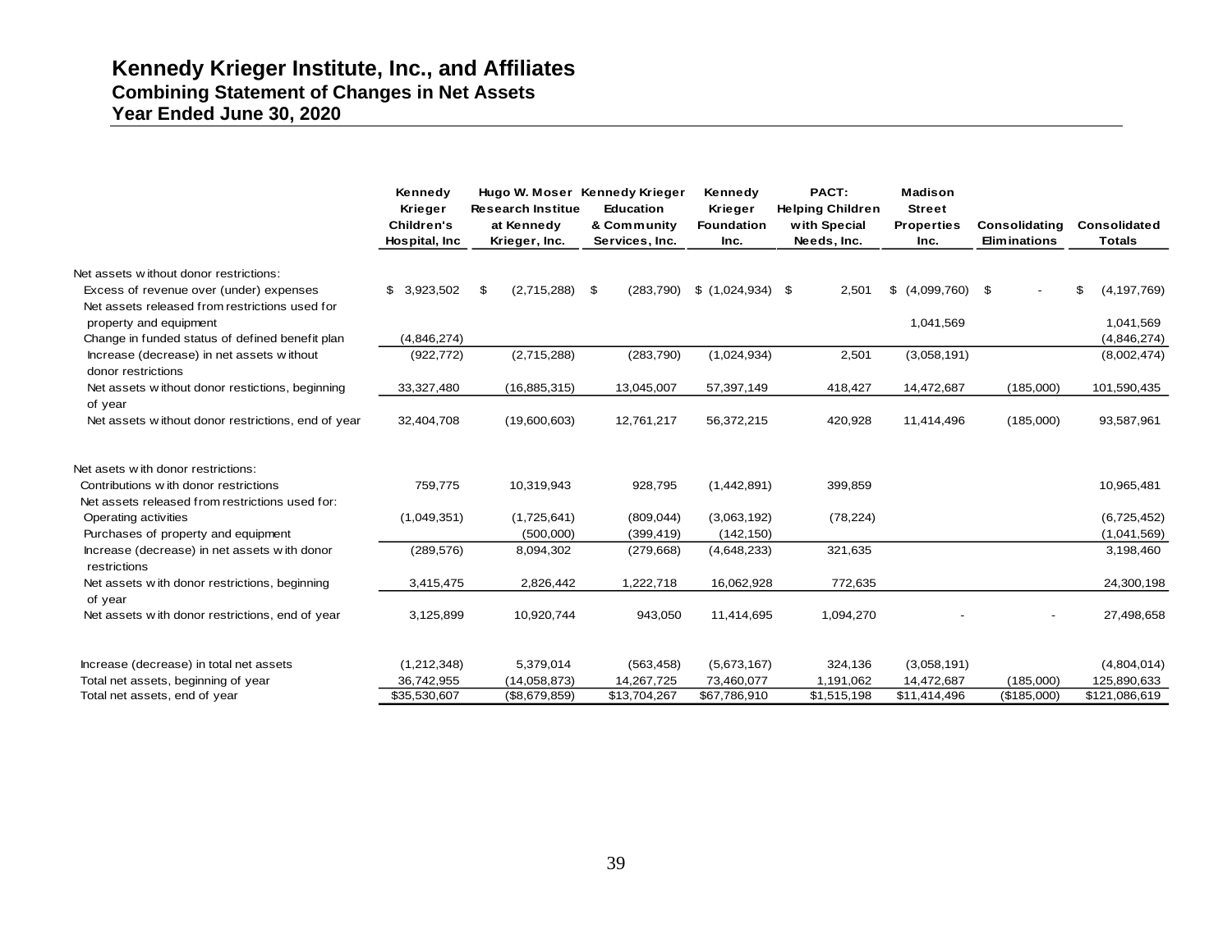# Kennedy Krieger Institute, Inc., and Affiliates
## Combining Statement of Changes in Net Assets
## Year Ended June 30, 2020

| | Kennedy Krieger Children's Hospital, Inc | Hugo W. Moser Research Institue at Kennedy Krieger, Inc. | Kennedy Krieger Education & Community Services, Inc. | Kennedy Krieger Foundation Inc. | PACT: Helping Children with Special Needs, Inc. | Madison Street Properties Inc. | Consolidating Eliminations | Consolidated Totals |
|---|---|---|---|---|---|---|---|---|
| Net assets without donor restrictions: | | | | | | | | |
| Excess of revenue over (under) expenses | $ 3,923,502 | $ (2,715,288) | $ (283,790) | $ (1,024,934) | $ 2,501 | $ (4,099,760) | $ - | $ (4,197,769) |
| Net assets released from restrictions used for property and equipment | | | | | | 1,041,569 | | 1,041,569 |
| Change in funded status of defined benefit plan | (4,846,274) | | | | | | | (4,846,274) |
| Increase (decrease) in net assets without donor restrictions | (922,772) | (2,715,288) | (283,790) | (1,024,934) | 2,501 | (3,058,191) | | (8,002,474) |
| Net assets without donor restictions, beginning of year | 33,327,480 | (16,885,315) | 13,045,007 | 57,397,149 | 418,427 | 14,472,687 | (185,000) | 101,590,435 |
| Net assets without donor restrictions, end of year | 32,404,708 | (19,600,603) | 12,761,217 | 56,372,215 | 420,928 | 11,414,496 | (185,000) | 93,587,961 |
| Net asets with donor restrictions: | | | | | | | | |
| Contributions with donor restrictions | 759,775 | 10,319,943 | 928,795 | (1,442,891) | 399,859 | | | 10,965,481 |
| Net assets released from restrictions used for: | | | | | | | | |
| Operating activities | (1,049,351) | (1,725,641) | (809,044) | (3,063,192) | (78,224) | | | (6,725,452) |
| Purchases of property and equipment | | (500,000) | (399,419) | (142,150) | | | | (1,041,569) |
| Increase (decrease) in net assets with donor restrictions | (289,576) | 8,094,302 | (279,668) | (4,648,233) | 321,635 | | | 3,198,460 |
| Net assets with donor restrictions, beginning of year | 3,415,475 | 2,826,442 | 1,222,718 | 16,062,928 | 772,635 | | | 24,300,198 |
| Net assets with donor restrictions, end of year | 3,125,899 | 10,920,744 | 943,050 | 11,414,695 | 1,094,270 | - | - | 27,498,658 |
| Increase (decrease) in total net assets | (1,212,348) | 5,379,014 | (563,458) | (5,673,167) | 324,136 | (3,058,191) | | (4,804,014) |
| Total net assets, beginning of year | 36,742,955 | (14,058,873) | 14,267,725 | 73,460,077 | 1,191,062 | 14,472,687 | (185,000) | 125,890,633 |
| Total net assets, end of year | $35,530,607 | ($8,679,859) | $13,704,267 | $67,786,910 | $1,515,198 | $11,414,496 | ($185,000) | $121,086,619 |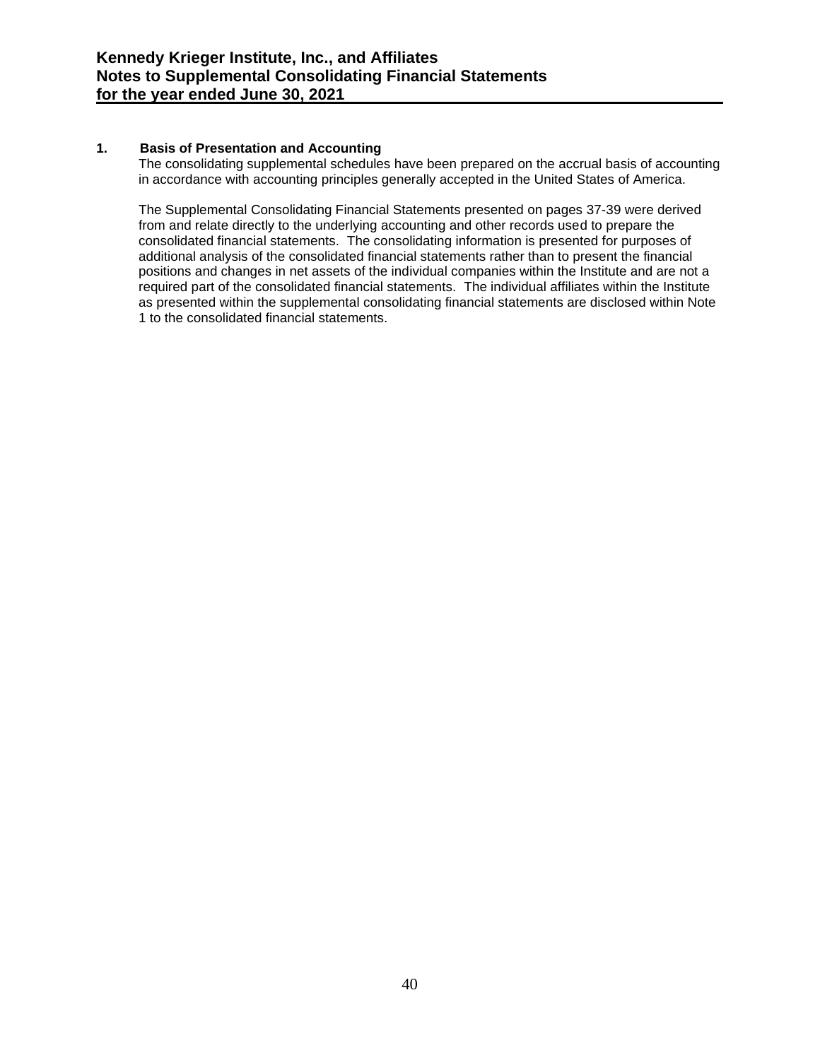# Kennedy Krieger Institute, Inc., and Affiliates
# Notes to Supplemental Consolidating Financial Statements
# for the year ended June 30, 2021

## 1. Basis of Presentation and Accounting

The consolidating supplemental schedules have been prepared on the accrual basis of accounting in accordance with accounting principles generally accepted in the United States of America.

The Supplemental Consolidating Financial Statements presented on pages 37-39 were derived from and relate directly to the underlying accounting and other records used to prepare the consolidated financial statements. The consolidating information is presented for purposes of additional analysis of the consolidated financial statements rather than to present the financial positions and changes in net assets of the individual companies within the Institute and are not a required part of the consolidated financial statements. The individual affiliates within the Institute as presented within the supplemental consolidating financial statements are disclosed within Note 1 to the consolidated financial statements.